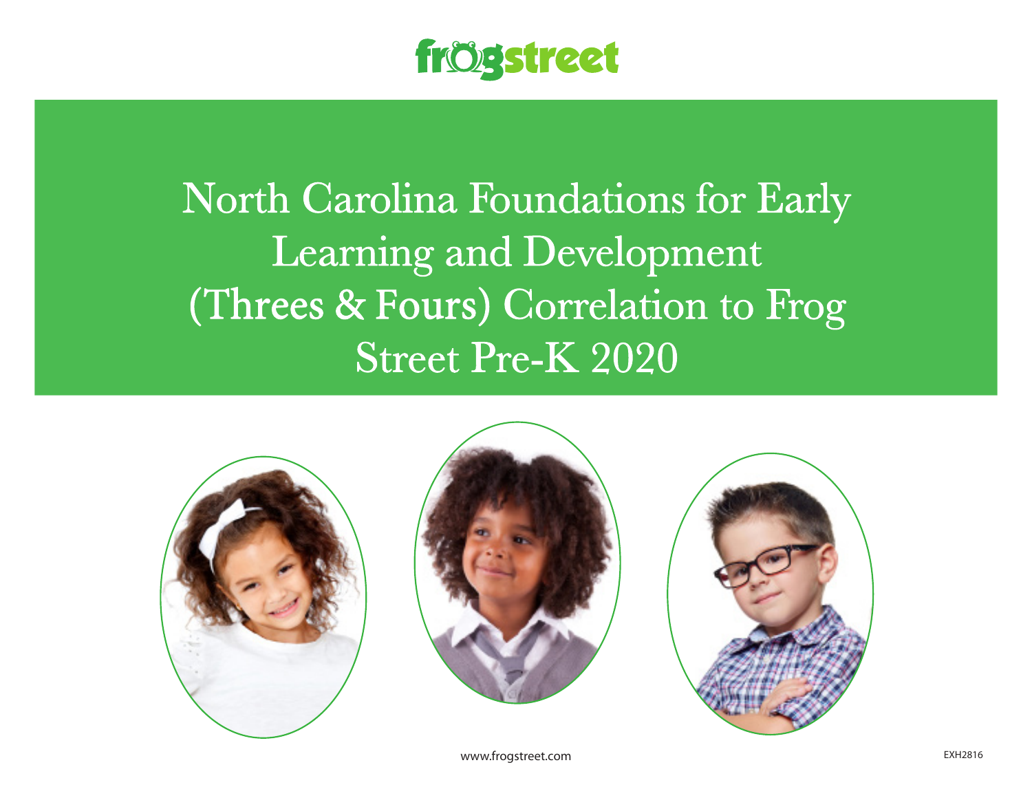frogstreet

# North Carolina Foundations for Early Learning and Development (Threes & Fours) Correlation to Frog Street Pre-K 2020

www.frogstreet.com

EXH2816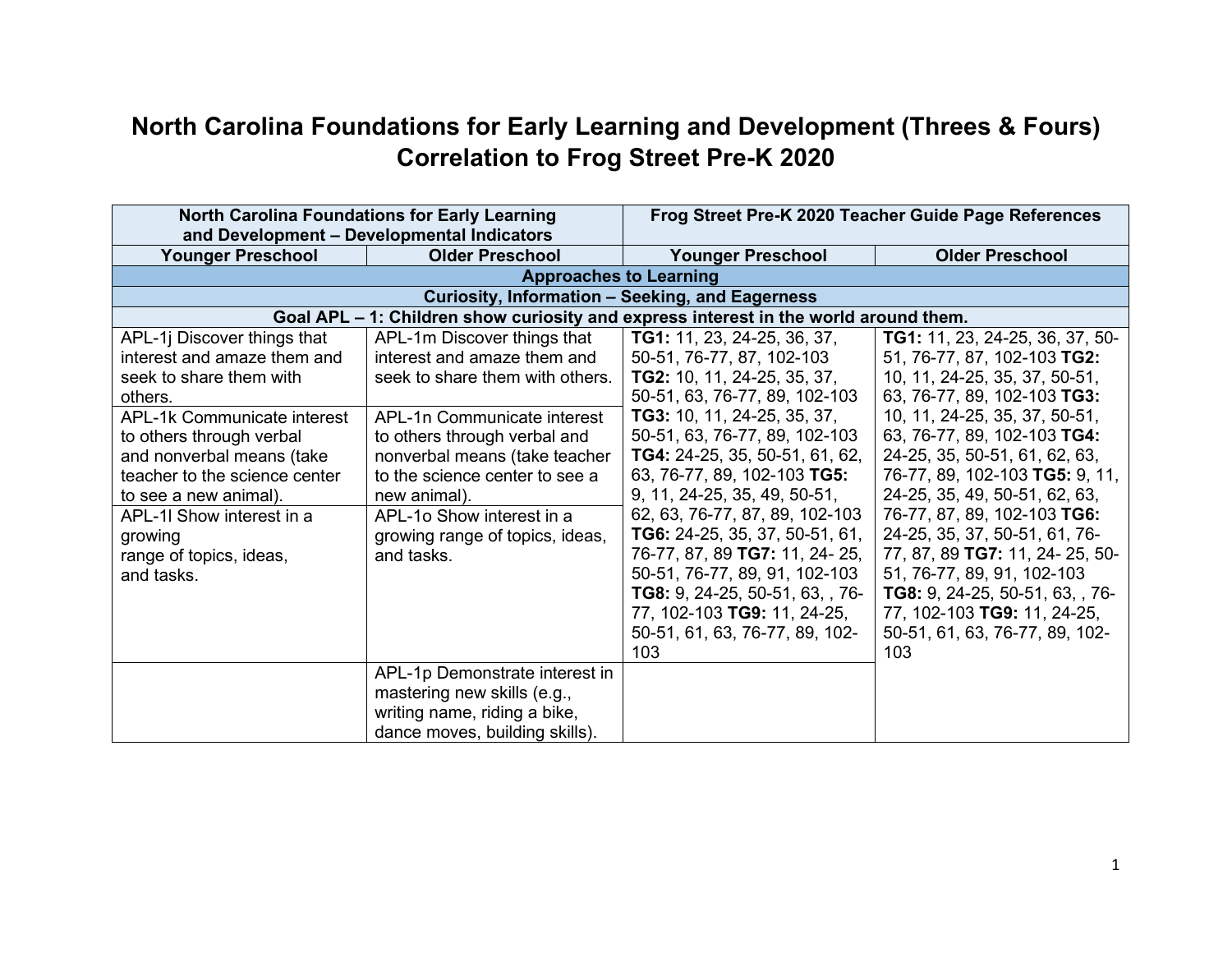# North Carolina Foundations for Early Learning and Development (Threes & Fours) Correlation to Frog Street Pre-K 2020

| North Carolina Foundations for Early Learning and Development – Developmental Indicators | | Frog Street Pre-K 2020 Teacher Guide Page References | |
|---|---|---|---|
| **Younger Preschool** | **Older Preschool** | **Younger Preschool** | **Older Preschool** |
| **Approaches to Learning** | | | |
| **Curiosity, Information – Seeking, and Eagerness** | | | |
| **Goal APL – 1: Children show curiosity and express interest in the world around them.** | | | |
| APL-1j Discover things that interest and amaze them and seek to share them with others. | APL-1m Discover things that interest and amaze them and seek to share them with others. | **TG1:** 11, 23, 24-25, 36, 37, 50-51, 76-77, 87, 102-103 **TG2:** 10, 11, 24-25, 35, 37, 50-51, 63, 76-77, 89, 102-103 **TG3:** 10, 11, 24-25, 35, 37, 50-51, 63, 76-77, 89, 102-103 **TG4:** 24-25, 35, 50-51, 61, 62, 63, 76-77, 89, 102-103 **TG5:** 9, 11, 24-25, 35, 49, 50-51, 62, 63, 76-77, 87, 89, 102-103 **TG6:** 24-25, 35, 37, 50-51, 61, 76-77, 87, 89 **TG7:** 11, 24- 25, 50-51, 76-77, 89, 91, 102-103 **TG8:** 9, 24-25, 50-51, 63, , 76-77, 102-103 **TG9:** 11, 24-25, 50-51, 61, 63, 76-77, 89, 102-103 | **TG1:** 11, 23, 24-25, 36, 37, 50-51, 76-77, 87, 102-103 **TG2:** 10, 11, 24-25, 35, 37, 50-51, 63, 76-77, 89, 102-103 **TG3:** 10, 11, 24-25, 35, 37, 50-51, 63, 76-77, 89, 102-103 **TG4:** 24-25, 35, 50-51, 61, 62, 63, 76-77, 89, 102-103 **TG5:** 9, 11, 24-25, 35, 49, 50-51, 62, 63, 76-77, 87, 89, 102-103 **TG6:** 24-25, 35, 37, 50-51, 61, 76-77, 87, 89 **TG7:** 11, 24- 25, 50-51, 76-77, 89, 91, 102-103 **TG8:** 9, 24-25, 50-51, 63, , 76-77, 102-103 **TG9:** 11, 24-25, 50-51, 61, 63, 76-77, 89, 102-103 |
| APL-1k Communicate interest to others through verbal and nonverbal means (take teacher to the science center to see a new animal). | APL-1n Communicate interest to others through verbal and nonverbal means (take teacher to the science center to see a new animal). | | |
| APL-1l Show interest in a growing range of topics, ideas, and tasks. | APL-1o Show interest in a growing range of topics, ideas, and tasks. | | |
| | APL-1p Demonstrate interest in mastering new skills (e.g., writing name, riding a bike, dance moves, building skills). | | |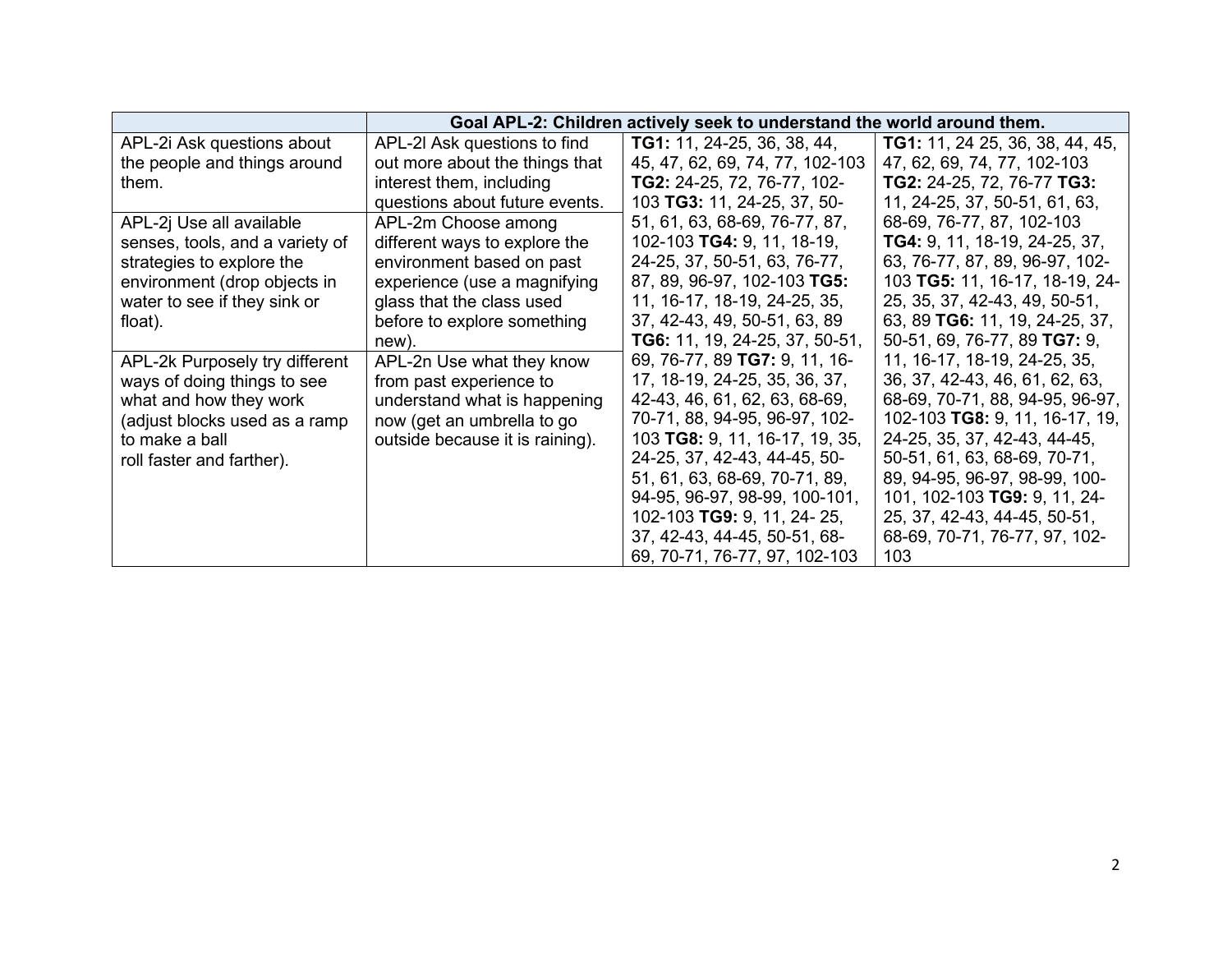| | Goal APL-2: Children actively seek to understand the world around them. | | |
|---|---|---|---|
| APL-2i Ask questions about the people and things around them. | APL-2l Ask questions to find out more about the things that interest them, including questions about future events. | **TG1:** 11, 24-25, 36, 38, 44, 45, 47, 62, 69, 74, 77, 102-103 **TG2:** 24-25, 72, 76-77, 102-103 **TG3:** 11, 24-25, 37, 50-51, 61, 63, 68-69, 76-77, 87, 102-103 **TG4:** 9, 11, 18-19, 24-25, 37, 50-51, 63, 76-77, 87, 89, 96-97, 102-103 **TG5:** 11, 16-17, 18-19, 24-25, 35, 37, 42-43, 49, 50-51, 63, 89 **TG6:** 11, 19, 24-25, 37, 50-51, 69, 76-77, 89 **TG7:** 9, 11, 16-17, 18-19, 24-25, 35, 36, 37, 42-43, 46, 61, 62, 63, 68-69, 70-71, 88, 94-95, 96-97, 102-103 **TG8:** 9, 11, 16-17, 19, 35, 24-25, 37, 42-43, 44-45, 50-51, 61, 63, 68-69, 70-71, 89, 94-95, 96-97, 98-99, 100-101, 102-103 **TG9:** 9, 11, 24- 25, 37, 42-43, 44-45, 50-51, 68-69, 70-71, 76-77, 97, 102-103 | **TG1:** 11, 24 25, 36, 38, 44, 45, 47, 62, 69, 74, 77, 102-103 **TG2:** 24-25, 72, 76-77 **TG3:** 11, 24-25, 37, 50-51, 61, 63, 68-69, 76-77, 87, 102-103 **TG4:** 9, 11, 18-19, 24-25, 37, 63, 76-77, 87, 89, 96-97, 102-103 **TG5:** 11, 16-17, 18-19, 24-25, 35, 37, 42-43, 49, 50-51, 63, 89 **TG6:** 11, 19, 24-25, 37, 50-51, 69, 76-77, 89 **TG7:** 9, 11, 16-17, 18-19, 24-25, 35, 36, 37, 42-43, 46, 61, 62, 63, 68-69, 70-71, 88, 94-95, 96-97, 102-103 **TG8:** 9, 11, 16-17, 19, 24-25, 35, 37, 42-43, 44-45, 50-51, 61, 63, 68-69, 70-71, 89, 94-95, 96-97, 98-99, 100-101, 102-103 **TG9:** 9, 11, 24-25, 37, 42-43, 44-45, 50-51, 68-69, 70-71, 76-77, 97, 102-103 |
| APL-2j Use all available senses, tools, and a variety of strategies to explore the environment (drop objects in water to see if they sink or float). | APL-2m Choose among different ways to explore the environment based on past experience (use a magnifying glass that the class used before to explore something new). | | |
| APL-2k Purposely try different ways of doing things to see what and how they work (adjust blocks used as a ramp to make a ball roll faster and farther). | APL-2n Use what they know from past experience to understand what is happening now (get an umbrella to go outside because it is raining). | | |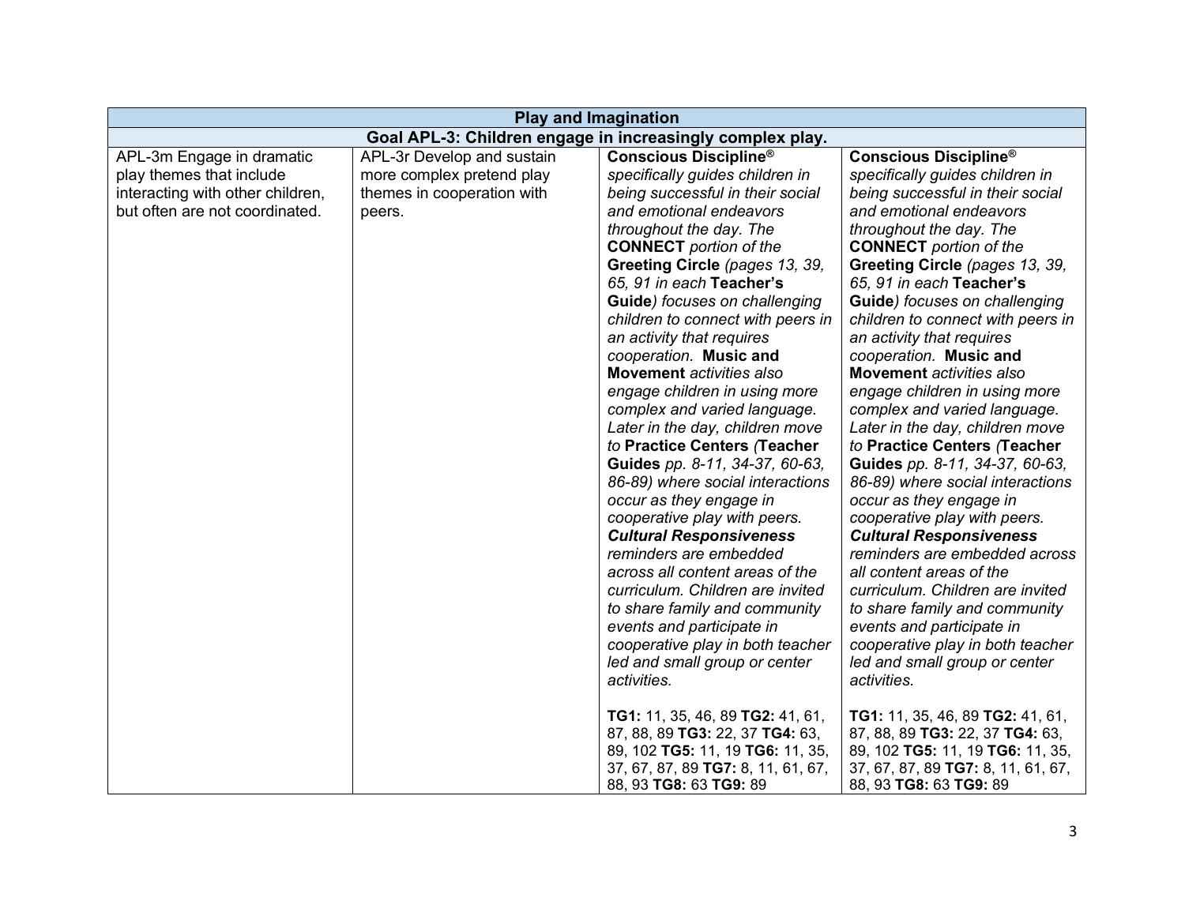| Play and Imagination | | | |
|---|---|---|---|
| **Goal APL-3: Children engage in increasingly complex play.** | | | |
| APL-3m Engage in dramatic play themes that include interacting with other children, but often are not coordinated. | APL-3r Develop and sustain more complex pretend play themes in cooperation with peers. | **Conscious Discipline®** *specifically guides children in being successful in their social and emotional endeavors throughout the day. The* **CONNECT** *portion of the* **Greeting Circle** *(pages 13, 39, 65, 91 in each* **Teacher's Guide***) focuses on challenging children to connect with peers in an activity that requires cooperation.* **Music and Movement** *activities also engage children in using more complex and varied language. Later in the day, children move to* **Practice Centers** *(***Teacher Guides** *pp. 8-11, 34-37, 60-63, 86-89) where social interactions occur as they engage in cooperative play with peers.* ***Cultural Responsiveness*** *reminders are embedded across all content areas of the curriculum. Children are invited to share family and community events and participate in cooperative play in both teacher led and small group or center activities.*<br><br>**TG1:** 11, 35, 46, 89 **TG2:** 41, 61, 87, 88, 89 **TG3:** 22, 37 **TG4:** 63, 89, 102 **TG5:** 11, 19 **TG6:** 11, 35, 37, 67, 87, 89 **TG7:** 8, 11, 61, 67, 88, 93 **TG8:** 63 **TG9:** 89 | **Conscious Discipline®** *specifically guides children in being successful in their social and emotional endeavors throughout the day. The* **CONNECT** *portion of the* **Greeting Circle** *(pages 13, 39, 65, 91 in each* **Teacher's Guide***) focuses on challenging children to connect with peers in an activity that requires cooperation.* **Music and Movement** *activities also engage children in using more complex and varied language. Later in the day, children move to* **Practice Centers** *(***Teacher Guides** *pp. 8-11, 34-37, 60-63, 86-89) where social interactions occur as they engage in cooperative play with peers.* ***Cultural Responsiveness*** *reminders are embedded across all content areas of the curriculum. Children are invited to share family and community events and participate in cooperative play in both teacher led and small group or center activities.*<br><br>**TG1:** 11, 35, 46, 89 **TG2:** 41, 61, 87, 88, 89 **TG3:** 22, 37 **TG4:** 63, 89, 102 **TG5:** 11, 19 **TG6:** 11, 35, 37, 67, 87, 89 **TG7:** 8, 11, 61, 67, 88, 93 **TG8:** 63 **TG9:** 89 |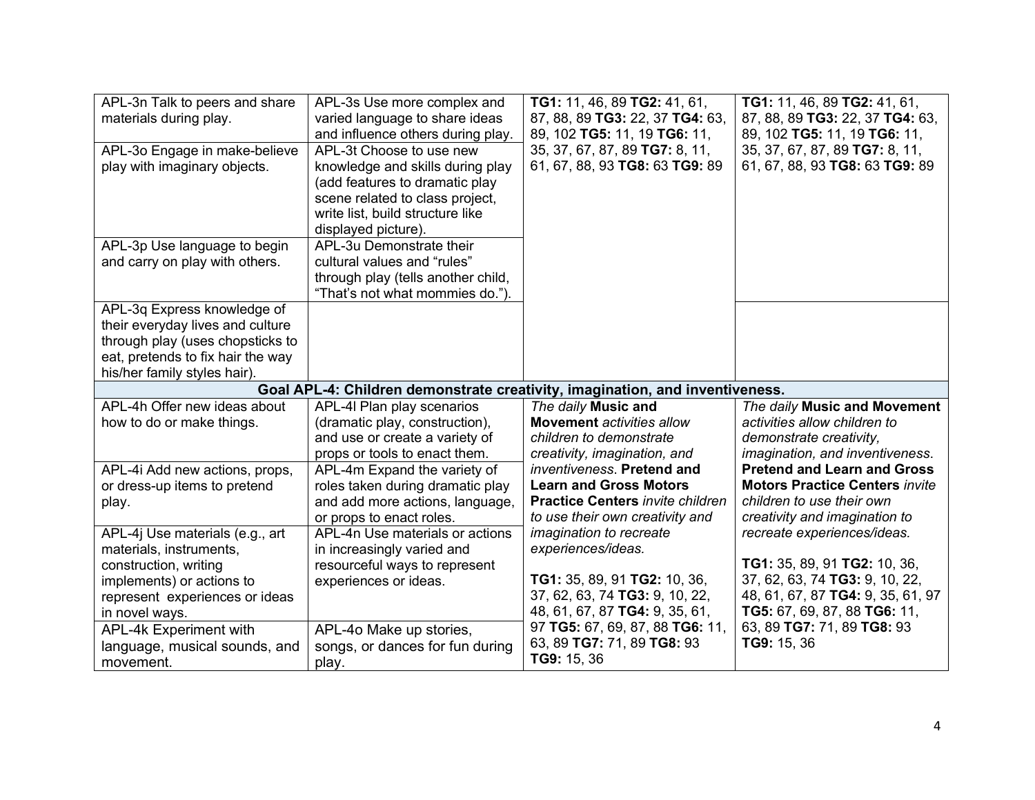| | | | |
|---|---|---|---|
| APL-3n Talk to peers and share materials during play. | APL-3s Use more complex and varied language to share ideas and influence others during play. | **TG1:** 11, 46, 89 **TG2:** 41, 61, 87, 88, 89 **TG3:** 22, 37 **TG4:** 63, 89, 102 **TG5:** 11, 19 **TG6:** 11, 35, 37, 67, 87, 89 **TG7:** 8, 11, 61, 67, 88, 93 **TG8:** 63 **TG9:** 89 | **TG1:** 11, 46, 89 **TG2:** 41, 61, 87, 88, 89 **TG3:** 22, 37 **TG4:** 63, 89, 102 **TG5:** 11, 19 **TG6:** 11, 35, 37, 67, 87, 89 **TG7:** 8, 11, 61, 67, 88, 93 **TG8:** 63 **TG9:** 89 |
| APL-3o Engage in make-believe play with imaginary objects. | APL-3t Choose to use new knowledge and skills during play (add features to dramatic play scene related to class project, write list, build structure like displayed picture). | | |
| APL-3p Use language to begin and carry on play with others. | APL-3u Demonstrate their cultural values and "rules" through play (tells another child, "That's not what mommies do."). | | |
| APL-3q Express knowledge of their everyday lives and culture through play (uses chopsticks to eat, pretends to fix hair the way his/her family styles hair). | | | |
| **Goal APL-4: Children demonstrate creativity, imagination, and inventiveness.** | | | |
| APL-4h Offer new ideas about how to do or make things. | APL-4l Plan play scenarios (dramatic play, construction), and use or create a variety of props or tools to enact them. | *The daily* **Music and Movement** *activities allow children to demonstrate creativity, imagination, and inventiveness.* **Pretend and Learn and Gross Motors Practice Centers** *invite children to use their own creativity and imagination to recreate experiences/ideas.*<br><br>**TG1:** 35, 89, 91 **TG2:** 10, 36, 37, 62, 63, 74 **TG3:** 9, 10, 22, 48, 61, 67, 87 **TG4:** 9, 35, 61, 97 **TG5:** 67, 69, 87, 88 **TG6:** 11, 63, 89 **TG7:** 71, 89 **TG8:** 93 **TG9:** 15, 36 | *The daily* **Music and Movement** *activities allow children to demonstrate creativity, imagination, and inventiveness.* **Pretend and Learn and Gross Motors Practice Centers** *invite children to use their own creativity and imagination to recreate experiences/ideas.*<br><br>**TG1:** 35, 89, 91 **TG2:** 10, 36, 37, 62, 63, 74 **TG3:** 9, 10, 22, 48, 61, 67, 87 **TG4:** 9, 35, 61, 97 **TG5:** 67, 69, 87, 88 **TG6:** 11, 63, 89 **TG7:** 71, 89 **TG8:** 93 **TG9:** 15, 36 |
| APL-4i Add new actions, props, or dress-up items to pretend play. | APL-4m Expand the variety of roles taken during dramatic play and add more actions, language, or props to enact roles. | | |
| APL-4j Use materials (e.g., art materials, instruments, construction, writing implements) or actions to represent experiences or ideas in novel ways. | APL-4n Use materials or actions in increasingly varied and resourceful ways to represent experiences or ideas. | | |
| APL-4k Experiment with language, musical sounds, and movement. | APL-4o Make up stories, songs, or dances for fun during play. | | |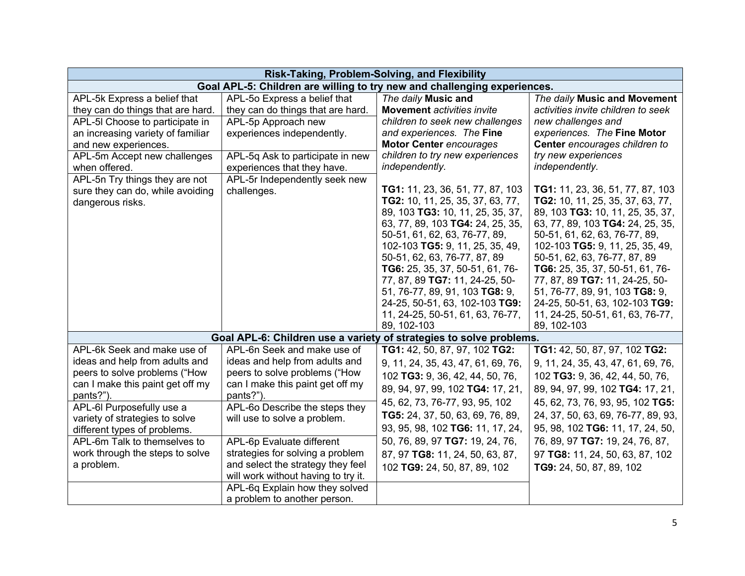| Risk-Taking, Problem-Solving, and Flexibility | | | |
|---|---|---|---|
| **Goal APL-5: Children are willing to try new and challenging experiences.** | | | |
| APL-5k Express a belief that they can do things that are hard. | APL-5o Express a belief that they can do things that are hard. | *The daily* **Music and Movement** *activities invite children to seek new challenges and experiences. The* **Fine Motor Center** *encourages children to try new experiences independently.*<br><br>**TG1:** 11, 23, 36, 51, 77, 87, 103 **TG2:** 10, 11, 25, 35, 37, 63, 77, 89, 103 **TG3:** 10, 11, 25, 35, 37, 63, 77, 89, 103 **TG4:** 24, 25, 35, 50-51, 61, 62, 63, 76-77, 89, 102-103 **TG5:** 9, 11, 25, 35, 49, 50-51, 62, 63, 76-77, 87, 89 **TG6:** 25, 35, 37, 50-51, 61, 76-77, 87, 89 **TG7:** 11, 24-25, 50-51, 76-77, 89, 91, 103 **TG8:** 9, 24-25, 50-51, 63, 102-103 **TG9:** 11, 24-25, 50-51, 61, 63, 76-77, 89, 102-103 | *The daily* **Music and Movement** *activities invite children to seek new challenges and experiences. The* **Fine Motor Center** *encourages children to try new experiences independently.*<br><br>**TG1:** 11, 23, 36, 51, 77, 87, 103 **TG2:** 10, 11, 25, 35, 37, 63, 77, 89, 103 **TG3:** 10, 11, 25, 35, 37, 63, 77, 89, 103 **TG4:** 24, 25, 35, 50-51, 61, 62, 63, 76-77, 89, 102-103 **TG5:** 9, 11, 25, 35, 49, 50-51, 62, 63, 76-77, 87, 89 **TG6:** 25, 35, 37, 50-51, 61, 76-77, 87, 89 **TG7:** 11, 24-25, 50-51, 76-77, 89, 91, 103 **TG8:** 9, 24-25, 50-51, 63, 102-103 **TG9:** 11, 24-25, 50-51, 61, 63, 76-77, 89, 102-103 |
| APL-5l Choose to participate in an increasing variety of familiar and new experiences. | APL-5p Approach new experiences independently. | | |
| APL-5m Accept new challenges when offered. | APL-5q Ask to participate in new experiences that they have. | | |
| APL-5n Try things they are not sure they can do, while avoiding dangerous risks. | APL-5r Independently seek new challenges. | | |
| **Goal APL-6: Children use a variety of strategies to solve problems.** | | | |
| APL-6k Seek and make use of ideas and help from adults and peers to solve problems ("How can I make this paint get off my pants?"). | APL-6n Seek and make use of ideas and help from adults and peers to solve problems ("How can I make this paint get off my pants?"). | **TG1:** 42, 50, 87, 97, 102 **TG2:** 9, 11, 24, 35, 43, 47, 61, 69, 76, 102 **TG3:** 9, 36, 42, 44, 50, 76, 89, 94, 97, 99, 102 **TG4:** 17, 21, 45, 62, 73, 76-77, 93, 95, 102 **TG5:** 24, 37, 50, 63, 69, 76, 89, 93, 95, 98, 102 **TG6:** 11, 17, 24, 50, 76, 89, 97 **TG7:** 19, 24, 76, 87, 97 **TG8:** 11, 24, 50, 63, 87, 102 **TG9:** 24, 50, 87, 89, 102 | **TG1:** 42, 50, 87, 97, 102 **TG2:** 9, 11, 24, 35, 43, 47, 61, 69, 76, 102 **TG3:** 9, 36, 42, 44, 50, 76, 89, 94, 97, 99, 102 **TG4:** 17, 21, 45, 62, 73, 76, 93, 95, 102 **TG5:** 24, 37, 50, 63, 69, 76-77, 89, 93, 95, 98, 102 **TG6:** 11, 17, 24, 50, 76, 89, 97 **TG7:** 19, 24, 76, 87, 97 **TG8:** 11, 24, 50, 63, 87, 102 **TG9:** 24, 50, 87, 89, 102 |
| APL-6l Purposefully use a variety of strategies to solve different types of problems. | APL-6o Describe the steps they will use to solve a problem. | | |
| APL-6m Talk to themselves to work through the steps to solve a problem. | APL-6p Evaluate different strategies for solving a problem and select the strategy they feel will work without having to try it. | | |
| | APL-6q Explain how they solved a problem to another person. | | |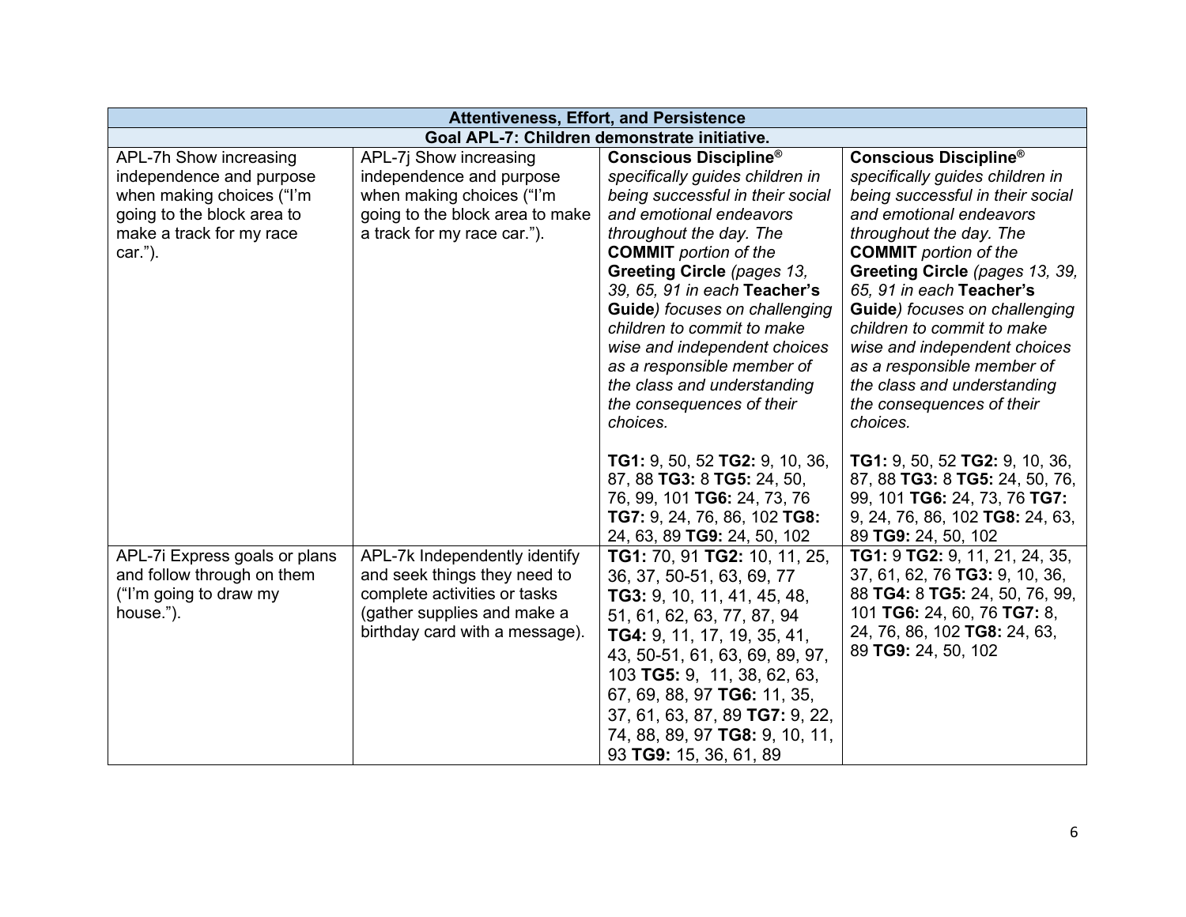| Attentiveness, Effort, and Persistence | | | |
|---|---|---|---|
| **Goal APL-7: Children demonstrate initiative.** | | | |
| APL-7h Show increasing independence and purpose when making choices ("I'm going to the block area to make a track for my race car."). | APL-7j Show increasing independence and purpose when making choices ("I'm going to the block area to make a track for my race car."). | **Conscious Discipline®** *specifically guides children in being successful in their social and emotional endeavors throughout the day. The* **COMMIT** *portion of the* **Greeting Circle** *(pages 13, 39, 65, 91 in each* **Teacher's Guide***) focuses on challenging children to commit to make wise and independent choices as a responsible member of the class and understanding the consequences of their choices.*<br><br>**TG1:** 9, 50, 52 **TG2:** 9, 10, 36, 87, 88 **TG3:** 8 **TG5:** 24, 50, 76, 99, 101 **TG6:** 24, 73, 76 **TG7:** 9, 24, 76, 86, 102 **TG8:** 24, 63, 89 **TG9:** 24, 50, 102 | **Conscious Discipline®** *specifically guides children in being successful in their social and emotional endeavors throughout the day. The* **COMMIT** *portion of the* **Greeting Circle** *(pages 13, 39, 65, 91 in each* **Teacher's Guide***) focuses on challenging children to commit to make wise and independent choices as a responsible member of the class and understanding the consequences of their choices.*<br><br>**TG1:** 9, 50, 52 **TG2:** 9, 10, 36, 87, 88 **TG3:** 8 **TG5:** 24, 50, 76, 99, 101 **TG6:** 24, 73, 76 **TG7:** 9, 24, 76, 86, 102 **TG8:** 24, 63, 89 **TG9:** 24, 50, 102 |
| APL-7i Express goals or plans and follow through on them ("I'm going to draw my house."). | APL-7k Independently identify and seek things they need to complete activities or tasks (gather supplies and make a birthday card with a message). | **TG1:** 70, 91 **TG2:** 10, 11, 25, 36, 37, 50-51, 63, 69, 77 **TG3:** 9, 10, 11, 41, 45, 48, 51, 61, 62, 63, 77, 87, 94 **TG4:** 9, 11, 17, 19, 35, 41, 43, 50-51, 61, 63, 69, 89, 97, 103 **TG5:** 9, 11, 38, 62, 63, 67, 69, 88, 97 **TG6:** 11, 35, 37, 61, 63, 87, 89 **TG7:** 9, 22, 74, 88, 89, 97 **TG8:** 9, 10, 11, 93 **TG9:** 15, 36, 61, 89 | **TG1:** 9 **TG2:** 9, 11, 21, 24, 35, 37, 61, 62, 76 **TG3:** 9, 10, 36, 88 **TG4:** 8 **TG5:** 24, 50, 76, 99, 101 **TG6:** 24, 60, 76 **TG7:** 8, 24, 76, 86, 102 **TG8:** 24, 63, 89 **TG9:** 24, 50, 102 |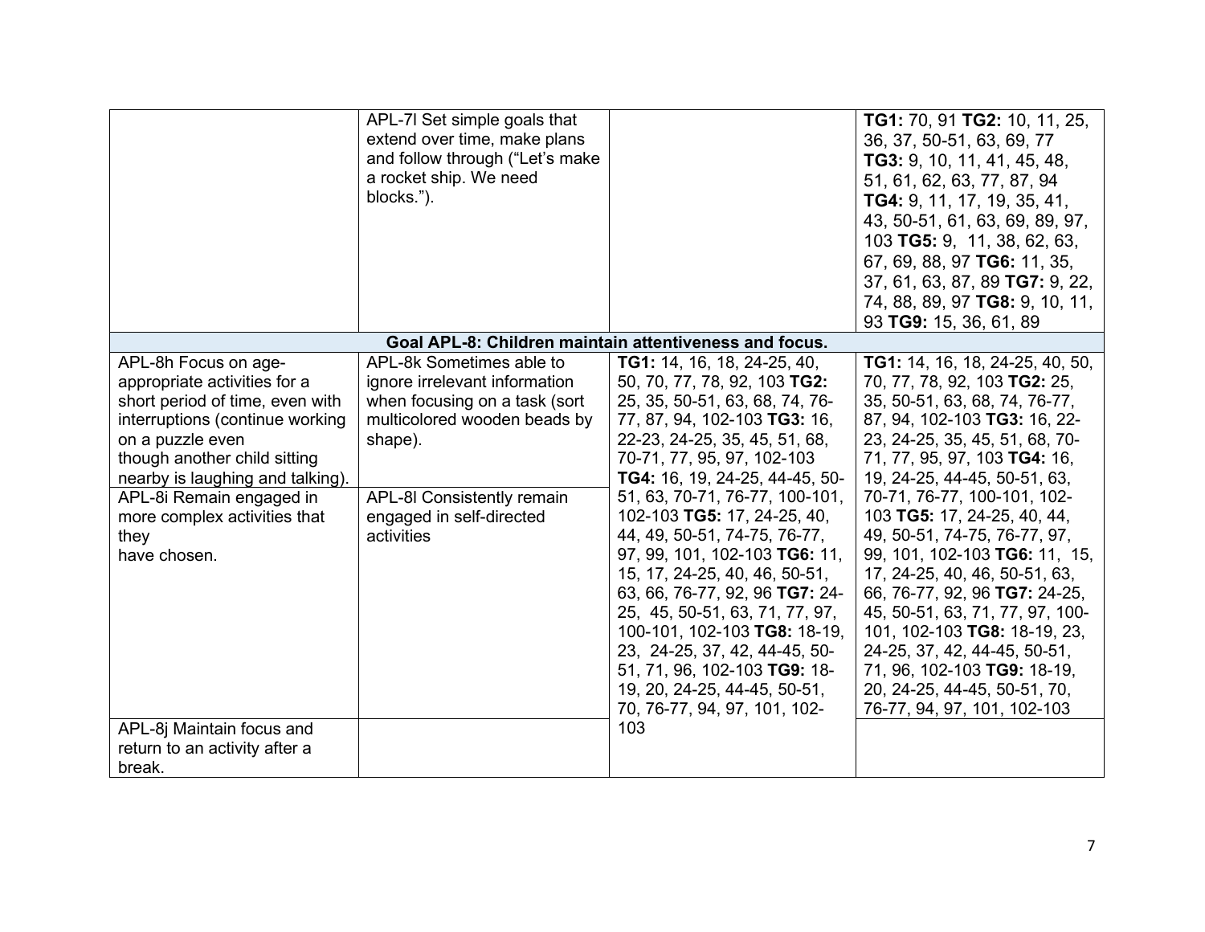| | | | |
|---|---|---|---|
| | APL-7l Set simple goals that extend over time, make plans and follow through ("Let's make a rocket ship. We need blocks."). | | **TG1:** 70, 91 **TG2:** 10, 11, 25, 36, 37, 50-51, 63, 69, 77 **TG3:** 9, 10, 11, 41, 45, 48, 51, 61, 62, 63, 77, 87, 94 **TG4:** 9, 11, 17, 19, 35, 41, 43, 50-51, 61, 63, 69, 89, 97, 103 **TG5:** 9, 11, 38, 62, 63, 67, 69, 88, 97 **TG6:** 11, 35, 37, 61, 63, 87, 89 **TG7:** 9, 22, 74, 88, 89, 97 **TG8:** 9, 10, 11, 93 **TG9:** 15, 36, 61, 89 |
| **Goal APL-8: Children maintain attentiveness and focus.** | | | |
| APL-8h Focus on age-appropriate activities for a short period of time, even with interruptions (continue working on a puzzle even though another child sitting nearby is laughing and talking). | APL-8k Sometimes able to ignore irrelevant information when focusing on a task (sort multicolored wooden beads by shape). | **TG1:** 14, 16, 18, 24-25, 40, 50, 70, 77, 78, 92, 103 **TG2:** 25, 35, 50-51, 63, 68, 74, 76-77, 87, 94, 102-103 **TG3:** 16, 22-23, 24-25, 35, 45, 51, 68, 70-71, 77, 95, 97, 102-103 **TG4:** 16, 19, 24-25, 44-45, 50-51, 63, 70-71, 76-77, 100-101, 102-103 **TG5:** 17, 24-25, 40, 44, 49, 50-51, 74-75, 76-77, 97, 99, 101, 102-103 **TG6:** 11, 15, 17, 24-25, 40, 46, 50-51, 63, 66, 76-77, 92, 96 **TG7:** 24-25, 45, 50-51, 63, 71, 77, 97, 100-101, 102-103 **TG8:** 18-19, 23, 24-25, 37, 42, 44-45, 50-51, 71, 96, 102-103 **TG9:** 18-19, 20, 24-25, 44-45, 50-51, 70, 76-77, 94, 97, 101, 102-103 | **TG1:** 14, 16, 18, 24-25, 40, 50, 70, 77, 78, 92, 103 **TG2:** 25, 35, 50-51, 63, 68, 74, 76-77, 87, 94, 102-103 **TG3:** 16, 22-23, 24-25, 35, 45, 51, 68, 70-71, 77, 95, 97, 103 **TG4:** 16, 19, 24-25, 44-45, 50-51, 63, 70-71, 76-77, 100-101, 102-103 **TG5:** 17, 24-25, 40, 44, 49, 50-51, 74-75, 76-77, 97, 99, 101, 102-103 **TG6:** 11, 15, 17, 24-25, 40, 46, 50-51, 63, 66, 76-77, 92, 96 **TG7:** 24-25, 45, 50-51, 63, 71, 77, 97, 100-101, 102-103 **TG8:** 18-19, 23, 24-25, 37, 42, 44-45, 50-51, 71, 96, 102-103 **TG9:** 18-19, 20, 24-25, 44-45, 50-51, 70, 76-77, 94, 97, 101, 102-103 |
| APL-8i Remain engaged in more complex activities that they have chosen. | APL-8l Consistently remain engaged in self-directed activities | | |
| APL-8j Maintain focus and return to an activity after a break. | | | |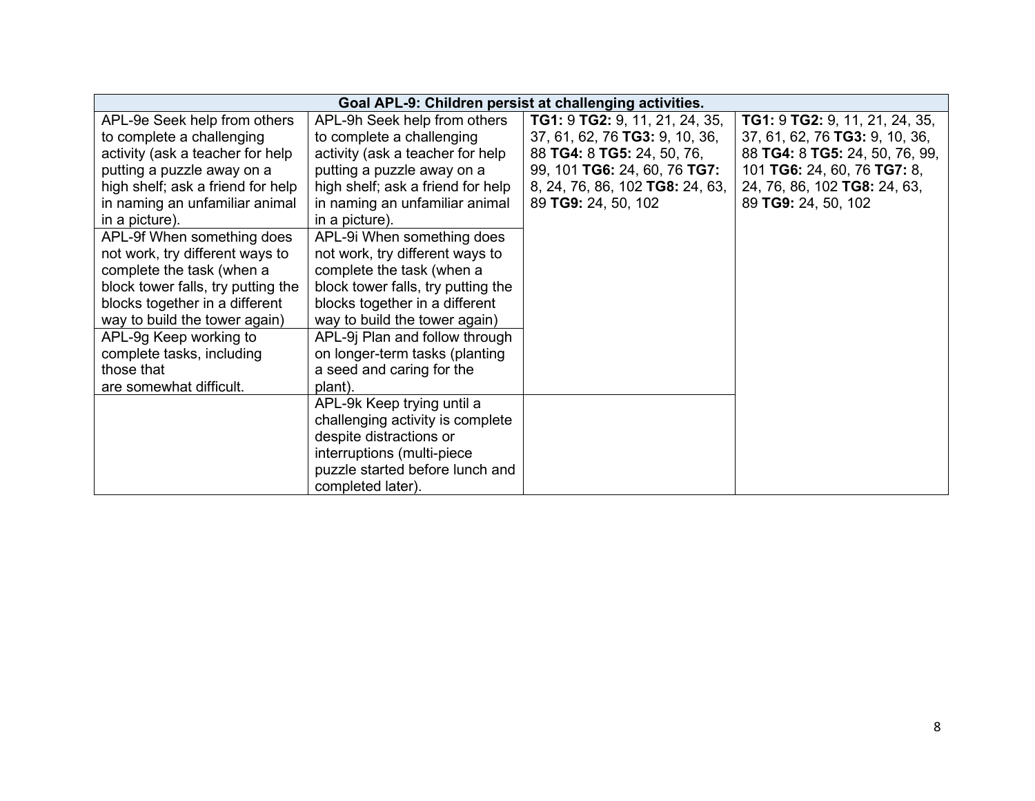| Goal APL-9: Children persist at challenging activities. | | | |
|---|---|---|---|
| APL-9e Seek help from others to complete a challenging activity (ask a teacher for help putting a puzzle away on a high shelf; ask a friend for help in naming an unfamiliar animal in a picture). | APL-9h Seek help from others to complete a challenging activity (ask a teacher for help putting a puzzle away on a high shelf; ask a friend for help in naming an unfamiliar animal in a picture). | **TG1:** 9 **TG2:** 9, 11, 21, 24, 35, 37, 61, 62, 76 **TG3:** 9, 10, 36, 88 **TG4:** 8 **TG5:** 24, 50, 76, 99, 101 **TG6:** 24, 60, 76 **TG7:** 8, 24, 76, 86, 102 **TG8:** 24, 63, 89 **TG9:** 24, 50, 102 | **TG1:** 9 **TG2:** 9, 11, 21, 24, 35, 37, 61, 62, 76 **TG3:** 9, 10, 36, 88 **TG4:** 8 **TG5:** 24, 50, 76, 99, 101 **TG6:** 24, 60, 76 **TG7:** 8, 24, 76, 86, 102 **TG8:** 24, 63, 89 **TG9:** 24, 50, 102 |
| APL-9f When something does not work, try different ways to complete the task (when a block tower falls, try putting the blocks together in a different way to build the tower again) | APL-9i When something does not work, try different ways to complete the task (when a block tower falls, try putting the blocks together in a different way to build the tower again) | | |
| APL-9g Keep working to complete tasks, including those that are somewhat difficult. | APL-9j Plan and follow through on longer-term tasks (planting a seed and caring for the plant). | | |
| | APL-9k Keep trying until a challenging activity is complete despite distractions or interruptions (multi-piece puzzle started before lunch and completed later). | | |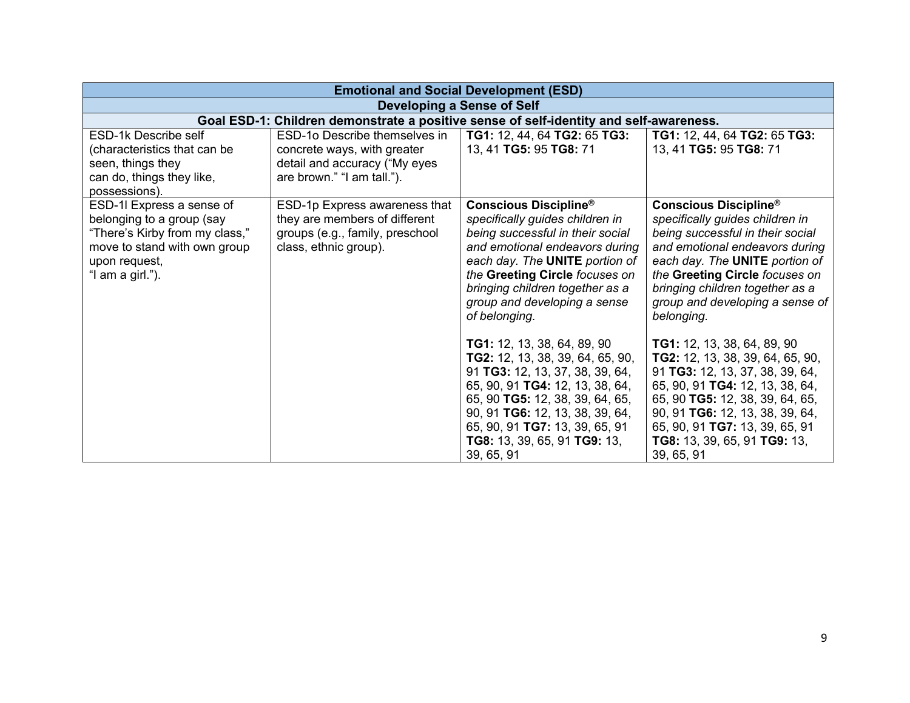| Emotional and Social Development (ESD) | | | |
|---|---|---|---|
| **Developing a Sense of Self** | | | |
| **Goal ESD-1: Children demonstrate a positive sense of self-identity and self-awareness.** | | | |
| ESD-1k Describe self (characteristics that can be seen, things they can do, things they like, possessions). | ESD-1o Describe themselves in concrete ways, with greater detail and accuracy ("My eyes are brown." "I am tall."). | **TG1:** 12, 44, 64 **TG2:** 65 **TG3:** 13, 41 **TG5:** 95 **TG8:** 71 | **TG1:** 12, 44, 64 **TG2:** 65 **TG3:** 13, 41 **TG5:** 95 **TG8:** 71 |
| ESD-1l Express a sense of belonging to a group (say "There's Kirby from my class," move to stand with own group upon request, "I am a girl."). | ESD-1p Express awareness that they are members of different groups (e.g., family, preschool class, ethnic group). | **Conscious Discipline®** *specifically guides children in being successful in their social and emotional endeavors during each day. The* **UNITE** *portion of the* **Greeting Circle** *focuses on bringing children together as a group and developing a sense of belonging.*<br><br>**TG1:** 12, 13, 38, 64, 89, 90 **TG2:** 12, 13, 38, 39, 64, 65, 90, 91 **TG3:** 12, 13, 37, 38, 39, 64, 65, 90, 91 **TG4:** 12, 13, 38, 64, 65, 90 **TG5:** 12, 38, 39, 64, 65, 90, 91 **TG6:** 12, 13, 38, 39, 64, 65, 90, 91 **TG7:** 13, 39, 65, 91 **TG8:** 13, 39, 65, 91 **TG9:** 13, 39, 65, 91 | **Conscious Discipline®** *specifically guides children in being successful in their social and emotional endeavors during each day. The* **UNITE** *portion of the* **Greeting Circle** *focuses on bringing children together as a group and developing a sense of belonging.*<br><br>**TG1:** 12, 13, 38, 64, 89, 90 **TG2:** 12, 13, 38, 39, 64, 65, 90, 91 **TG3:** 12, 13, 37, 38, 39, 64, 65, 90, 91 **TG4:** 12, 13, 38, 64, 65, 90 **TG5:** 12, 38, 39, 64, 65, 90, 91 **TG6:** 12, 13, 38, 39, 64, 65, 90, 91 **TG7:** 13, 39, 65, 91 **TG8:** 13, 39, 65, 91 **TG9:** 13, 39, 65, 91 |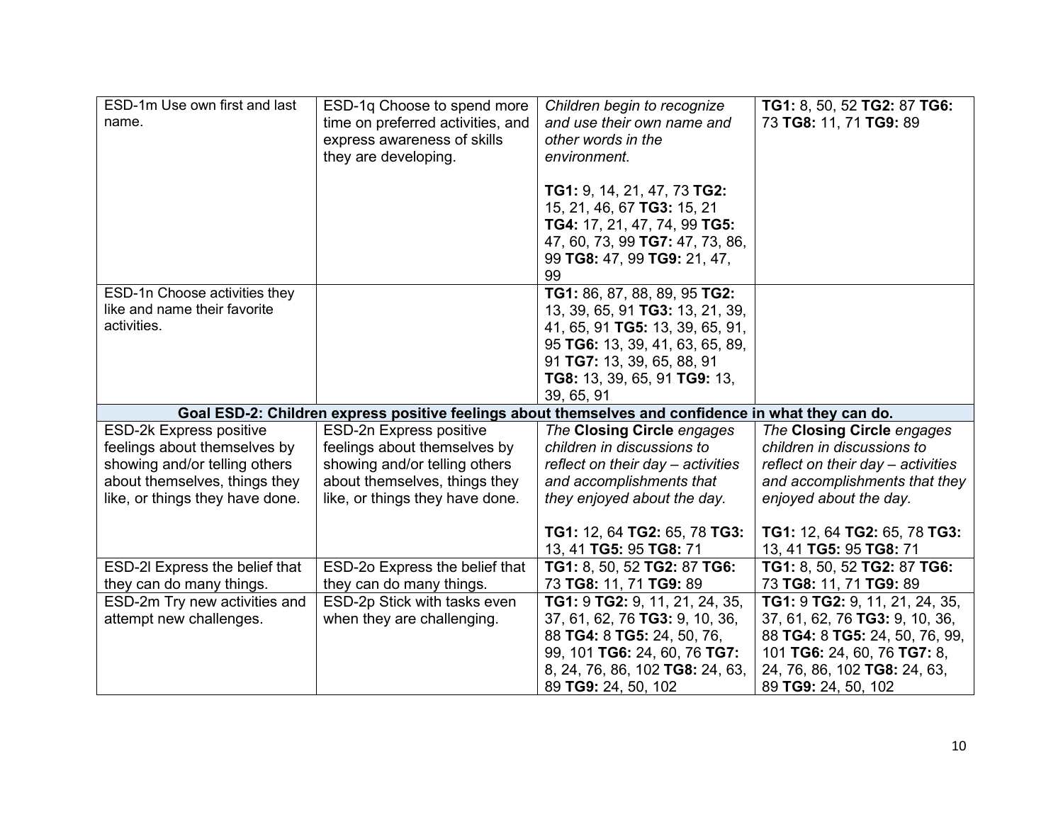| | | | |
|---|---|---|---|
| ESD-1m Use own first and last name. | ESD-1q Choose to spend more time on preferred activities, and express awareness of skills they are developing. | *Children begin to recognize and use their own name and other words in the environment.*<br><br>**TG1:** 9, 14, 21, 47, 73 **TG2:** 15, 21, 46, 67 **TG3:** 15, 21 **TG4:** 17, 21, 47, 74, 99 **TG5:** 47, 60, 73, 99 **TG7:** 47, 73, 86, 99 **TG8:** 47, 99 **TG9:** 21, 47, 99 | **TG1:** 8, 50, 52 **TG2:** 87 **TG6:** 73 **TG8:** 11, 71 **TG9:** 89 |
| ESD-1n Choose activities they like and name their favorite activities. | | **TG1:** 86, 87, 88, 89, 95 **TG2:** 13, 39, 65, 91 **TG3:** 13, 21, 39, 41, 65, 91 **TG5:** 13, 39, 65, 91, 95 **TG6:** 13, 39, 41, 63, 65, 89, 91 **TG7:** 13, 39, 65, 88, 91 **TG8:** 13, 39, 65, 91 **TG9:** 13, 39, 65, 91 | |
| **Goal ESD-2: Children express positive feelings about themselves and confidence in what they can do.** | | | |
| ESD-2k Express positive feelings about themselves by showing and/or telling others about themselves, things they like, or things they have done. | ESD-2n Express positive feelings about themselves by showing and/or telling others about themselves, things they like, or things they have done. | *The* **Closing Circle** *engages children in discussions to reflect on their day – activities and accomplishments that they enjoyed about the day.*<br><br>**TG1:** 12, 64 **TG2:** 65, 78 **TG3:** 13, 41 **TG5:** 95 **TG8:** 71 | *The* **Closing Circle** *engages children in discussions to reflect on their day – activities and accomplishments that they enjoyed about the day.*<br><br>**TG1:** 12, 64 **TG2:** 65, 78 **TG3:** 13, 41 **TG5:** 95 **TG8:** 71 |
| ESD-2l Express the belief that they can do many things. | ESD-2o Express the belief that they can do many things. | **TG1:** 8, 50, 52 **TG2:** 87 **TG6:** 73 **TG8:** 11, 71 **TG9:** 89 | **TG1:** 8, 50, 52 **TG2:** 87 **TG6:** 73 **TG8:** 11, 71 **TG9:** 89 |
| ESD-2m Try new activities and attempt new challenges. | ESD-2p Stick with tasks even when they are challenging. | **TG1:** 9 **TG2:** 9, 11, 21, 24, 35, 37, 61, 62, 76 **TG3:** 9, 10, 36, 88 **TG4:** 8 **TG5:** 24, 50, 76, 99, 101 **TG6:** 24, 60, 76 **TG7:** 8, 24, 76, 86, 102 **TG8:** 24, 63, 89 **TG9:** 24, 50, 102 | **TG1:** 9 **TG2:** 9, 11, 21, 24, 35, 37, 61, 62, 76 **TG3:** 9, 10, 36, 88 **TG4:** 8 **TG5:** 24, 50, 76, 99, 101 **TG6:** 24, 60, 76 **TG7:** 8, 24, 76, 86, 102 **TG8:** 24, 63, 89 **TG9:** 24, 50, 102 |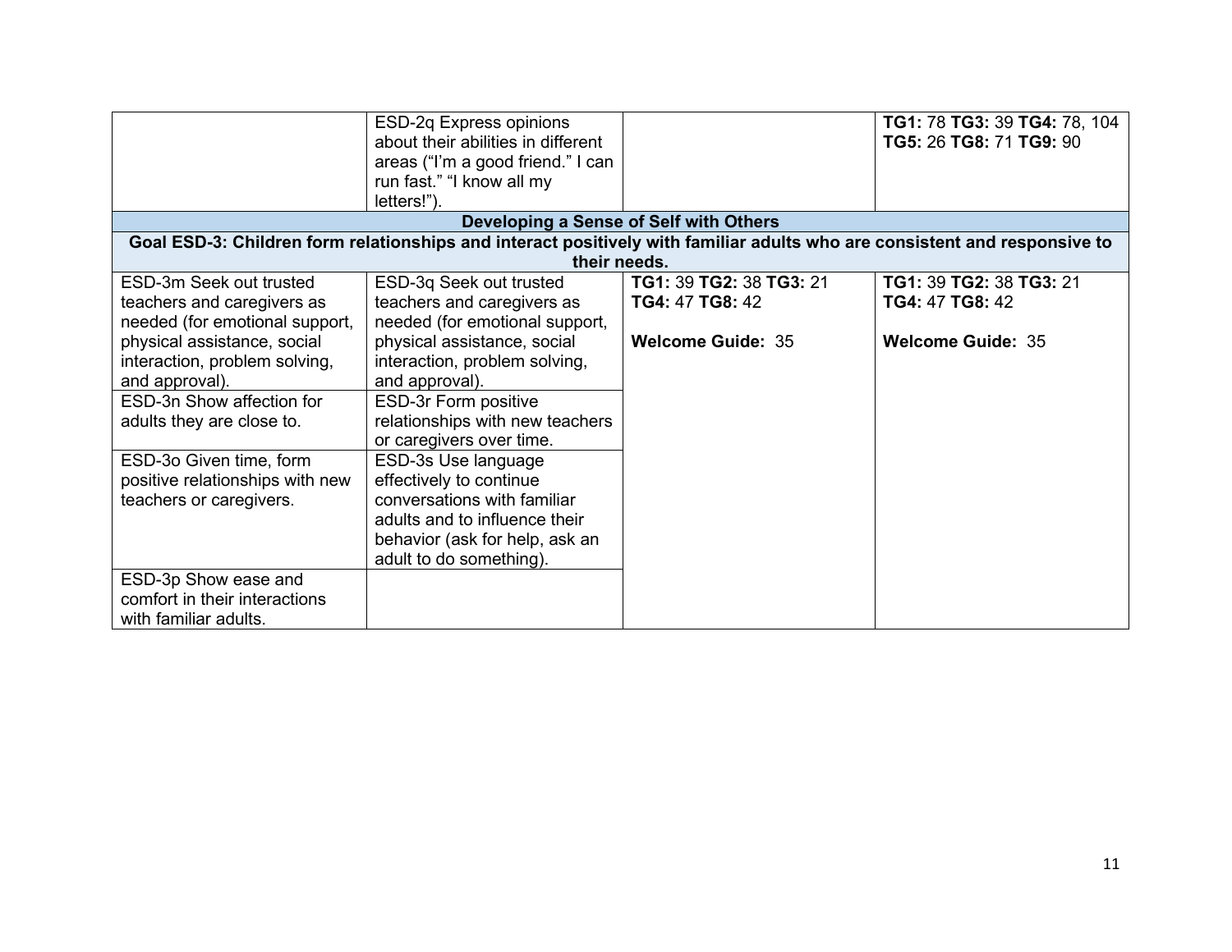| | | | |
|---|---|---|---|
| | ESD-2q Express opinions about their abilities in different areas ("I'm a good friend." I can run fast." "I know all my letters!"). | | **TG1:** 78 **TG3:** 39 **TG4:** 78, 104 **TG5:** 26 **TG8:** 71 **TG9:** 90 |
| **Developing a Sense of Self with Others** | | | |
| **Goal ESD-3: Children form relationships and interact positively with familiar adults who are consistent and responsive to their needs.** | | | |
| ESD-3m Seek out trusted teachers and caregivers as needed (for emotional support, physical assistance, social interaction, problem solving, and approval). | ESD-3q Seek out trusted teachers and caregivers as needed (for emotional support, physical assistance, social interaction, problem solving, and approval). | **TG1:** 39 **TG2:** 38 **TG3:** 21 **TG4:** 47 **TG8:** 42<br><br>**Welcome Guide:** 35 | **TG1:** 39 **TG2:** 38 **TG3:** 21 **TG4:** 47 **TG8:** 42<br><br>**Welcome Guide:** 35 |
| ESD-3n Show affection for adults they are close to. | ESD-3r Form positive relationships with new teachers or caregivers over time. | | |
| ESD-3o Given time, form positive relationships with new teachers or caregivers. | ESD-3s Use language effectively to continue conversations with familiar adults and to influence their behavior (ask for help, ask an adult to do something). | | |
| ESD-3p Show ease and comfort in their interactions with familiar adults. | | | |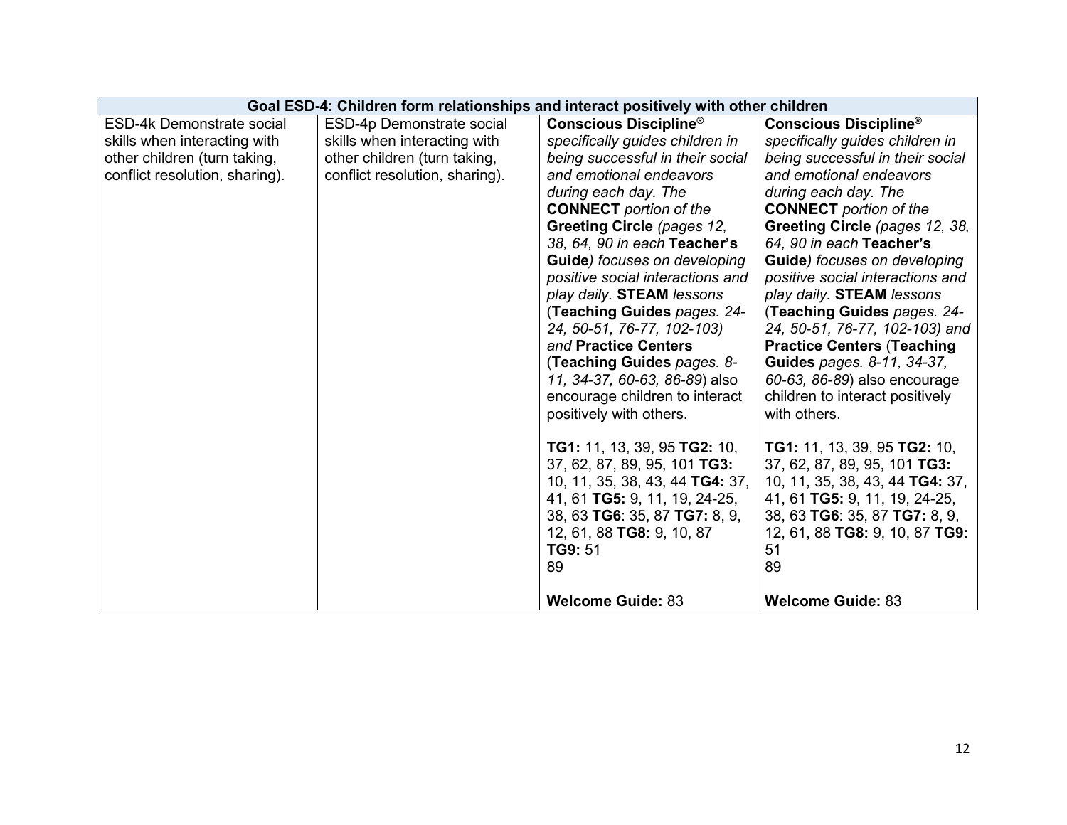| Goal ESD-4: Children form relationships and interact positively with other children | | | |
|---|---|---|---|
| ESD-4k Demonstrate social skills when interacting with other children (turn taking, conflict resolution, sharing). | ESD-4p Demonstrate social skills when interacting with other children (turn taking, conflict resolution, sharing). | **Conscious Discipline®** *specifically guides children in being successful in their social and emotional endeavors during each day. The* **CONNECT** *portion of the* **Greeting Circle** *(pages 12, 38, 64, 90 in each* **Teacher's Guide***) focuses on developing positive social interactions and play daily.* **STEAM** *lessons* (**Teaching Guides** *pages. 24-24, 50-51, 76-77, 102-103)* *and* **Practice Centers** (**Teaching Guides** *pages. 8-11, 34-37, 60-63, 86-89*) also encourage children to interact positively with others.<br><br>**TG1:** 11, 13, 39, 95 **TG2:** 10, 37, 62, 87, 89, 95, 101 **TG3:** 10, 11, 35, 38, 43, 44 **TG4:** 37, 41, 61 **TG5:** 9, 11, 19, 24-25, 38, 63 **TG6**: 35, 87 **TG7:** 8, 9, 12, 61, 88 **TG8:** 9, 10, 87 **TG9:** 51<br>89<br><br>**Welcome Guide:** 83 | **Conscious Discipline®** *specifically guides children in being successful in their social and emotional endeavors during each day. The* **CONNECT** *portion of the* **Greeting Circle** *(pages 12, 38, 64, 90 in each* **Teacher's Guide***) focuses on developing positive social interactions and play daily.* **STEAM** *lessons* (**Teaching Guides** *pages. 24-24, 50-51, 76-77, 102-103) and* **Practice Centers** (**Teaching Guides** *pages. 8-11, 34-37, 60-63, 86-89*) also encourage children to interact positively with others.<br><br>**TG1:** 11, 13, 39, 95 **TG2:** 10, 37, 62, 87, 89, 95, 101 **TG3:** 10, 11, 35, 38, 43, 44 **TG4:** 37, 41, 61 **TG5:** 9, 11, 19, 24-25, 38, 63 **TG6**: 35, 87 **TG7:** 8, 9, 12, 61, 88 **TG8:** 9, 10, 87 **TG9:** 51<br>89<br><br>**Welcome Guide:** 83 |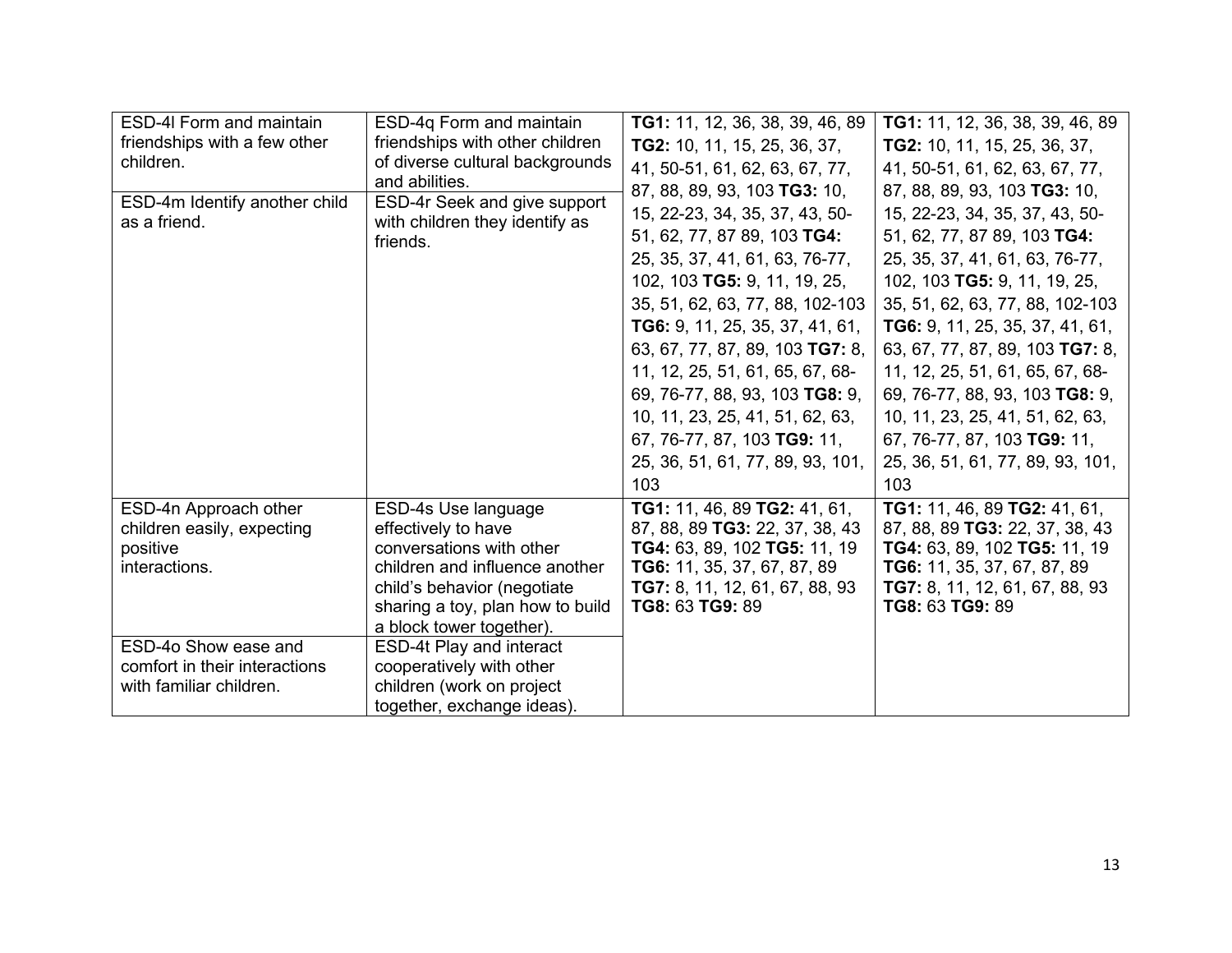| | | | |
|---|---|---|---|
| ESD-4l Form and maintain friendships with a few other children. | ESD-4q Form and maintain friendships with other children of diverse cultural backgrounds and abilities. | **TG1:** 11, 12, 36, 38, 39, 46, 89 **TG2:** 10, 11, 15, 25, 36, 37, 41, 50-51, 61, 62, 63, 67, 77, 87, 88, 89, 93, 103 **TG3:** 10, 15, 22-23, 34, 35, 37, 43, 50-51, 62, 77, 87 89, 103 **TG4:** 25, 35, 37, 41, 61, 63, 76-77, 102, 103 **TG5:** 9, 11, 19, 25, 35, 51, 62, 63, 77, 88, 102-103 **TG6:** 9, 11, 25, 35, 37, 41, 61, 63, 67, 77, 87, 89, 103 **TG7:** 8, 11, 12, 25, 51, 61, 65, 67, 68-69, 76-77, 88, 93, 103 **TG8:** 9, 10, 11, 23, 25, 41, 51, 62, 63, 67, 76-77, 87, 103 **TG9:** 11, 25, 36, 51, 61, 77, 89, 93, 101, 103 | **TG1:** 11, 12, 36, 38, 39, 46, 89 **TG2:** 10, 11, 15, 25, 36, 37, 41, 50-51, 61, 62, 63, 67, 77, 87, 88, 89, 93, 103 **TG3:** 10, 15, 22-23, 34, 35, 37, 43, 50-51, 62, 77, 87 89, 103 **TG4:** 25, 35, 37, 41, 61, 63, 76-77, 102, 103 **TG5:** 9, 11, 19, 25, 35, 51, 62, 63, 77, 88, 102-103 **TG6:** 9, 11, 25, 35, 37, 41, 61, 63, 67, 77, 87, 89, 103 **TG7:** 8, 11, 12, 25, 51, 61, 65, 67, 68-69, 76-77, 88, 93, 103 **TG8:** 9, 10, 11, 23, 25, 41, 51, 62, 63, 67, 76-77, 87, 103 **TG9:** 11, 25, 36, 51, 61, 77, 89, 93, 101, 103 |
| ESD-4m Identify another child as a friend. | ESD-4r Seek and give support with children they identify as friends. | | |
| ESD-4n Approach other children easily, expecting positive interactions. | ESD-4s Use language effectively to have conversations with other children and influence another child's behavior (negotiate sharing a toy, plan how to build a block tower together). | **TG1:** 11, 46, 89 **TG2:** 41, 61, 87, 88, 89 **TG3:** 22, 37, 38, 43 **TG4:** 63, 89, 102 **TG5:** 11, 19 **TG6:** 11, 35, 37, 67, 87, 89 **TG7:** 8, 11, 12, 61, 67, 88, 93 **TG8:** 63 **TG9:** 89 | **TG1:** 11, 46, 89 **TG2:** 41, 61, 87, 88, 89 **TG3:** 22, 37, 38, 43 **TG4:** 63, 89, 102 **TG5:** 11, 19 **TG6:** 11, 35, 37, 67, 87, 89 **TG7:** 8, 11, 12, 61, 67, 88, 93 **TG8:** 63 **TG9:** 89 |
| ESD-4o Show ease and comfort in their interactions with familiar children. | ESD-4t Play and interact cooperatively with other children (work on project together, exchange ideas). | | |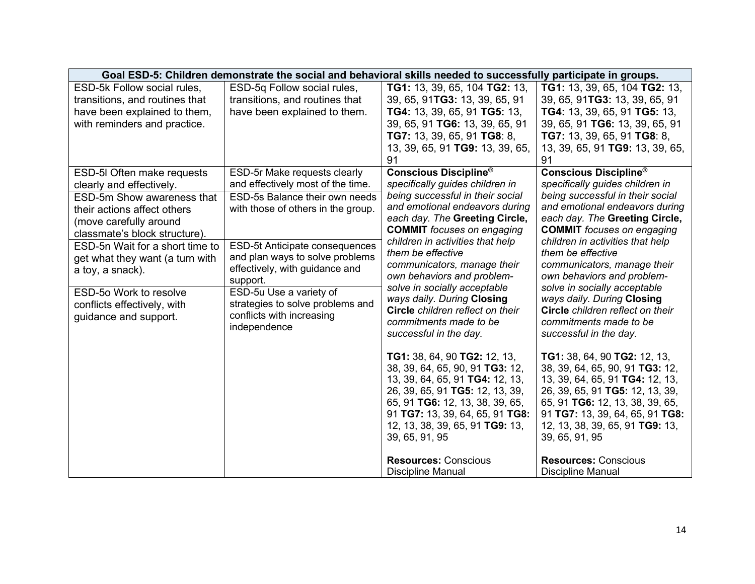| Goal ESD-5: Children demonstrate the social and behavioral skills needed to successfully participate in groups. | | | |
|---|---|---|---|
| ESD-5k Follow social rules, transitions, and routines that have been explained to them, with reminders and practice. | ESD-5q Follow social rules, transitions, and routines that have been explained to them. | **TG1:** 13, 39, 65, 104 **TG2:** 13, 39, 65, 91**TG3:** 13, 39, 65, 91 **TG4:** 13, 39, 65, 91 **TG5:** 13, 39, 65, 91 **TG6:** 13, 39, 65, 91 **TG7:** 13, 39, 65, 91 **TG8**: 8, 13, 39, 65, 91 **TG9:** 13, 39, 65, 91 | **TG1:** 13, 39, 65, 104 **TG2:** 13, 39, 65, 91**TG3:** 13, 39, 65, 91 **TG4:** 13, 39, 65, 91 **TG5:** 13, 39, 65, 91 **TG6:** 13, 39, 65, 91 **TG7:** 13, 39, 65, 91 **TG8**: 8, 13, 39, 65, 91 **TG9:** 13, 39, 65, 91 |
| ESD-5l Often make requests clearly and effectively. | ESD-5r Make requests clearly and effectively most of the time. | **Conscious Discipline®** *specifically guides children in being successful in their social and emotional endeavors during each day. The* **Greeting Circle, COMMIT** *focuses on engaging children in activities that help them be effective communicators, manage their own behaviors and problem-solve in socially acceptable ways daily. During* **Closing Circle** *children reflect on their commitments made to be successful in the day.*<br><br>**TG1:** 38, 64, 90 **TG2:** 12, 13, 38, 39, 64, 65, 90, 91 **TG3:** 12, 13, 39, 64, 65, 91 **TG4:** 12, 13, 26, 39, 65, 91 **TG5:** 12, 13, 39, 65, 91 **TG6:** 12, 13, 38, 39, 65, 91 **TG7:** 13, 39, 64, 65, 91 **TG8:** 12, 13, 38, 39, 65, 91 **TG9:** 13, 39, 65, 91, 95<br><br>**Resources:** Conscious Discipline Manual | **Conscious Discipline®** *specifically guides children in being successful in their social and emotional endeavors during each day. The* **Greeting Circle, COMMIT** *focuses on engaging children in activities that help them be effective communicators, manage their own behaviors and problem-solve in socially acceptable ways daily. During* **Closing Circle** *children reflect on their commitments made to be successful in the day.*<br><br>**TG1:** 38, 64, 90 **TG2:** 12, 13, 38, 39, 64, 65, 90, 91 **TG3:** 12, 13, 39, 64, 65, 91 **TG4:** 12, 13, 26, 39, 65, 91 **TG5:** 12, 13, 39, 65, 91 **TG6:** 12, 13, 38, 39, 65, 91 **TG7:** 13, 39, 64, 65, 91 **TG8:** 12, 13, 38, 39, 65, 91 **TG9:** 13, 39, 65, 91, 95<br><br>**Resources:** Conscious Discipline Manual |
| ESD-5m Show awareness that their actions affect others (move carefully around classmate's block structure). | ESD-5s Balance their own needs with those of others in the group. | | |
| ESD-5n Wait for a short time to get what they want (a turn with a toy, a snack). | ESD-5t Anticipate consequences and plan ways to solve problems effectively, with guidance and support. | | |
| ESD-5o Work to resolve conflicts effectively, with guidance and support. | ESD-5u Use a variety of strategies to solve problems and conflicts with increasing independence | | |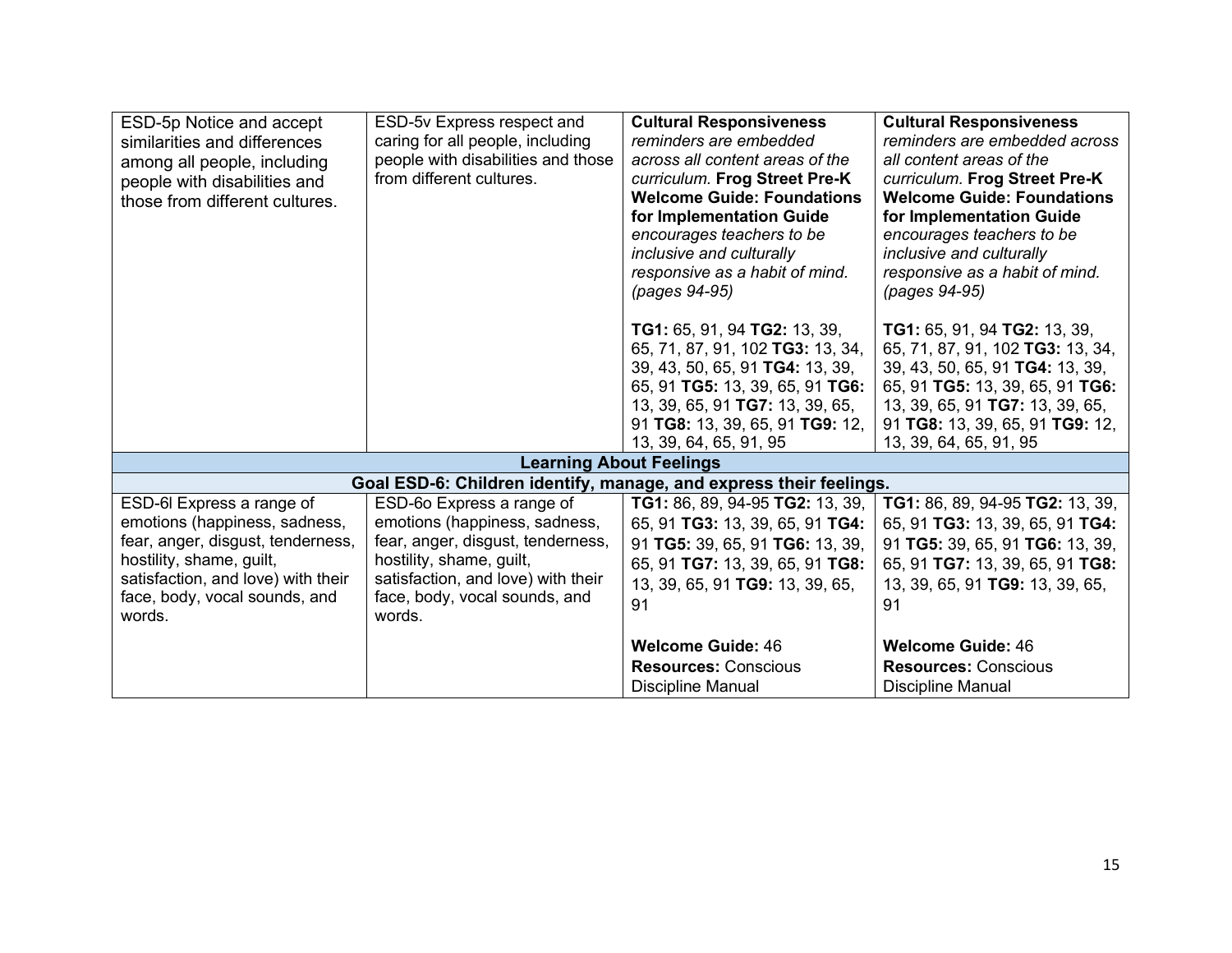| | | | |
|---|---|---|---|
| ESD-5p Notice and accept similarities and differences among all people, including people with disabilities and those from different cultures. | ESD-5v Express respect and caring for all people, including people with disabilities and those from different cultures. | **Cultural Responsiveness** *reminders are embedded across all content areas of the curriculum.* **Frog Street Pre-K Welcome Guide: Foundations for Implementation Guide** *encourages teachers to be inclusive and culturally responsive as a habit of mind. (pages 94-95)*<br><br>**TG1:** 65, 91, 94 **TG2:** 13, 39, 65, 71, 87, 91, 102 **TG3:** 13, 34, 39, 43, 50, 65, 91 **TG4:** 13, 39, 65, 91 **TG5:** 13, 39, 65, 91 **TG6:** 13, 39, 65, 91 **TG7:** 13, 39, 65, 91 **TG8:** 13, 39, 65, 91 **TG9:** 12, 13, 39, 64, 65, 91, 95 | **Cultural Responsiveness** *reminders are embedded across all content areas of the curriculum.* **Frog Street Pre-K Welcome Guide: Foundations for Implementation Guide** *encourages teachers to be inclusive and culturally responsive as a habit of mind. (pages 94-95)*<br><br>**TG1:** 65, 91, 94 **TG2:** 13, 39, 65, 71, 87, 91, 102 **TG3:** 13, 34, 39, 43, 50, 65, 91 **TG4:** 13, 39, 65, 91 **TG5:** 13, 39, 65, 91 **TG6:** 13, 39, 65, 91 **TG7:** 13, 39, 65, 91 **TG8:** 13, 39, 65, 91 **TG9:** 12, 13, 39, 64, 65, 91, 95 |
| **Learning About Feelings** | | | |
| **Goal ESD-6: Children identify, manage, and express their feelings.** | | | |
| ESD-6l Express a range of emotions (happiness, sadness, fear, anger, disgust, tenderness, hostility, shame, guilt, satisfaction, and love) with their face, body, vocal sounds, and words. | ESD-6o Express a range of emotions (happiness, sadness, fear, anger, disgust, tenderness, hostility, shame, guilt, satisfaction, and love) with their face, body, vocal sounds, and words. | **TG1:** 86, 89, 94-95 **TG2:** 13, 39, 65, 91 **TG3:** 13, 39, 65, 91 **TG4:** 91 **TG5:** 39, 65, 91 **TG6:** 13, 39, 65, 91 **TG7:** 13, 39, 65, 91 **TG8:** 13, 39, 65, 91 **TG9:** 13, 39, 65, 91<br><br>**Welcome Guide:** 46<br>**Resources:** Conscious Discipline Manual | **TG1:** 86, 89, 94-95 **TG2:** 13, 39, 65, 91 **TG3:** 13, 39, 65, 91 **TG4:** 91 **TG5:** 39, 65, 91 **TG6:** 13, 39, 65, 91 **TG7:** 13, 39, 65, 91 **TG8:** 13, 39, 65, 91 **TG9:** 13, 39, 65, 91<br><br>**Welcome Guide:** 46<br>**Resources:** Conscious Discipline Manual |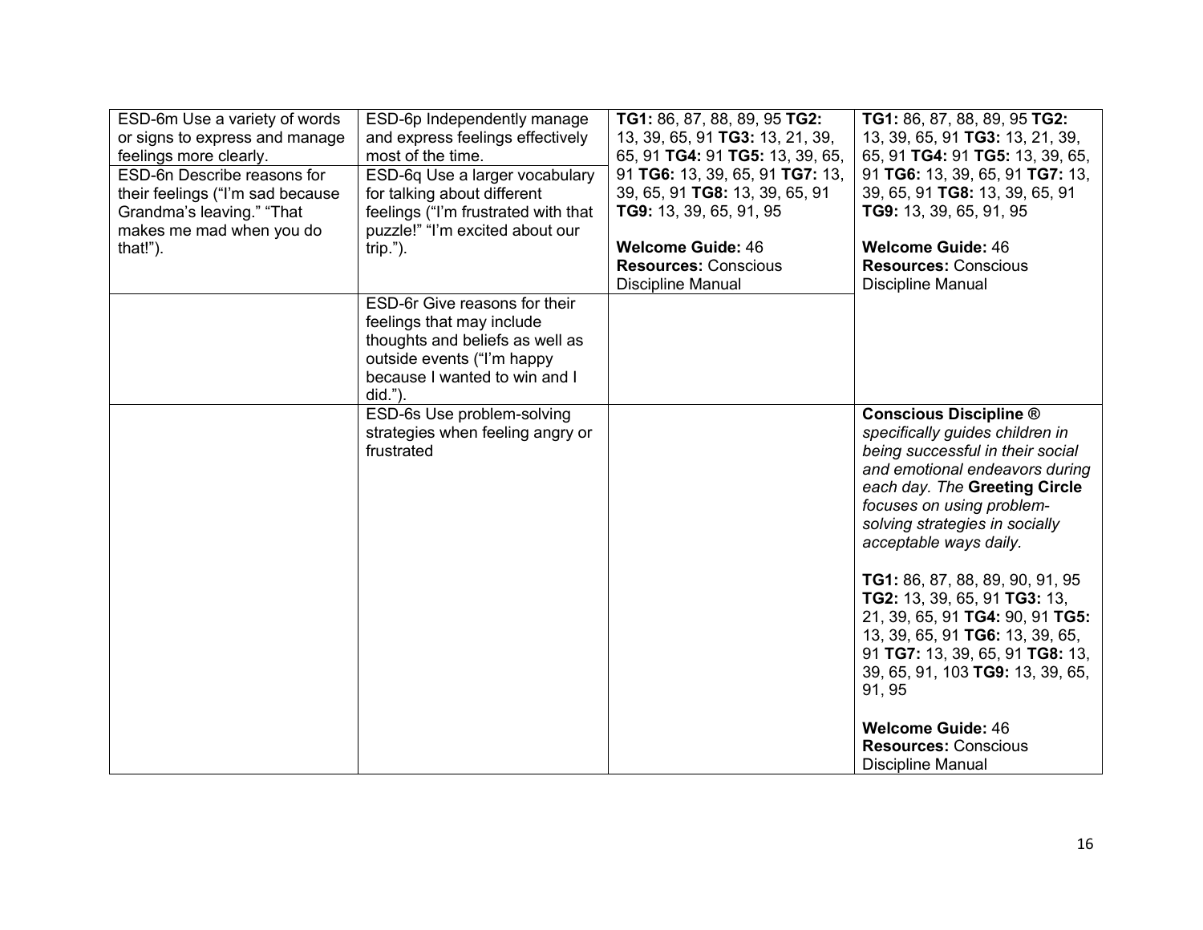| | | | |
|---|---|---|---|
| ESD-6m Use a variety of words or signs to express and manage feelings more clearly. | ESD-6p Independently manage and express feelings effectively most of the time. | **TG1:** 86, 87, 88, 89, 95 **TG2:** 13, 39, 65, 91 **TG3:** 13, 21, 39, 65, 91 **TG4:** 91 **TG5:** 13, 39, 65, 91 **TG6:** 13, 39, 65, 91 **TG7:** 13, 39, 65, 91 **TG8:** 13, 39, 65, 91 **TG9:** 13, 39, 65, 91, 95<br><br>**Welcome Guide:** 46<br>**Resources:** Conscious Discipline Manual | **TG1:** 86, 87, 88, 89, 95 **TG2:** 13, 39, 65, 91 **TG3:** 13, 21, 39, 65, 91 **TG4:** 91 **TG5:** 13, 39, 65, 91 **TG6:** 13, 39, 65, 91 **TG7:** 13, 39, 65, 91 **TG8:** 13, 39, 65, 91 **TG9:** 13, 39, 65, 91, 95<br><br>**Welcome Guide:** 46<br>**Resources:** Conscious Discipline Manual |
| ESD-6n Describe reasons for their feelings ("I'm sad because Grandma's leaving." "That makes me mad when you do that!"). | ESD-6q Use a larger vocabulary for talking about different feelings ("I'm frustrated with that puzzle!" "I'm excited about our trip."). | | |
| | ESD-6r Give reasons for their feelings that may include thoughts and beliefs as well as outside events ("I'm happy because I wanted to win and I did."). | | |
| | ESD-6s Use problem-solving strategies when feeling angry or frustrated | | **Conscious Discipline ®** *specifically guides children in being successful in their social and emotional endeavors during each day. The* **Greeting Circle** *focuses on using problem-solving strategies in socially acceptable ways daily.*<br><br>**TG1:** 86, 87, 88, 89, 90, 91, 95 **TG2:** 13, 39, 65, 91 **TG3:** 13, 21, 39, 65, 91 **TG4:** 90, 91 **TG5:** 13, 39, 65, 91 **TG6:** 13, 39, 65, 91 **TG7:** 13, 39, 65, 91 **TG8:** 13, 39, 65, 91, 103 **TG9:** 13, 39, 65, 91, 95<br><br>**Welcome Guide:** 46<br>**Resources:** Conscious Discipline Manual |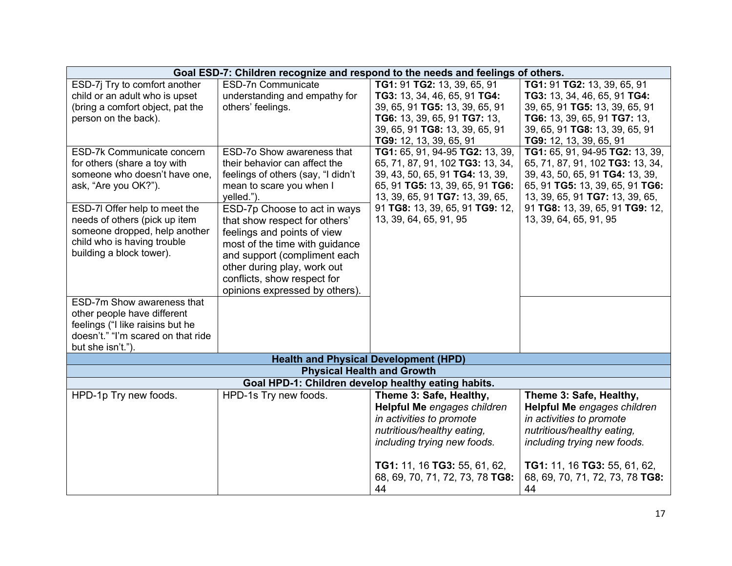| Goal ESD-7: Children recognize and respond to the needs and feelings of others. | | | |
|---|---|---|---|
| ESD-7j Try to comfort another child or an adult who is upset (bring a comfort object, pat the person on the back). | ESD-7n Communicate understanding and empathy for others' feelings. | **TG1:** 91 **TG2:** 13, 39, 65, 91 **TG3:** 13, 34, 46, 65, 91 **TG4:** 39, 65, 91 **TG5:** 13, 39, 65, 91 **TG6:** 13, 39, 65, 91 **TG7:** 13, 39, 65, 91 **TG8:** 13, 39, 65, 91 **TG9:** 12, 13, 39, 65, 91 | **TG1:** 91 **TG2:** 13, 39, 65, 91 **TG3:** 13, 34, 46, 65, 91 **TG4:** 39, 65, 91 **TG5:** 13, 39, 65, 91 **TG6:** 13, 39, 65, 91 **TG7:** 13, 39, 65, 91 **TG8:** 13, 39, 65, 91 **TG9:** 12, 13, 39, 65, 91 |
| ESD-7k Communicate concern for others (share a toy with someone who doesn't have one, ask, "Are you OK?"). | ESD-7o Show awareness that their behavior can affect the feelings of others (say, "I didn't mean to scare you when I yelled."). | **TG1:** 65, 91, 94-95 **TG2:** 13, 39, 65, 71, 87, 91, 102 **TG3:** 13, 34, 39, 43, 50, 65, 91 **TG4:** 13, 39, 65, 91 **TG5:** 13, 39, 65, 91 **TG6:** 13, 39, 65, 91 **TG7:** 13, 39, 65, 91 **TG8:** 13, 39, 65, 91 **TG9:** 12, 13, 39, 64, 65, 91, 95 | **TG1:** 65, 91, 94-95 **TG2:** 13, 39, 65, 71, 87, 91, 102 **TG3:** 13, 34, 39, 43, 50, 65, 91 **TG4:** 13, 39, 65, 91 **TG5:** 13, 39, 65, 91 **TG6:** 13, 39, 65, 91 **TG7:** 13, 39, 65, 91 **TG8:** 13, 39, 65, 91 **TG9:** 12, 13, 39, 64, 65, 91, 95 |
| ESD-7l Offer help to meet the needs of others (pick up item someone dropped, help another child who is having trouble building a block tower). | ESD-7p Choose to act in ways that show respect for others' feelings and points of view most of the time with guidance and support (compliment each other during play, work out conflicts, show respect for opinions expressed by others). | | |
| ESD-7m Show awareness that other people have different feelings ("I like raisins but he doesn't." "I'm scared on that ride but she isn't."). | | | |
| **Health and Physical Development (HPD)** | | | |
| **Physical Health and Growth** | | | |
| **Goal HPD-1: Children develop healthy eating habits.** | | | |
| HPD-1p Try new foods. | HPD-1s Try new foods. | **Theme 3: Safe, Healthy, Helpful Me** *engages children in activities to promote nutritious/healthy eating, including trying new foods.*<br><br>**TG1:** 11, 16 **TG3:** 55, 61, 62, 68, 69, 70, 71, 72, 73, 78 **TG8:** 44 | **Theme 3: Safe, Healthy, Helpful Me** *engages children in activities to promote nutritious/healthy eating, including trying new foods.*<br><br>**TG1:** 11, 16 **TG3:** 55, 61, 62, 68, 69, 70, 71, 72, 73, 78 **TG8:** 44 |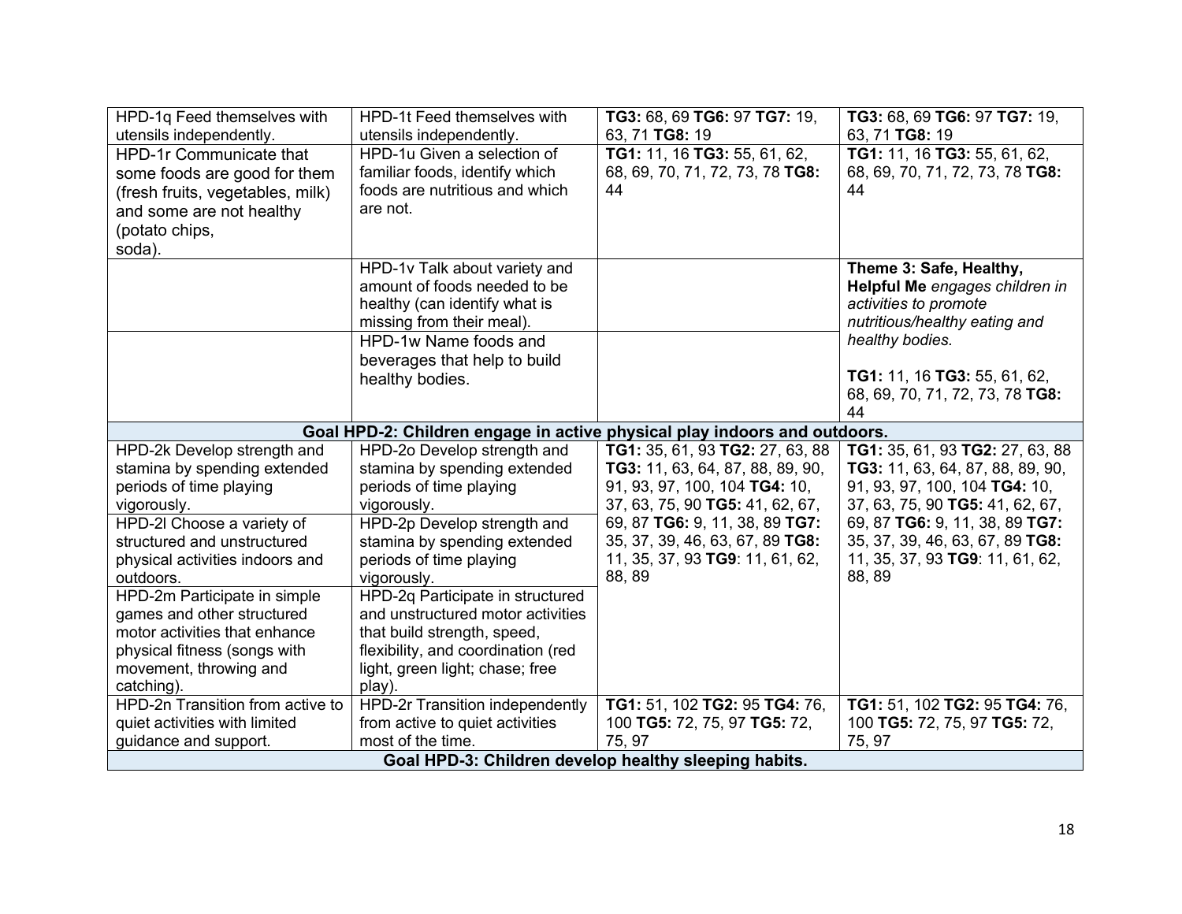| | | | |
|---|---|---|---|
| HPD-1q Feed themselves with utensils independently. | HPD-1t Feed themselves with utensils independently. | **TG3:** 68, 69 **TG6:** 97 **TG7:** 19, 63, 71 **TG8:** 19 | **TG3:** 68, 69 **TG6:** 97 **TG7:** 19, 63, 71 **TG8:** 19 |
| HPD-1r Communicate that some foods are good for them (fresh fruits, vegetables, milk) and some are not healthy (potato chips, soda). | HPD-1u Given a selection of familiar foods, identify which foods are nutritious and which are not. | **TG1:** 11, 16 **TG3:** 55, 61, 62, 68, 69, 70, 71, 72, 73, 78 **TG8:** 44 | **TG1:** 11, 16 **TG3:** 55, 61, 62, 68, 69, 70, 71, 72, 73, 78 **TG8:** 44 |
| | HPD-1v Talk about variety and amount of foods needed to be healthy (can identify what is missing from their meal). | | **Theme 3: Safe, Healthy, Helpful Me** *engages children in activities to promote nutritious/healthy eating and healthy bodies.* **TG1:** 11, 16 **TG3:** 55, 61, 62, 68, 69, 70, 71, 72, 73, 78 **TG8:** 44 |
| | HPD-1w Name foods and beverages that help to build healthy bodies. | | |
| **Goal HPD-2: Children engage in active physical play indoors and outdoors.** | | | |
| HPD-2k Develop strength and stamina by spending extended periods of time playing vigorously. | HPD-2o Develop strength and stamina by spending extended periods of time playing vigorously. | **TG1:** 35, 61, 93 **TG2:** 27, 63, 88 **TG3:** 11, 63, 64, 87, 88, 89, 90, 91, 93, 97, 100, 104 **TG4:** 10, 37, 63, 75, 90 **TG5:** 41, 62, 67, 69, 87 **TG6:** 9, 11, 38, 89 **TG7:** 35, 37, 39, 46, 63, 67, 89 **TG8:** 11, 35, 37, 93 **TG9**: 11, 61, 62, 88, 89 | **TG1:** 35, 61, 93 **TG2:** 27, 63, 88 **TG3:** 11, 63, 64, 87, 88, 89, 90, 91, 93, 97, 100, 104 **TG4:** 10, 37, 63, 75, 90 **TG5:** 41, 62, 67, 69, 87 **TG6:** 9, 11, 38, 89 **TG7:** 35, 37, 39, 46, 63, 67, 89 **TG8:** 11, 35, 37, 93 **TG9**: 11, 61, 62, 88, 89 |
| HPD-2l Choose a variety of structured and unstructured physical activities indoors and outdoors. | HPD-2p Develop strength and stamina by spending extended periods of time playing vigorously. | | |
| HPD-2m Participate in simple games and other structured motor activities that enhance physical fitness (songs with movement, throwing and catching). | HPD-2q Participate in structured and unstructured motor activities that build strength, speed, flexibility, and coordination (red light, green light; chase; free play). | | |
| HPD-2n Transition from active to quiet activities with limited guidance and support. | HPD-2r Transition independently from active to quiet activities most of the time. | **TG1:** 51, 102 **TG2:** 95 **TG4:** 76, 100 **TG5:** 72, 75, 97 **TG5:** 72, 75, 97 | **TG1:** 51, 102 **TG2:** 95 **TG4:** 76, 100 **TG5:** 72, 75, 97 **TG5:** 72, 75, 97 |
| **Goal HPD-3: Children develop healthy sleeping habits.** | | | |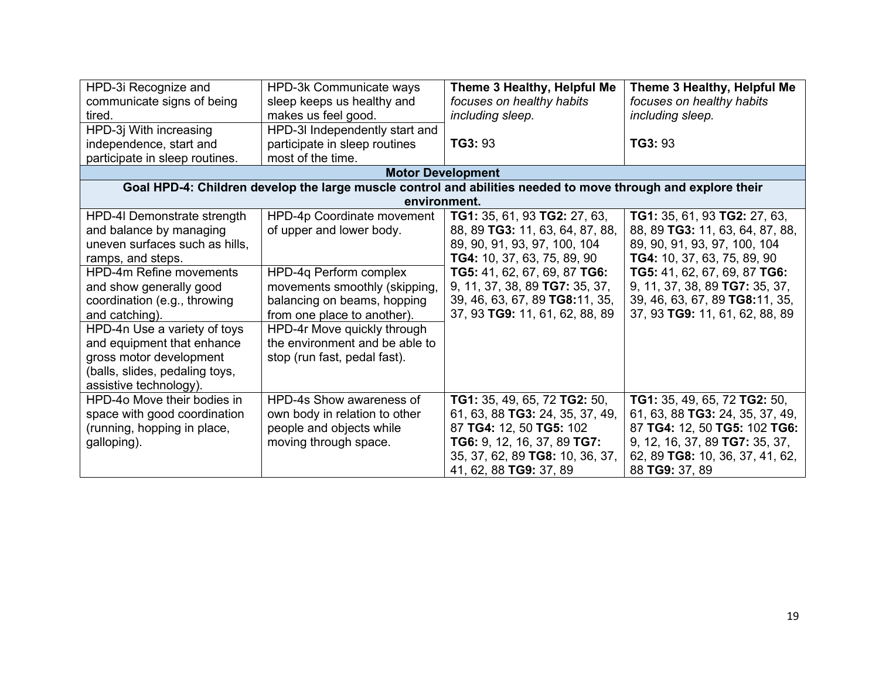| | | | |
|---|---|---|---|
| HPD-3i Recognize and communicate signs of being tired. | HPD-3k Communicate ways sleep keeps us healthy and makes us feel good. | **Theme 3 Healthy, Helpful Me** *focuses on healthy habits including sleep.*<br><br>**TG3:** 93 | **Theme 3 Healthy, Helpful Me** *focuses on healthy habits including sleep.*<br><br>**TG3:** 93 |
| HPD-3j With increasing independence, start and participate in sleep routines. | HPD-3l Independently start and participate in sleep routines most of the time. | | |
| **Motor Development** | | | |
| **Goal HPD-4: Children develop the large muscle control and abilities needed to move through and explore their environment.** | | | |
| HPD-4l Demonstrate strength and balance by managing uneven surfaces such as hills, ramps, and steps. | HPD-4p Coordinate movement of upper and lower body. | **TG1:** 35, 61, 93 **TG2:** 27, 63, 88, 89 **TG3:** 11, 63, 64, 87, 88, 89, 90, 91, 93, 97, 100, 104 **TG4:** 10, 37, 63, 75, 89, 90 **TG5:** 41, 62, 67, 69, 87 **TG6:** 9, 11, 37, 38, 89 **TG7:** 35, 37, 39, 46, 63, 67, 89 **TG8:**11, 35, 37, 93 **TG9:** 11, 61, 62, 88, 89 | **TG1:** 35, 61, 93 **TG2:** 27, 63, 88, 89 **TG3:** 11, 63, 64, 87, 88, 89, 90, 91, 93, 97, 100, 104 **TG4:** 10, 37, 63, 75, 89, 90 **TG5:** 41, 62, 67, 69, 87 **TG6:** 9, 11, 37, 38, 89 **TG7:** 35, 37, 39, 46, 63, 67, 89 **TG8:**11, 35, 37, 93 **TG9:** 11, 61, 62, 88, 89 |
| HPD-4m Refine movements and show generally good coordination (e.g., throwing and catching). | HPD-4q Perform complex movements smoothly (skipping, balancing on beams, hopping from one place to another). | | |
| HPD-4n Use a variety of toys and equipment that enhance gross motor development (balls, slides, pedaling toys, assistive technology). | HPD-4r Move quickly through the environment and be able to stop (run fast, pedal fast). | | |
| HPD-4o Move their bodies in space with good coordination (running, hopping in place, galloping). | HPD-4s Show awareness of own body in relation to other people and objects while moving through space. | **TG1:** 35, 49, 65, 72 **TG2:** 50, 61, 63, 88 **TG3:** 24, 35, 37, 49, 87 **TG4:** 12, 50 **TG5:** 102 **TG6:** 9, 12, 16, 37, 89 **TG7:** 35, 37, 62, 89 **TG8:** 10, 36, 37, 41, 62, 88 **TG9:** 37, 89 | **TG1:** 35, 49, 65, 72 **TG2:** 50, 61, 63, 88 **TG3:** 24, 35, 37, 49, 87 **TG4:** 12, 50 **TG5:** 102 **TG6:** 9, 12, 16, 37, 89 **TG7:** 35, 37, 62, 89 **TG8:** 10, 36, 37, 41, 62, 88 **TG9:** 37, 89 |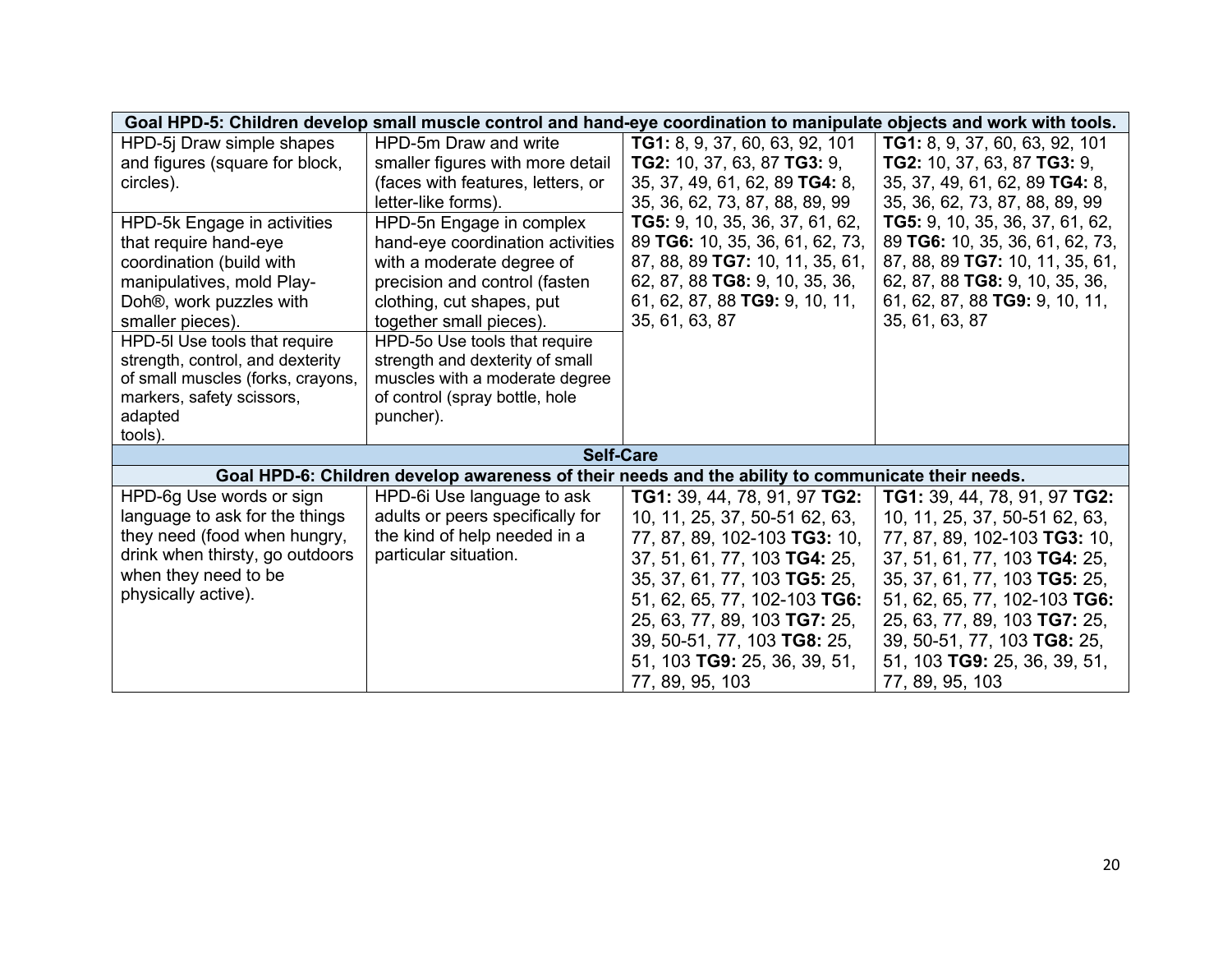| Goal HPD-5: Children develop small muscle control and hand-eye coordination to manipulate objects and work with tools. | | | |
|---|---|---|---|
| HPD-5j Draw simple shapes and figures (square for block, circles). | HPD-5m Draw and write smaller figures with more detail (faces with features, letters, or letter-like forms). | **TG1:** 8, 9, 37, 60, 63, 92, 101 **TG2:** 10, 37, 63, 87 **TG3:** 9, 35, 37, 49, 61, 62, 89 **TG4:** 8, 35, 36, 62, 73, 87, 88, 89, 99 **TG5:** 9, 10, 35, 36, 37, 61, 62, 89 **TG6:** 10, 35, 36, 61, 62, 73, 87, 88, 89 **TG7:** 10, 11, 35, 61, 62, 87, 88 **TG8:** 9, 10, 35, 36, 61, 62, 87, 88 **TG9:** 9, 10, 11, 35, 61, 63, 87 | **TG1:** 8, 9, 37, 60, 63, 92, 101 **TG2:** 10, 37, 63, 87 **TG3:** 9, 35, 37, 49, 61, 62, 89 **TG4:** 8, 35, 36, 62, 73, 87, 88, 89, 99 **TG5:** 9, 10, 35, 36, 37, 61, 62, 89 **TG6:** 10, 35, 36, 61, 62, 73, 87, 88, 89 **TG7:** 10, 11, 35, 61, 62, 87, 88 **TG8:** 9, 10, 35, 36, 61, 62, 87, 88 **TG9:** 9, 10, 11, 35, 61, 63, 87 |
| HPD-5k Engage in activities that require hand-eye coordination (build with manipulatives, mold Play-Doh®, work puzzles with smaller pieces). | HPD-5n Engage in complex hand-eye coordination activities with a moderate degree of precision and control (fasten clothing, cut shapes, put together small pieces). | | |
| HPD-5l Use tools that require strength, control, and dexterity of small muscles (forks, crayons, markers, safety scissors, adapted tools). | HPD-5o Use tools that require strength and dexterity of small muscles with a moderate degree of control (spray bottle, hole puncher). | | |
| **Self-Care** | | | |
| **Goal HPD-6: Children develop awareness of their needs and the ability to communicate their needs.** | | | |
| HPD-6g Use words or sign language to ask for the things they need (food when hungry, drink when thirsty, go outdoors when they need to be physically active). | HPD-6i Use language to ask adults or peers specifically for the kind of help needed in a particular situation. | **TG1:** 39, 44, 78, 91, 97 **TG2:** 10, 11, 25, 37, 50-51 62, 63, 77, 87, 89, 102-103 **TG3:** 10, 37, 51, 61, 77, 103 **TG4:** 25, 35, 37, 61, 77, 103 **TG5:** 25, 51, 62, 65, 77, 102-103 **TG6:** 25, 63, 77, 89, 103 **TG7:** 25, 39, 50-51, 77, 103 **TG8:** 25, 51, 103 **TG9:** 25, 36, 39, 51, 77, 89, 95, 103 | **TG1:** 39, 44, 78, 91, 97 **TG2:** 10, 11, 25, 37, 50-51 62, 63, 77, 87, 89, 102-103 **TG3:** 10, 37, 51, 61, 77, 103 **TG4:** 25, 35, 37, 61, 77, 103 **TG5:** 25, 51, 62, 65, 77, 102-103 **TG6:** 25, 63, 77, 89, 103 **TG7:** 25, 39, 50-51, 77, 103 **TG8:** 25, 51, 103 **TG9:** 25, 36, 39, 51, 77, 89, 95, 103 |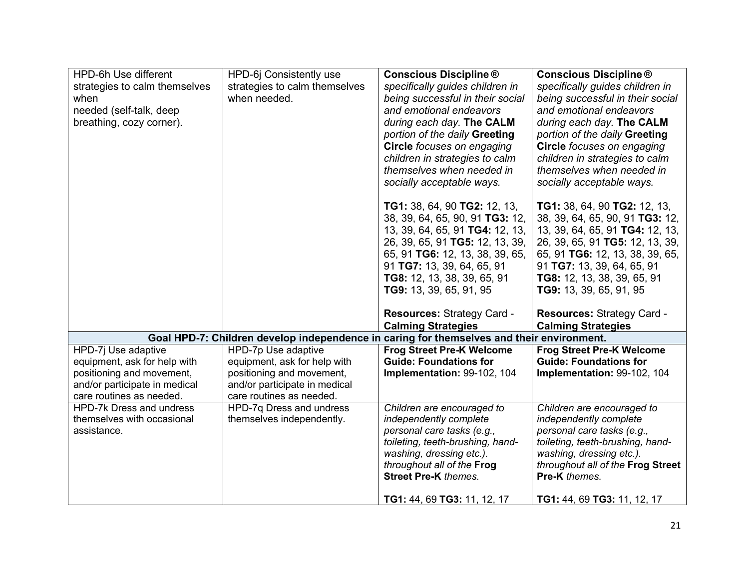| | | | |
|---|---|---|---|
| HPD-6h Use different strategies to calm themselves when needed (self-talk, deep breathing, cozy corner). | HPD-6j Consistently use strategies to calm themselves when needed. | **Conscious Discipline®** *specifically guides children in being successful in their social and emotional endeavors during each day.* **The CALM** *portion of the daily* **Greeting Circle** *focuses on engaging children in strategies to calm themselves when needed in socially acceptable ways.*<br><br>**TG1:** 38, 64, 90 **TG2:** 12, 13, 38, 39, 64, 65, 90, 91 **TG3:** 12, 13, 39, 64, 65, 91 **TG4:** 12, 13, 26, 39, 65, 91 **TG5:** 12, 13, 39, 65, 91 **TG6:** 12, 13, 38, 39, 65, 91 **TG7:** 13, 39, 64, 65, 91 **TG8:** 12, 13, 38, 39, 65, 91 **TG9:** 13, 39, 65, 91, 95<br><br>**Resources:** Strategy Card - **Calming Strategies** | **Conscious Discipline®** *specifically guides children in being successful in their social and emotional endeavors during each day.* **The CALM** *portion of the daily* **Greeting Circle** *focuses on engaging children in strategies to calm themselves when needed in socially acceptable ways.*<br><br>**TG1:** 38, 64, 90 **TG2:** 12, 13, 38, 39, 64, 65, 90, 91 **TG3:** 12, 13, 39, 64, 65, 91 **TG4:** 12, 13, 26, 39, 65, 91 **TG5:** 12, 13, 39, 65, 91 **TG6:** 12, 13, 38, 39, 65, 91 **TG7:** 13, 39, 64, 65, 91 **TG8:** 12, 13, 38, 39, 65, 91 **TG9:** 13, 39, 65, 91, 95<br><br>**Resources:** Strategy Card - **Calming Strategies** |
| **Goal HPD-7: Children develop independence in caring for themselves and their environment.** | | | |
| HPD-7j Use adaptive equipment, ask for help with positioning and movement, and/or participate in medical care routines as needed. | HPD-7p Use adaptive equipment, ask for help with positioning and movement, and/or participate in medical care routines as needed. | **Frog Street Pre-K Welcome Guide: Foundations for Implementation:** 99-102, 104 | **Frog Street Pre-K Welcome Guide: Foundations for Implementation:** 99-102, 104 |
| HPD-7k Dress and undress themselves with occasional assistance. | HPD-7q Dress and undress themselves independently. | *Children are encouraged to independently complete personal care tasks (e.g., toileting, teeth-brushing, hand-washing, dressing etc.). throughout all of the* **Frog Street Pre-K** *themes.*<br><br>**TG1:** 44, 69 **TG3:** 11, 12, 17 | *Children are encouraged to independently complete personal care tasks (e.g., toileting, teeth-brushing, hand-washing, dressing etc.). throughout all of the* **Frog Street Pre-K** *themes.*<br><br>**TG1:** 44, 69 **TG3:** 11, 12, 17 |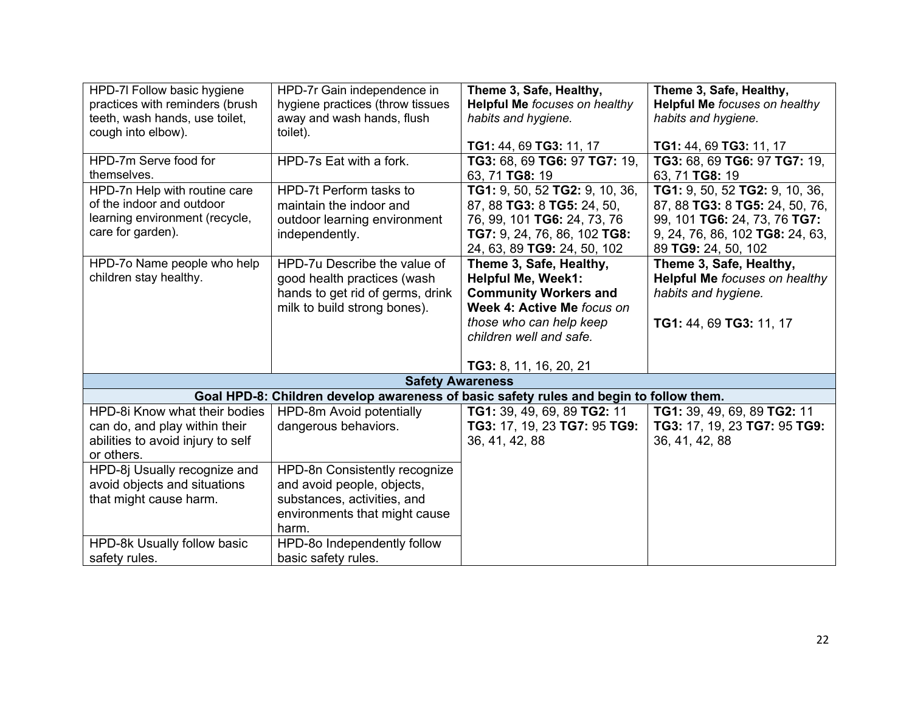| | | | |
|---|---|---|---|
| HPD-7l Follow basic hygiene practices with reminders (brush teeth, wash hands, use toilet, cough into elbow). | HPD-7r Gain independence in hygiene practices (throw tissues away and wash hands, flush toilet). | **Theme 3, Safe, Healthy, Helpful Me** *focuses on healthy habits and hygiene.*<br><br>**TG1:** 44, 69 **TG3:** 11, 17 | **Theme 3, Safe, Healthy, Helpful Me** *focuses on healthy habits and hygiene.*<br><br>**TG1:** 44, 69 **TG3:** 11, 17 |
| HPD-7m Serve food for themselves. | HPD-7s Eat with a fork. | **TG3:** 68, 69 **TG6:** 97 **TG7:** 19, 63, 71 **TG8:** 19 | **TG3:** 68, 69 **TG6:** 97 **TG7:** 19, 63, 71 **TG8:** 19 |
| HPD-7n Help with routine care of the indoor and outdoor learning environment (recycle, care for garden). | HPD-7t Perform tasks to maintain the indoor and outdoor learning environment independently. | **TG1:** 9, 50, 52 **TG2:** 9, 10, 36, 87, 88 **TG3:** 8 **TG5:** 24, 50, 76, 99, 101 **TG6:** 24, 73, 76 **TG7:** 9, 24, 76, 86, 102 **TG8:** 24, 63, 89 **TG9:** 24, 50, 102 | **TG1:** 9, 50, 52 **TG2:** 9, 10, 36, 87, 88 **TG3:** 8 **TG5:** 24, 50, 76, 99, 101 **TG6:** 24, 73, 76 **TG7:** 9, 24, 76, 86, 102 **TG8:** 24, 63, 89 **TG9:** 24, 50, 102 |
| HPD-7o Name people who help children stay healthy. | HPD-7u Describe the value of good health practices (wash hands to get rid of germs, drink milk to build strong bones). | **Theme 3, Safe, Healthy, Helpful Me, Week1: Community Workers and Week 4: Active Me** *focus on those who can help keep children well and safe.*<br><br>**TG3:** 8, 11, 16, 20, 21 | **Theme 3, Safe, Healthy, Helpful Me** *focuses on healthy habits and hygiene.*<br><br>**TG1:** 44, 69 **TG3:** 11, 17 |
| **Safety Awareness** | | | |
| **Goal HPD-8: Children develop awareness of basic safety rules and begin to follow them.** | | | |
| HPD-8i Know what their bodies can do, and play within their abilities to avoid injury to self or others. | HPD-8m Avoid potentially dangerous behaviors. | **TG1:** 39, 49, 69, 89 **TG2:** 11 **TG3:** 17, 19, 23 **TG7:** 95 **TG9:** 36, 41, 42, 88 | **TG1:** 39, 49, 69, 89 **TG2:** 11 **TG3:** 17, 19, 23 **TG7:** 95 **TG9:** 36, 41, 42, 88 |
| HPD-8j Usually recognize and avoid objects and situations that might cause harm. | HPD-8n Consistently recognize and avoid people, objects, substances, activities, and environments that might cause harm. | | |
| HPD-8k Usually follow basic safety rules. | HPD-8o Independently follow basic safety rules. | | |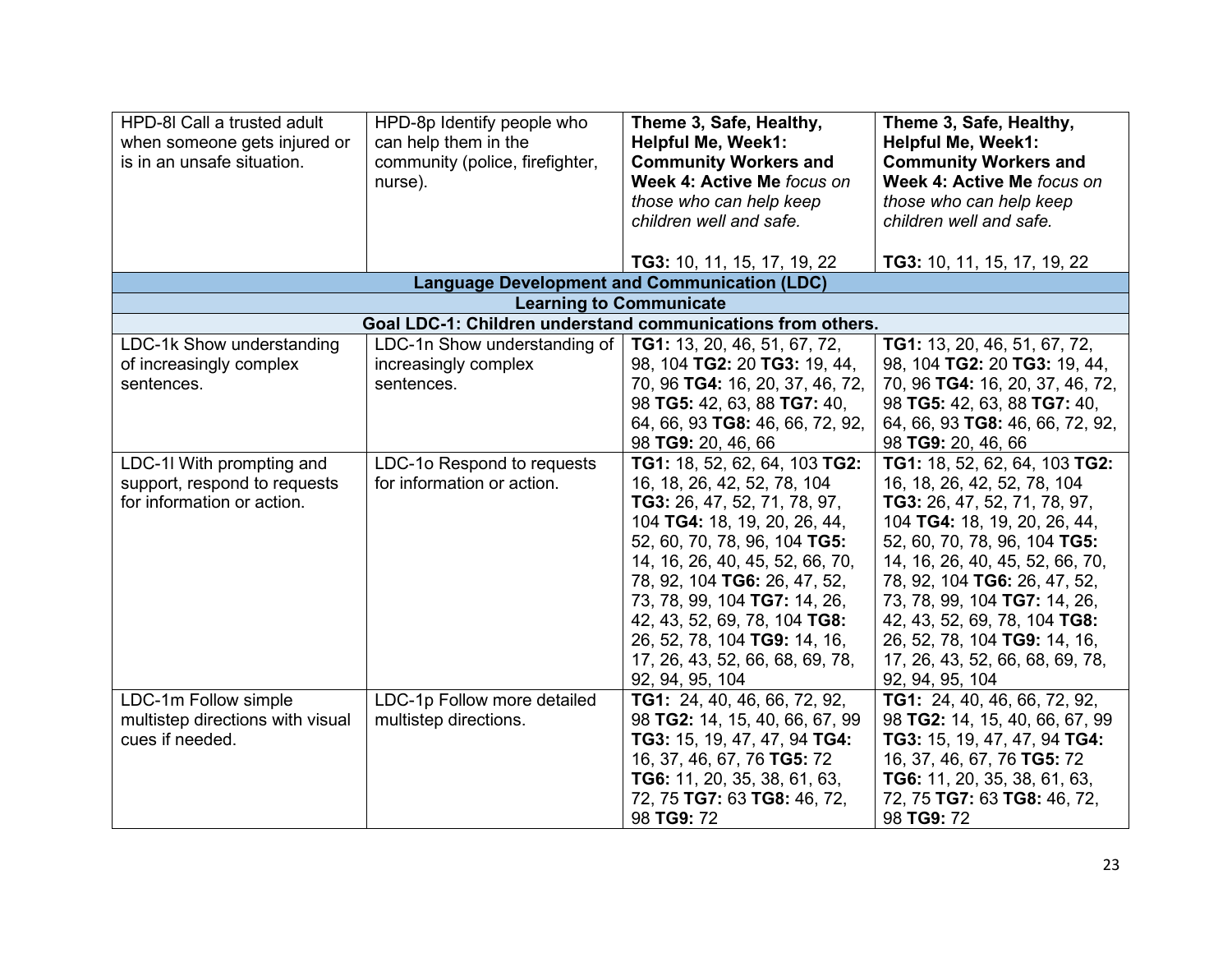| | | | |
|---|---|---|---|
| HPD-8l Call a trusted adult when someone gets injured or is in an unsafe situation. | HPD-8p Identify people who can help them in the community (police, firefighter, nurse). | **Theme 3, Safe, Healthy, Helpful Me, Week1: Community Workers and Week 4: Active Me** *focus on those who can help keep children well and safe.*<br><br>**TG3:** 10, 11, 15, 17, 19, 22 | **Theme 3, Safe, Healthy, Helpful Me, Week1: Community Workers and Week 4: Active Me** *focus on those who can help keep children well and safe.*<br><br>**TG3:** 10, 11, 15, 17, 19, 22 |
| **Language Development and Communication (LDC)** | | | |
| **Learning to Communicate** | | | |
| **Goal LDC-1: Children understand communications from others.** | | | |
| LDC-1k Show understanding of increasingly complex sentences. | LDC-1n Show understanding of increasingly complex sentences. | **TG1:** 13, 20, 46, 51, 67, 72, 98, 104 **TG2:** 20 **TG3:** 19, 44, 70, 96 **TG4:** 16, 20, 37, 46, 72, 98 **TG5:** 42, 63, 88 **TG7:** 40, 64, 66, 93 **TG8:** 46, 66, 72, 92, 98 **TG9:** 20, 46, 66 | **TG1:** 13, 20, 46, 51, 67, 72, 98, 104 **TG2:** 20 **TG3:** 19, 44, 70, 96 **TG4:** 16, 20, 37, 46, 72, 98 **TG5:** 42, 63, 88 **TG7:** 40, 64, 66, 93 **TG8:** 46, 66, 72, 92, 98 **TG9:** 20, 46, 66 |
| LDC-1l With prompting and support, respond to requests for information or action. | LDC-1o Respond to requests for information or action. | **TG1:** 18, 52, 62, 64, 103 **TG2:** 16, 18, 26, 42, 52, 78, 104 **TG3:** 26, 47, 52, 71, 78, 97, 104 **TG4:** 18, 19, 20, 26, 44, 52, 60, 70, 78, 96, 104 **TG5:** 14, 16, 26, 40, 45, 52, 66, 70, 78, 92, 104 **TG6:** 26, 47, 52, 73, 78, 99, 104 **TG7:** 14, 26, 42, 43, 52, 69, 78, 104 **TG8:** 26, 52, 78, 104 **TG9:** 14, 16, 17, 26, 43, 52, 66, 68, 69, 78, 92, 94, 95, 104 | **TG1:** 18, 52, 62, 64, 103 **TG2:** 16, 18, 26, 42, 52, 78, 104 **TG3:** 26, 47, 52, 71, 78, 97, 104 **TG4:** 18, 19, 20, 26, 44, 52, 60, 70, 78, 96, 104 **TG5:** 14, 16, 26, 40, 45, 52, 66, 70, 78, 92, 104 **TG6:** 26, 47, 52, 73, 78, 99, 104 **TG7:** 14, 26, 42, 43, 52, 69, 78, 104 **TG8:** 26, 52, 78, 104 **TG9:** 14, 16, 17, 26, 43, 52, 66, 68, 69, 78, 92, 94, 95, 104 |
| LDC-1m Follow simple multistep directions with visual cues if needed. | LDC-1p Follow more detailed multistep directions. | **TG1:** 24, 40, 46, 66, 72, 92, 98 **TG2:** 14, 15, 40, 66, 67, 99 **TG3:** 15, 19, 47, 47, 94 **TG4:** 16, 37, 46, 67, 76 **TG5:** 72 **TG6:** 11, 20, 35, 38, 61, 63, 72, 75 **TG7:** 63 **TG8:** 46, 72, 98 **TG9:** 72 | **TG1:** 24, 40, 46, 66, 72, 92, 98 **TG2:** 14, 15, 40, 66, 67, 99 **TG3:** 15, 19, 47, 47, 94 **TG4:** 16, 37, 46, 67, 76 **TG5:** 72 **TG6:** 11, 20, 35, 38, 61, 63, 72, 75 **TG7:** 63 **TG8:** 46, 72, 98 **TG9:** 72 |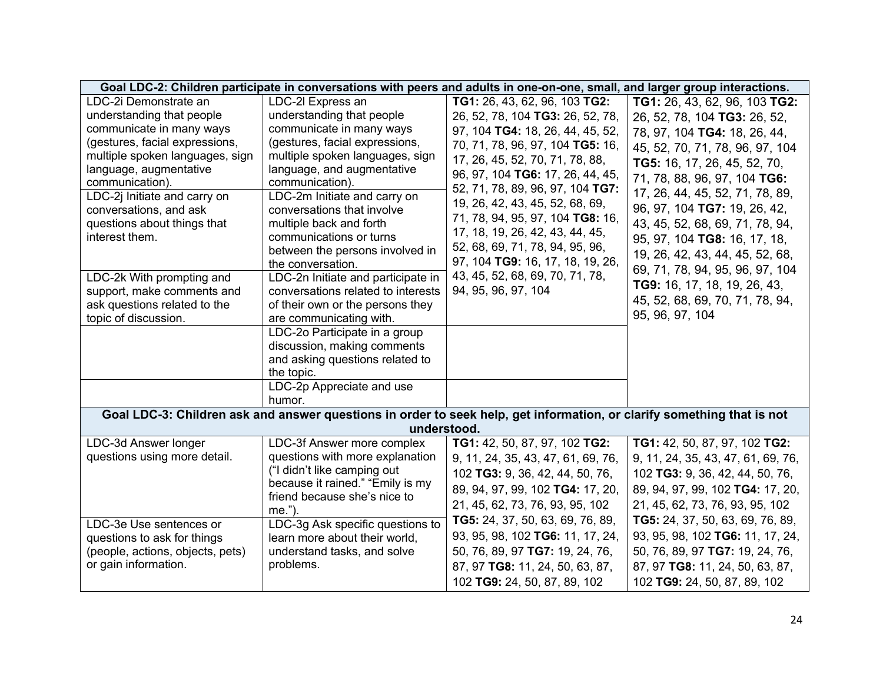| Goal LDC-2: Children participate in conversations with peers and adults in one-on-one, small, and larger group interactions. | | | |
|---|---|---|---|
| LDC-2i Demonstrate an understanding that people communicate in many ways (gestures, facial expressions, multiple spoken languages, sign language, augmentative communication). | LDC-2l Express an understanding that people communicate in many ways (gestures, facial expressions, multiple spoken languages, sign language, and augmentative communication). | **TG1:** 26, 43, 62, 96, 103 **TG2:** 26, 52, 78, 104 **TG3:** 26, 52, 78, 97, 104 **TG4:** 18, 26, 44, 45, 52, 70, 71, 78, 96, 97, 104 **TG5:** 16, 17, 26, 45, 52, 70, 71, 78, 88, 96, 97, 104 **TG6:** 17, 26, 44, 45, 52, 71, 78, 89, 96, 97, 104 **TG7:** 19, 26, 42, 43, 45, 52, 68, 69, 71, 78, 94, 95, 97, 104 **TG8:** 16, 17, 18, 19, 26, 42, 43, 44, 45, 52, 68, 69, 71, 78, 94, 95, 96, 97, 104 **TG9:** 16, 17, 18, 19, 26, 43, 45, 52, 68, 69, 70, 71, 78, 94, 95, 96, 97, 104 | **TG1:** 26, 43, 62, 96, 103 **TG2:** 26, 52, 78, 104 **TG3:** 26, 52, 78, 97, 104 **TG4:** 18, 26, 44, 45, 52, 70, 71, 78, 96, 97, 104 **TG5:** 16, 17, 26, 45, 52, 70, 71, 78, 88, 96, 97, 104 **TG6:** 17, 26, 44, 45, 52, 71, 78, 89, 96, 97, 104 **TG7:** 19, 26, 42, 43, 45, 52, 68, 69, 71, 78, 94, 95, 97, 104 **TG8:** 16, 17, 18, 19, 26, 42, 43, 44, 45, 52, 68, 69, 71, 78, 94, 95, 96, 97, 104 **TG9:** 16, 17, 18, 19, 26, 43, 45, 52, 68, 69, 70, 71, 78, 94, 95, 96, 97, 104 |
| LDC-2j Initiate and carry on conversations, and ask questions about things that interest them. | LDC-2m Initiate and carry on conversations that involve multiple back and forth communications or turns between the persons involved in the conversation. | | |
| LDC-2k With prompting and support, make comments and ask questions related to the topic of discussion. | LDC-2n Initiate and participate in conversations related to interests of their own or the persons they are communicating with. | | |
| | LDC-2o Participate in a group discussion, making comments and asking questions related to the topic. | | |
| | LDC-2p Appreciate and use humor. | | |
| **Goal LDC-3: Children ask and answer questions in order to seek help, get information, or clarify something that is not understood.** | | | |
| LDC-3d Answer longer questions using more detail. | LDC-3f Answer more complex questions with more explanation ("I didn't like camping out because it rained." "Emily is my friend because she's nice to me."). | **TG1:** 42, 50, 87, 97, 102 **TG2:** 9, 11, 24, 35, 43, 47, 61, 69, 76, 102 **TG3:** 9, 36, 42, 44, 50, 76, 89, 94, 97, 99, 102 **TG4:** 17, 20, 21, 45, 62, 73, 76, 93, 95, 102 **TG5:** 24, 37, 50, 63, 69, 76, 89, 93, 95, 98, 102 **TG6:** 11, 17, 24, 50, 76, 89, 97 **TG7:** 19, 24, 76, 87, 97 **TG8:** 11, 24, 50, 63, 87, 102 **TG9:** 24, 50, 87, 89, 102 | **TG1:** 42, 50, 87, 97, 102 **TG2:** 9, 11, 24, 35, 43, 47, 61, 69, 76, 102 **TG3:** 9, 36, 42, 44, 50, 76, 89, 94, 97, 99, 102 **TG4:** 17, 20, 21, 45, 62, 73, 76, 93, 95, 102 **TG5:** 24, 37, 50, 63, 69, 76, 89, 93, 95, 98, 102 **TG6:** 11, 17, 24, 50, 76, 89, 97 **TG7:** 19, 24, 76, 87, 97 **TG8:** 11, 24, 50, 63, 87, 102 **TG9:** 24, 50, 87, 89, 102 |
| LDC-3e Use sentences or questions to ask for things (people, actions, objects, pets) or gain information. | LDC-3g Ask specific questions to learn more about their world, understand tasks, and solve problems. | | |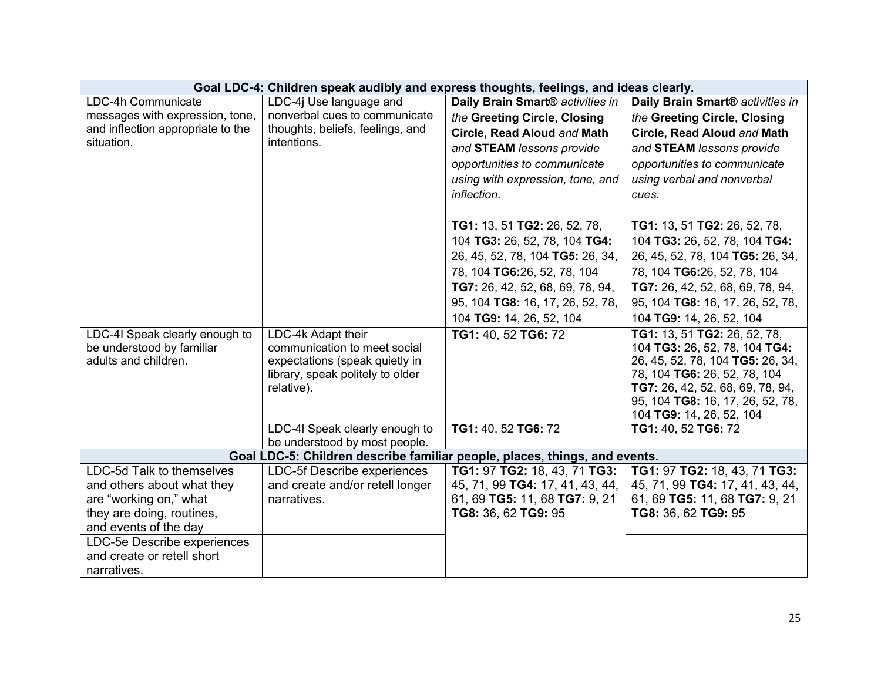| Goal LDC-4: Children speak audibly and express thoughts, feelings, and ideas clearly. | | | |
|---|---|---|---|
| LDC-4h Communicate messages with expression, tone, and inflection appropriate to the situation. | LDC-4j Use language and nonverbal cues to communicate thoughts, beliefs, feelings, and intentions. | **Daily Brain Smart®** *activities in the* **Greeting Circle, Closing Circle, Read Aloud** *and* **Math** *and* **STEAM** *lessons provide opportunities to communicate using with expression, tone, and inflection.*<br><br>**TG1:** 13, 51 **TG2:** 26, 52, 78, 104 **TG3:** 26, 52, 78, 104 **TG4:** 26, 45, 52, 78, 104 **TG5:** 26, 34, 78, 104 **TG6:**26, 52, 78, 104 **TG7:** 26, 42, 52, 68, 69, 78, 94, 95, 104 **TG8:** 16, 17, 26, 52, 78, 104 **TG9:** 14, 26, 52, 104 | **Daily Brain Smart®** *activities in the* **Greeting Circle, Closing Circle, Read Aloud** *and* **Math** *and* **STEAM** *lessons provide opportunities to communicate using verbal and nonverbal cues.*<br><br>**TG1:** 13, 51 **TG2:** 26, 52, 78, 104 **TG3:** 26, 52, 78, 104 **TG4:** 26, 45, 52, 78, 104 **TG5:** 26, 34, 78, 104 **TG6:**26, 52, 78, 104 **TG7:** 26, 42, 52, 68, 69, 78, 94, 95, 104 **TG8:** 16, 17, 26, 52, 78, 104 **TG9:** 14, 26, 52, 104 |
| LDC-4l Speak clearly enough to be understood by familiar adults and children. | LDC-4k Adapt their communication to meet social expectations (speak quietly in library, speak politely to older relative). | **TG1:** 40, 52 **TG6:** 72 | **TG1:** 13, 51 **TG2:** 26, 52, 78, 104 **TG3:** 26, 52, 78, 104 **TG4:** 26, 45, 52, 78, 104 **TG5:** 26, 34, 78, 104 **TG6:** 26, 52, 78, 104 **TG7:** 26, 42, 52, 68, 69, 78, 94, 95, 104 **TG8:** 16, 17, 26, 52, 78, 104 **TG9:** 14, 26, 52, 104 |
| | LDC-4l Speak clearly enough to be understood by most people. | **TG1:** 40, 52 **TG6:** 72 | **TG1:** 40, 52 **TG6:** 72 |
| **Goal LDC-5: Children describe familiar people, places, things, and events.** | | | |
| LDC-5d Talk to themselves and others about what they are "working on," what they are doing, routines, and events of the day | LDC-5f Describe experiences and create and/or retell longer narratives. | **TG1:** 97 **TG2:** 18, 43, 71 **TG3:** 45, 71, 99 **TG4:** 17, 41, 43, 44, 61, 69 **TG5:** 11, 68 **TG7:** 9, 21 **TG8:** 36, 62 **TG9:** 95 | **TG1:** 97 **TG2:** 18, 43, 71 **TG3:** 45, 71, 99 **TG4:** 17, 41, 43, 44, 61, 69 **TG5:** 11, 68 **TG7:** 9, 21 **TG8:** 36, 62 **TG9:** 95 |
| LDC-5e Describe experiences and create or retell short narratives. | | | |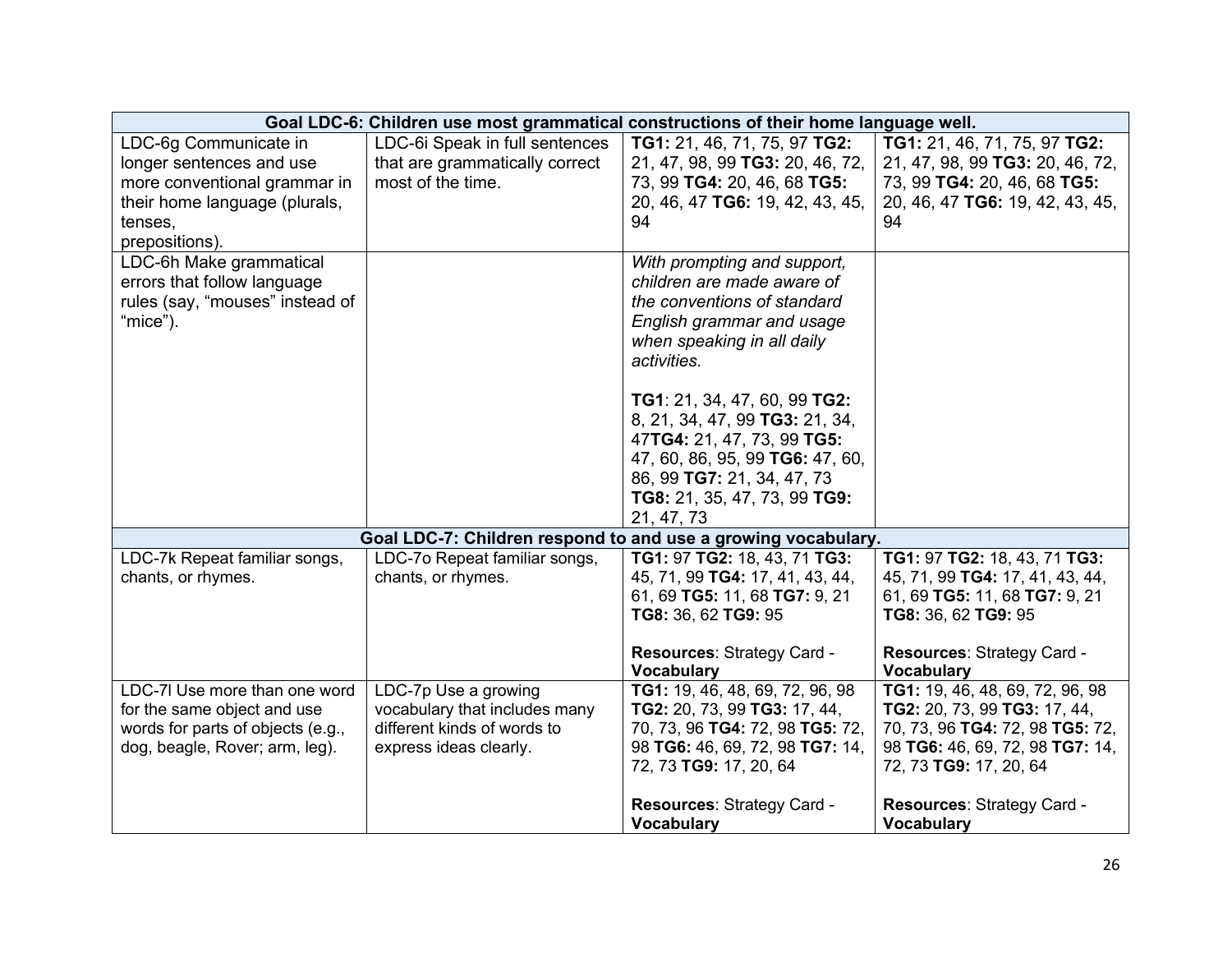| | | | |
|---|---|---|---|
| **Goal LDC-6: Children use most grammatical constructions of their home language well.** | | | |
| LDC-6g Communicate in longer sentences and use more conventional grammar in their home language (plurals, tenses, prepositions). | LDC-6i Speak in full sentences that are grammatically correct most of the time. | **TG1:** 21, 46, 71, 75, 97 **TG2:** 21, 47, 98, 99 **TG3:** 20, 46, 72, 73, 99 **TG4:** 20, 46, 68 **TG5:** 20, 46, 47 **TG6:** 19, 42, 43, 45, 94 | **TG1:** 21, 46, 71, 75, 97 **TG2:** 21, 47, 98, 99 **TG3:** 20, 46, 72, 73, 99 **TG4:** 20, 46, 68 **TG5:** 20, 46, 47 **TG6:** 19, 42, 43, 45, 94 |
| LDC-6h Make grammatical errors that follow language rules (say, "mouses" instead of "mice"). | | *With prompting and support, children are made aware of the conventions of standard English grammar and usage when speaking in all daily activities.*<br><br>**TG1**: 21, 34, 47, 60, 99 **TG2:** 8, 21, 34, 47, 99 **TG3:** 21, 34, 47**TG4:** 21, 47, 73, 99 **TG5:** 47, 60, 86, 95, 99 **TG6:** 47, 60, 86, 99 **TG7:** 21, 34, 47, 73 **TG8:** 21, 35, 47, 73, 99 **TG9:** 21, 47, 73 | |
| **Goal LDC-7: Children respond to and use a growing vocabulary.** | | | |
| LDC-7k Repeat familiar songs, chants, or rhymes. | LDC-7o Repeat familiar songs, chants, or rhymes. | **TG1:** 97 **TG2:** 18, 43, 71 **TG3:** 45, 71, 99 **TG4:** 17, 41, 43, 44, 61, 69 **TG5:** 11, 68 **TG7:** 9, 21 **TG8:** 36, 62 **TG9:** 95<br><br>**Resources**: Strategy Card - **Vocabulary** | **TG1:** 97 **TG2:** 18, 43, 71 **TG3:** 45, 71, 99 **TG4:** 17, 41, 43, 44, 61, 69 **TG5:** 11, 68 **TG7:** 9, 21 **TG8:** 36, 62 **TG9:** 95<br><br>**Resources**: Strategy Card - **Vocabulary** |
| LDC-7l Use more than one word for the same object and use words for parts of objects (e.g., dog, beagle, Rover; arm, leg). | LDC-7p Use a growing vocabulary that includes many different kinds of words to express ideas clearly. | **TG1:** 19, 46, 48, 69, 72, 96, 98 **TG2:** 20, 73, 99 **TG3:** 17, 44, 70, 73, 96 **TG4:** 72, 98 **TG5:** 72, 98 **TG6:** 46, 69, 72, 98 **TG7:** 14, 72, 73 **TG9:** 17, 20, 64<br><br>**Resources**: Strategy Card - **Vocabulary** | **TG1:** 19, 46, 48, 69, 72, 96, 98 **TG2:** 20, 73, 99 **TG3:** 17, 44, 70, 73, 96 **TG4:** 72, 98 **TG5:** 72, 98 **TG6:** 46, 69, 72, 98 **TG7:** 14, 72, 73 **TG9:** 17, 20, 64<br><br>**Resources**: Strategy Card - **Vocabulary** |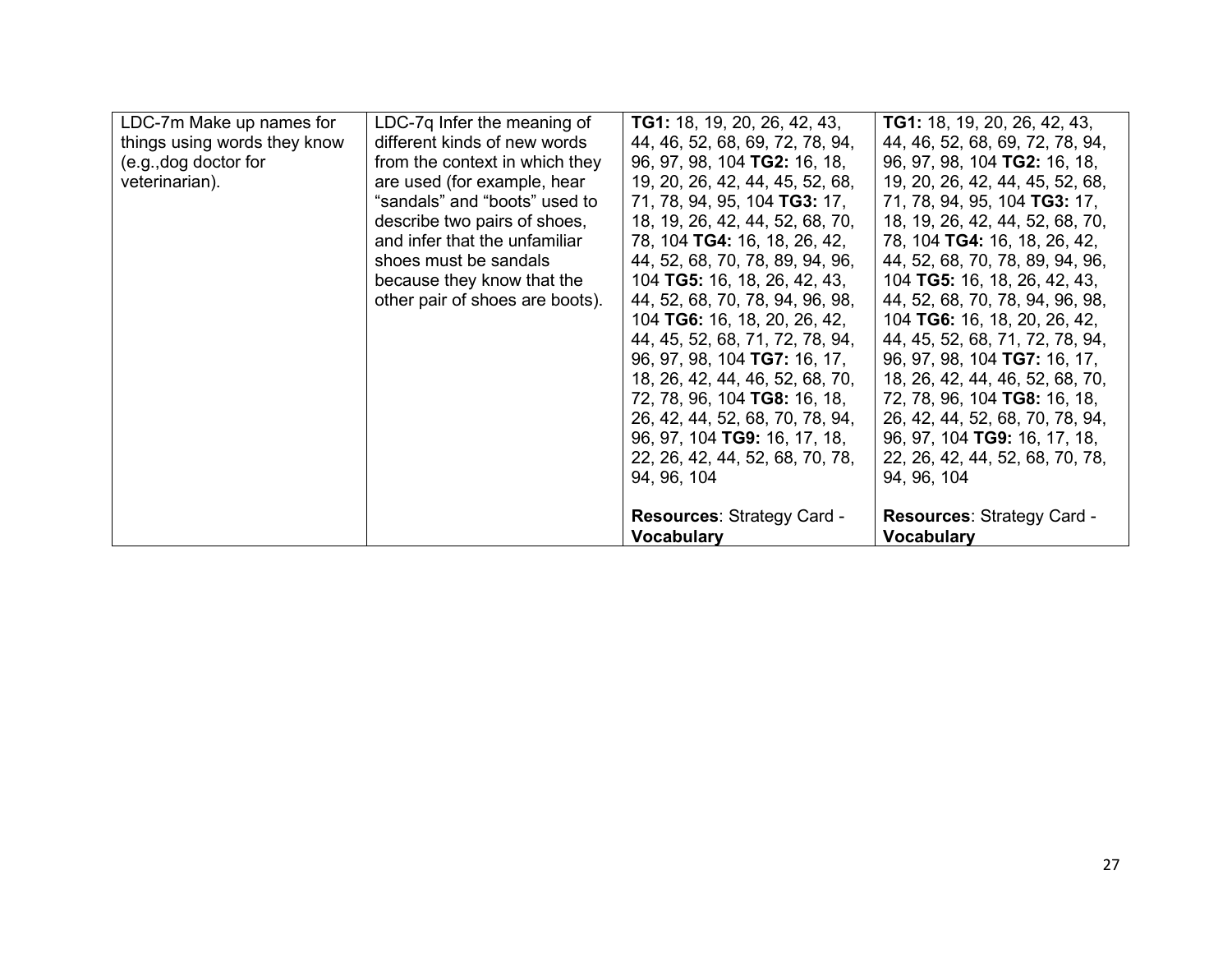| | | | |
|---|---|---|---|
| LDC-7m Make up names for things using words they know (e.g.,dog doctor for veterinarian). | LDC-7q Infer the meaning of different kinds of new words from the context in which they are used (for example, hear “sandals” and “boots” used to describe two pairs of shoes, and infer that the unfamiliar shoes must be sandals because they know that the other pair of shoes are boots). | **TG1:** 18, 19, 20, 26, 42, 43, 44, 46, 52, 68, 69, 72, 78, 94, 96, 97, 98, 104 **TG2:** 16, 18, 19, 20, 26, 42, 44, 45, 52, 68, 71, 78, 94, 95, 104 **TG3:** 17, 18, 19, 26, 42, 44, 52, 68, 70, 78, 104 **TG4:** 16, 18, 26, 42, 44, 52, 68, 70, 78, 89, 94, 96, 104 **TG5:** 16, 18, 26, 42, 43, 44, 52, 68, 70, 78, 94, 96, 98, 104 **TG6:** 16, 18, 20, 26, 42, 44, 45, 52, 68, 71, 72, 78, 94, 96, 97, 98, 104 **TG7:** 16, 17, 18, 26, 42, 44, 46, 52, 68, 70, 72, 78, 96, 104 **TG8:** 16, 18, 26, 42, 44, 52, 68, 70, 78, 94, 96, 97, 104 **TG9:** 16, 17, 18, 22, 26, 42, 44, 52, 68, 70, 78, 94, 96, 104<br><br>**Resources**: Strategy Card - **Vocabulary** | **TG1:** 18, 19, 20, 26, 42, 43, 44, 46, 52, 68, 69, 72, 78, 94, 96, 97, 98, 104 **TG2:** 16, 18, 19, 20, 26, 42, 44, 45, 52, 68, 71, 78, 94, 95, 104 **TG3:** 17, 18, 19, 26, 42, 44, 52, 68, 70, 78, 104 **TG4:** 16, 18, 26, 42, 44, 52, 68, 70, 78, 89, 94, 96, 104 **TG5:** 16, 18, 26, 42, 43, 44, 52, 68, 70, 78, 94, 96, 98, 104 **TG6:** 16, 18, 20, 26, 42, 44, 45, 52, 68, 71, 72, 78, 94, 96, 97, 98, 104 **TG7:** 16, 17, 18, 26, 42, 44, 46, 52, 68, 70, 72, 78, 96, 104 **TG8:** 16, 18, 26, 42, 44, 52, 68, 70, 78, 94, 96, 97, 104 **TG9:** 16, 17, 18, 22, 26, 42, 44, 52, 68, 70, 78, 94, 96, 104<br><br>**Resources**: Strategy Card - **Vocabulary** |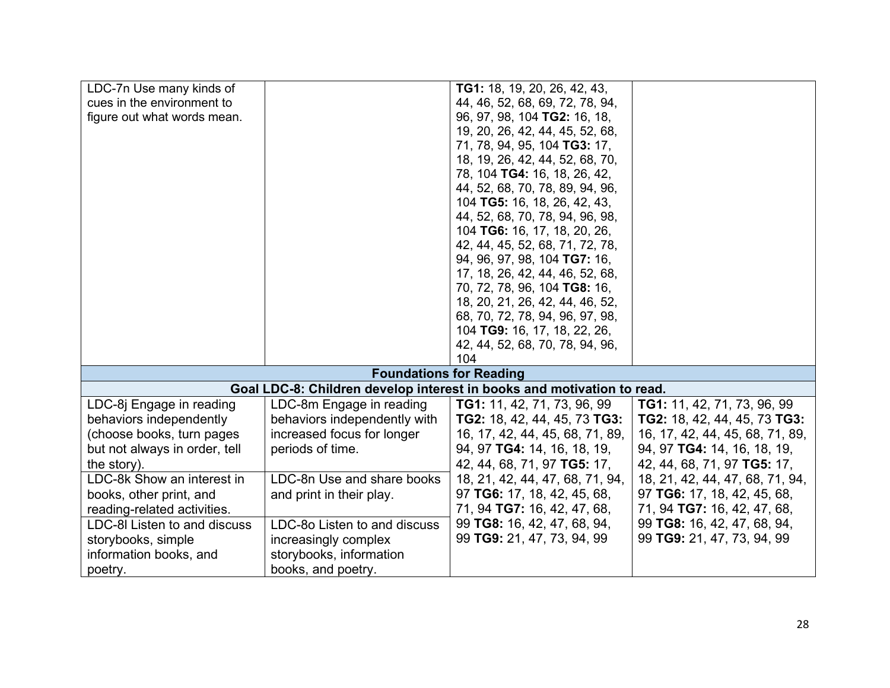| | | | |
|---|---|---|---|
| LDC-7n Use many kinds of cues in the environment to figure out what words mean. | | **TG1:** 18, 19, 20, 26, 42, 43, 44, 46, 52, 68, 69, 72, 78, 94, 96, 97, 98, 104 **TG2:** 16, 18, 19, 20, 26, 42, 44, 45, 52, 68, 71, 78, 94, 95, 104 **TG3:** 17, 18, 19, 26, 42, 44, 52, 68, 70, 78, 104 **TG4:** 16, 18, 26, 42, 44, 52, 68, 70, 78, 89, 94, 96, 104 **TG5:** 16, 18, 26, 42, 43, 44, 52, 68, 70, 78, 94, 96, 98, 104 **TG6:** 16, 17, 18, 20, 26, 42, 44, 45, 52, 68, 71, 72, 78, 94, 96, 97, 98, 104 **TG7:** 16, 17, 18, 26, 42, 44, 46, 52, 68, 70, 72, 78, 96, 104 **TG8:** 16, 18, 20, 21, 26, 42, 44, 46, 52, 68, 70, 72, 78, 94, 96, 97, 98, 104 **TG9:** 16, 17, 18, 22, 26, 42, 44, 52, 68, 70, 78, 94, 96, 104 | |
| **Foundations for Reading** | | | |
| **Goal LDC-8: Children develop interest in books and motivation to read.** | | | |
| LDC-8j Engage in reading behaviors independently (choose books, turn pages but not always in order, tell the story). | LDC-8m Engage in reading behaviors independently with increased focus for longer periods of time. | **TG1:** 11, 42, 71, 73, 96, 99 **TG2:** 18, 42, 44, 45, 73 **TG3:** 16, 17, 42, 44, 45, 68, 71, 89, 94, 97 **TG4:** 14, 16, 18, 19, 42, 44, 68, 71, 97 **TG5:** 17, 18, 21, 42, 44, 47, 68, 71, 94, 97 **TG6:** 17, 18, 42, 45, 68, 71, 94 **TG7:** 16, 42, 47, 68, 99 **TG8:** 16, 42, 47, 68, 94, 99 **TG9:** 21, 47, 73, 94, 99 | **TG1:** 11, 42, 71, 73, 96, 99 **TG2:** 18, 42, 44, 45, 73 **TG3:** 16, 17, 42, 44, 45, 68, 71, 89, 94, 97 **TG4:** 14, 16, 18, 19, 42, 44, 68, 71, 97 **TG5:** 17, 18, 21, 42, 44, 47, 68, 71, 94, 97 **TG6:** 17, 18, 42, 45, 68, 71, 94 **TG7:** 16, 42, 47, 68, 99 **TG8:** 16, 42, 47, 68, 94, 99 **TG9:** 21, 47, 73, 94, 99 |
| LDC-8k Show an interest in books, other print, and reading-related activities. | LDC-8n Use and share books and print in their play. | | |
| LDC-8l Listen to and discuss storybooks, simple information books, and poetry. | LDC-8o Listen to and discuss increasingly complex storybooks, information books, and poetry. | | |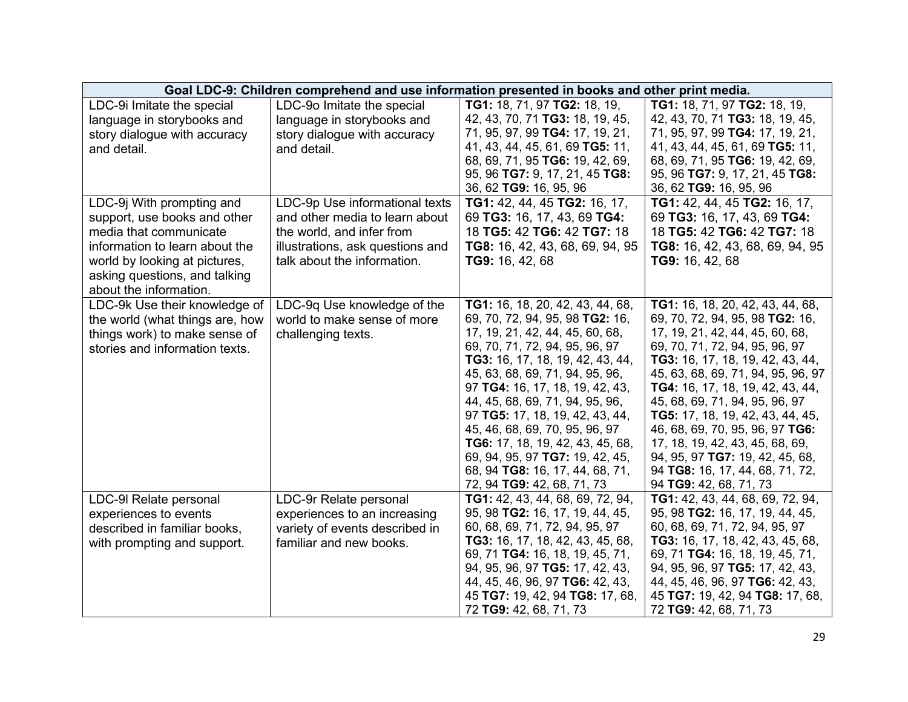| Goal LDC-9: Children comprehend and use information presented in books and other print media. | | | |
|---|---|---|---|
| LDC-9i Imitate the special language in storybooks and story dialogue with accuracy and detail. | LDC-9o Imitate the special language in storybooks and story dialogue with accuracy and detail. | **TG1:** 18, 71, 97 **TG2:** 18, 19, 42, 43, 70, 71 **TG3:** 18, 19, 45, 71, 95, 97, 99 **TG4:** 17, 19, 21, 41, 43, 44, 45, 61, 69 **TG5:** 11, 68, 69, 71, 95 **TG6:** 19, 42, 69, 95, 96 **TG7:** 9, 17, 21, 45 **TG8:** 36, 62 **TG9:** 16, 95, 96 | **TG1:** 18, 71, 97 **TG2:** 18, 19, 42, 43, 70, 71 **TG3:** 18, 19, 45, 71, 95, 97, 99 **TG4:** 17, 19, 21, 41, 43, 44, 45, 61, 69 **TG5:** 11, 68, 69, 71, 95 **TG6:** 19, 42, 69, 95, 96 **TG7:** 9, 17, 21, 45 **TG8:** 36, 62 **TG9:** 16, 95, 96 |
| LDC-9j With prompting and support, use books and other media that communicate information to learn about the world by looking at pictures, asking questions, and talking about the information. | LDC-9p Use informational texts and other media to learn about the world, and infer from illustrations, ask questions and talk about the information. | **TG1:** 42, 44, 45 **TG2:** 16, 17, 69 **TG3:** 16, 17, 43, 69 **TG4:** 18 **TG5:** 42 **TG6:** 42 **TG7:** 18 **TG8:** 16, 42, 43, 68, 69, 94, 95 **TG9:** 16, 42, 68 | **TG1:** 42, 44, 45 **TG2:** 16, 17, 69 **TG3:** 16, 17, 43, 69 **TG4:** 18 **TG5:** 42 **TG6:** 42 **TG7:** 18 **TG8:** 16, 42, 43, 68, 69, 94, 95 **TG9:** 16, 42, 68 |
| LDC-9k Use their knowledge of the world (what things are, how things work) to make sense of stories and information texts. | LDC-9q Use knowledge of the world to make sense of more challenging texts. | **TG1:** 16, 18, 20, 42, 43, 44, 68, 69, 70, 72, 94, 95, 98 **TG2:** 16, 17, 19, 21, 42, 44, 45, 60, 68, 69, 70, 71, 72, 94, 95, 96, 97 **TG3:** 16, 17, 18, 19, 42, 43, 44, 45, 63, 68, 69, 71, 94, 95, 96, 97 **TG4:** 16, 17, 18, 19, 42, 43, 44, 45, 68, 69, 71, 94, 95, 96, 97 **TG5:** 17, 18, 19, 42, 43, 44, 45, 46, 68, 69, 70, 95, 96, 97 **TG6:** 17, 18, 19, 42, 43, 45, 68, 69, 94, 95, 97 **TG7:** 19, 42, 45, 68, 94 **TG8:** 16, 17, 44, 68, 71, 72, 94 **TG9:** 42, 68, 71, 73 | **TG1:** 16, 18, 20, 42, 43, 44, 68, 69, 70, 72, 94, 95, 98 **TG2:** 16, 17, 19, 21, 42, 44, 45, 60, 68, 69, 70, 71, 72, 94, 95, 96, 97 **TG3:** 16, 17, 18, 19, 42, 43, 44, 45, 63, 68, 69, 71, 94, 95, 96, 97 **TG4:** 16, 17, 18, 19, 42, 43, 44, 45, 68, 69, 71, 94, 95, 96, 97 **TG5:** 17, 18, 19, 42, 43, 44, 45, 46, 68, 69, 70, 95, 96, 97 **TG6:** 17, 18, 19, 42, 43, 45, 68, 69, 94, 95, 97 **TG7:** 19, 42, 45, 68, 94 **TG8:** 16, 17, 44, 68, 71, 72, 94 **TG9:** 42, 68, 71, 73 |
| LDC-9l Relate personal experiences to events described in familiar books, with prompting and support. | LDC-9r Relate personal experiences to an increasing variety of events described in familiar and new books. | **TG1:** 42, 43, 44, 68, 69, 72, 94, 95, 98 **TG2:** 16, 17, 19, 44, 45, 60, 68, 69, 71, 72, 94, 95, 97 **TG3:** 16, 17, 18, 42, 43, 45, 68, 69, 71 **TG4:** 16, 18, 19, 45, 71, 94, 95, 96, 97 **TG5:** 17, 42, 43, 44, 45, 46, 96, 97 **TG6:** 42, 43, 45 **TG7:** 19, 42, 94 **TG8:** 17, 68, 72 **TG9:** 42, 68, 71, 73 | **TG1:** 42, 43, 44, 68, 69, 72, 94, 95, 98 **TG2:** 16, 17, 19, 44, 45, 60, 68, 69, 71, 72, 94, 95, 97 **TG3:** 16, 17, 18, 42, 43, 45, 68, 69, 71 **TG4:** 16, 18, 19, 45, 71, 94, 95, 96, 97 **TG5:** 17, 42, 43, 44, 45, 46, 96, 97 **TG6:** 42, 43, 45 **TG7:** 19, 42, 94 **TG8:** 17, 68, 72 **TG9:** 42, 68, 71, 73 |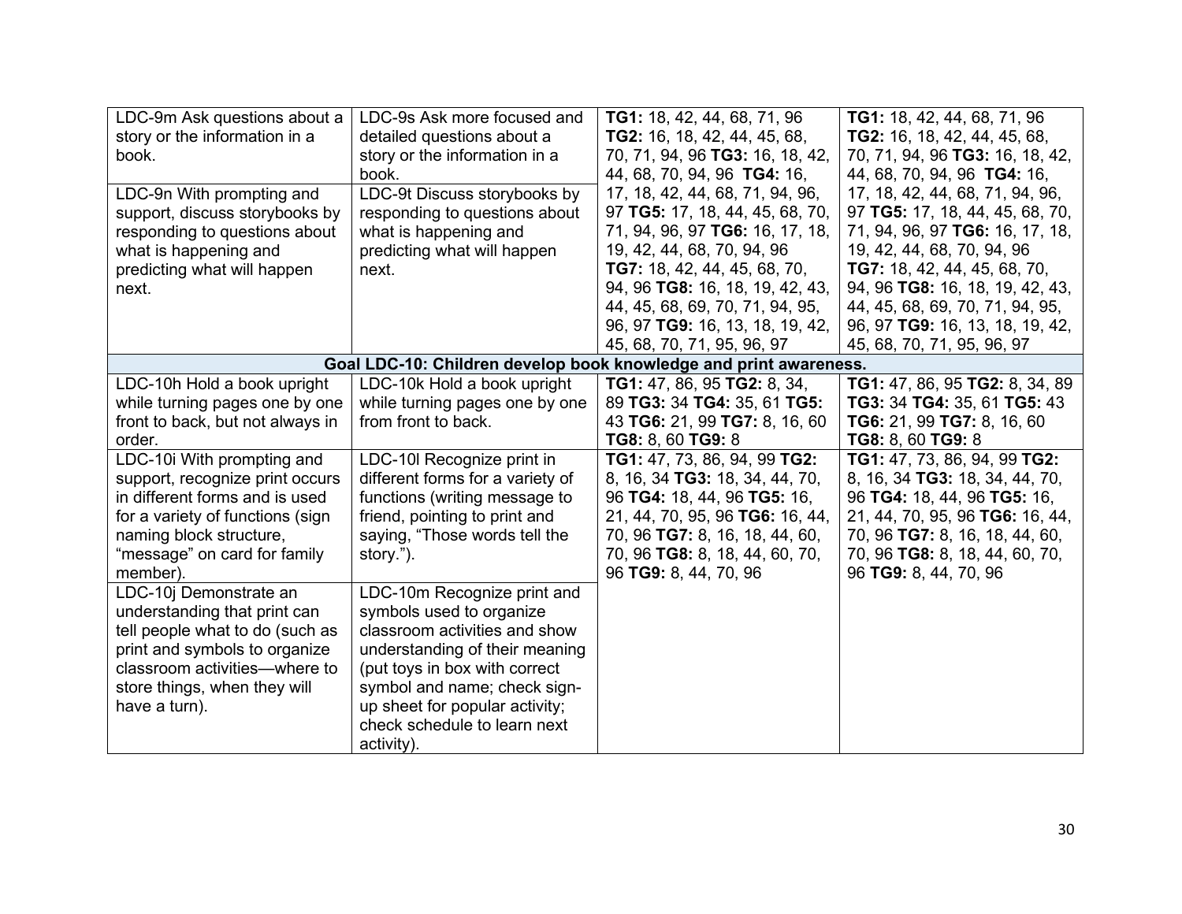| | | | |
|---|---|---|---|
| LDC-9m Ask questions about a story or the information in a book.<br><br>LDC-9n With prompting and support, discuss storybooks by responding to questions about what is happening and predicting what will happen next. | LDC-9s Ask more focused and detailed questions about a story or the information in a book.<br><br>LDC-9t Discuss storybooks by responding to questions about what is happening and predicting what will happen next. | **TG1:** 18, 42, 44, 68, 71, 96 **TG2:** 16, 18, 42, 44, 45, 68, 70, 71, 94, 96 **TG3:** 16, 18, 42, 44, 68, 70, 94, 96 **TG4:** 16, 17, 18, 42, 44, 68, 71, 94, 96, 97 **TG5:** 17, 18, 44, 45, 68, 70, 71, 94, 96, 97 **TG6:** 16, 17, 18, 19, 42, 44, 68, 70, 94, 96 **TG7:** 18, 42, 44, 45, 68, 70, 94, 96 **TG8:** 16, 18, 19, 42, 43, 44, 45, 68, 69, 70, 71, 94, 95, 96, 97 **TG9:** 16, 13, 18, 19, 42, 45, 68, 70, 71, 95, 96, 97 | **TG1:** 18, 42, 44, 68, 71, 96 **TG2:** 16, 18, 42, 44, 45, 68, 70, 71, 94, 96 **TG3:** 16, 18, 42, 44, 68, 70, 94, 96 **TG4:** 16, 17, 18, 42, 44, 68, 71, 94, 96, 97 **TG5:** 17, 18, 44, 45, 68, 70, 71, 94, 96, 97 **TG6:** 16, 17, 18, 19, 42, 44, 68, 70, 94, 96 **TG7:** 18, 42, 44, 45, 68, 70, 94, 96 **TG8:** 16, 18, 19, 42, 43, 44, 45, 68, 69, 70, 71, 94, 95, 96, 97 **TG9:** 16, 13, 18, 19, 42, 45, 68, 70, 71, 95, 96, 97 |
| **Goal LDC-10: Children develop book knowledge and print awareness.** | | | |
| LDC-10h Hold a book upright while turning pages one by one front to back, but not always in order. | LDC-10k Hold a book upright while turning pages one by one from front to back. | **TG1:** 47, 86, 95 **TG2:** 8, 34, 89 **TG3:** 34 **TG4:** 35, 61 **TG5:** 43 **TG6:** 21, 99 **TG7:** 8, 16, 60 **TG8:** 8, 60 **TG9:** 8 | **TG1:** 47, 86, 95 **TG2:** 8, 34, 89 **TG3:** 34 **TG4:** 35, 61 **TG5:** 43 **TG6:** 21, 99 **TG7:** 8, 16, 60 **TG8:** 8, 60 **TG9:** 8 |
| LDC-10i With prompting and support, recognize print occurs in different forms and is used for a variety of functions (sign naming block structure, "message" on card for family member).<br><br>LDC-10j Demonstrate an understanding that print can tell people what to do (such as print and symbols to organize classroom activities—where to store things, when they will have a turn). | LDC-10l Recognize print in different forms for a variety of functions (writing message to friend, pointing to print and saying, "Those words tell the story.").<br><br>LDC-10m Recognize print and symbols used to organize classroom activities and show understanding of their meaning (put toys in box with correct symbol and name; check sign-up sheet for popular activity; check schedule to learn next activity). | **TG1:** 47, 73, 86, 94, 99 **TG2:** 8, 16, 34 **TG3:** 18, 34, 44, 70, 96 **TG4:** 18, 44, 96 **TG5:** 16, 21, 44, 70, 95, 96 **TG6:** 16, 44, 70, 96 **TG7:** 8, 16, 18, 44, 60, 70, 96 **TG8:** 8, 18, 44, 60, 70, 96 **TG9:** 8, 44, 70, 96 | **TG1:** 47, 73, 86, 94, 99 **TG2:** 8, 16, 34 **TG3:** 18, 34, 44, 70, 96 **TG4:** 18, 44, 96 **TG5:** 16, 21, 44, 70, 95, 96 **TG6:** 16, 44, 70, 96 **TG7:** 8, 16, 18, 44, 60, 70, 96 **TG8:** 8, 18, 44, 60, 70, 96 **TG9:** 8, 44, 70, 96 |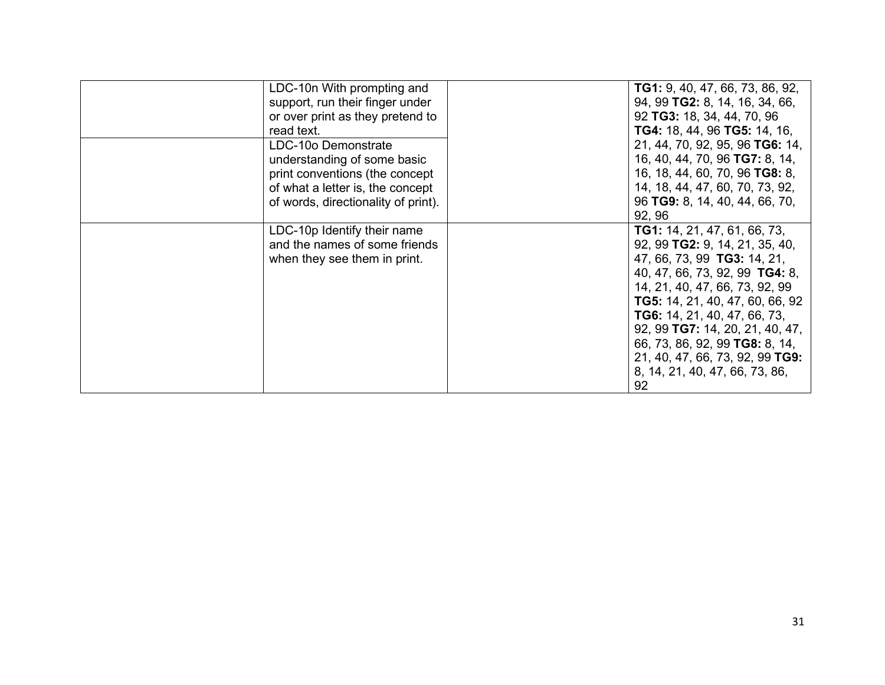| | | | |
|---|---|---|---|
| | LDC-10n With prompting and support, run their finger under or over print as they pretend to read text. | | **TG1:** 9, 40, 47, 66, 73, 86, 92, 94, 99 **TG2:** 8, 14, 16, 34, 66, 92 **TG3:** 18, 34, 44, 70, 96 **TG4:** 18, 44, 96 **TG5:** 14, 16, 21, 44, 70, 92, 95, 96 **TG6:** 14, 16, 40, 44, 70, 96 **TG7:** 8, 14, 16, 18, 44, 60, 70, 96 **TG8:** 8, 14, 18, 44, 47, 60, 70, 73, 92, 96 **TG9:** 8, 14, 40, 44, 66, 70, 92, 96 |
| | LDC-10o Demonstrate understanding of some basic print conventions (the concept of what a letter is, the concept of words, directionality of print). | | |
| | LDC-10p Identify their name and the names of some friends when they see them in print. | | **TG1:** 14, 21, 47, 61, 66, 73, 92, 99 **TG2:** 9, 14, 21, 35, 40, 47, 66, 73, 99 **TG3:** 14, 21, 40, 47, 66, 73, 92, 99 **TG4:** 8, 14, 21, 40, 47, 66, 73, 92, 99 **TG5:** 14, 21, 40, 47, 60, 66, 92 **TG6:** 14, 21, 40, 47, 66, 73, 92, 99 **TG7:** 14, 20, 21, 40, 47, 66, 73, 86, 92, 99 **TG8:** 8, 14, 21, 40, 47, 66, 73, 92, 99 **TG9:** 8, 14, 21, 40, 47, 66, 73, 86, 92 |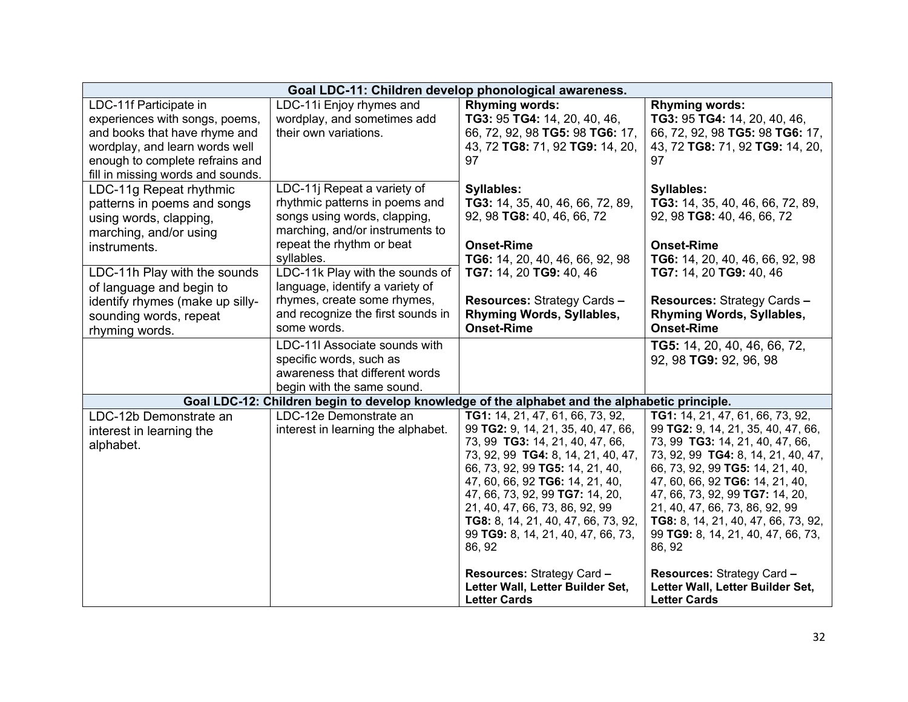| Goal LDC-11: Children develop phonological awareness. | | | |
|---|---|---|---|
| LDC-11f Participate in experiences with songs, poems, and books that have rhyme and wordplay, and learn words well enough to complete refrains and fill in missing words and sounds. | LDC-11i Enjoy rhymes and wordplay, and sometimes add their own variations. | **Rhyming words:** **TG3:** 95 **TG4:** 14, 20, 40, 46, 66, 72, 92, 98 **TG5:** 98 **TG6:** 17, 43, 72 **TG8:** 71, 92 **TG9:** 14, 20, 97<br><br>**Syllables:** **TG3:** 14, 35, 40, 46, 66, 72, 89, 92, 98 **TG8:** 40, 46, 66, 72<br><br>**Onset-Rime** **TG6:** 14, 20, 40, 46, 66, 92, 98 **TG7:** 14, 20 **TG9:** 40, 46<br><br>**Resources:** Strategy Cards – **Rhyming Words, Syllables, Onset-Rime** | **Rhyming words:** **TG3:** 95 **TG4:** 14, 20, 40, 46, 66, 72, 92, 98 **TG5:** 98 **TG6:** 17, 43, 72 **TG8:** 71, 92 **TG9:** 14, 20, 97<br><br>**Syllables:** **TG3:** 14, 35, 40, 46, 66, 72, 89, 92, 98 **TG8:** 40, 46, 66, 72<br><br>**Onset-Rime** **TG6:** 14, 20, 40, 46, 66, 92, 98 **TG7:** 14, 20 **TG9:** 40, 46<br><br>**Resources:** Strategy Cards – **Rhyming Words, Syllables, Onset-Rime** |
| LDC-11g Repeat rhythmic patterns in poems and songs using words, clapping, marching, and/or using instruments. | LDC-11j Repeat a variety of rhythmic patterns in poems and songs using words, clapping, marching, and/or instruments to repeat the rhythm or beat syllables. | | |
| LDC-11h Play with the sounds of language and begin to identify rhymes (make up silly-sounding words, repeat rhyming words. | LDC-11k Play with the sounds of language, identify a variety of rhymes, create some rhymes, and recognize the first sounds in some words. | | |
| | LDC-11l Associate sounds with specific words, such as awareness that different words begin with the same sound. | | **TG5:** 14, 20, 40, 46, 66, 72, 92, 98 **TG9:** 92, 96, 98 |
| **Goal LDC-12: Children begin to develop knowledge of the alphabet and the alphabetic principle.** | | | |
| LDC-12b Demonstrate an interest in learning the alphabet. | LDC-12e Demonstrate an interest in learning the alphabet. | **TG1:** 14, 21, 47, 61, 66, 73, 92, 99 **TG2:** 9, 14, 21, 35, 40, 47, 66, 73, 99 **TG3:** 14, 21, 40, 47, 66, 73, 92, 99 **TG4:** 8, 14, 21, 40, 47, 66, 73, 92, 99 **TG5:** 14, 21, 40, 47, 60, 66, 92 **TG6:** 14, 21, 40, 47, 66, 73, 92, 99 **TG7:** 14, 20, 21, 40, 47, 66, 73, 86, 92, 99 **TG8:** 8, 14, 21, 40, 47, 66, 73, 92, 99 **TG9:** 8, 14, 21, 40, 47, 66, 73, 86, 92<br><br>**Resources:** Strategy Card – **Letter Wall, Letter Builder Set, Letter Cards** | **TG1:** 14, 21, 47, 61, 66, 73, 92, 99 **TG2:** 9, 14, 21, 35, 40, 47, 66, 73, 99 **TG3:** 14, 21, 40, 47, 66, 73, 92, 99 **TG4:** 8, 14, 21, 40, 47, 66, 73, 92, 99 **TG5:** 14, 21, 40, 47, 60, 66, 92 **TG6:** 14, 21, 40, 47, 66, 73, 92, 99 **TG7:** 14, 20, 21, 40, 47, 66, 73, 86, 92, 99 **TG8:** 8, 14, 21, 40, 47, 66, 73, 92, 99 **TG9:** 8, 14, 21, 40, 47, 66, 73, 86, 92<br><br>**Resources:** Strategy Card – **Letter Wall, Letter Builder Set, Letter Cards** |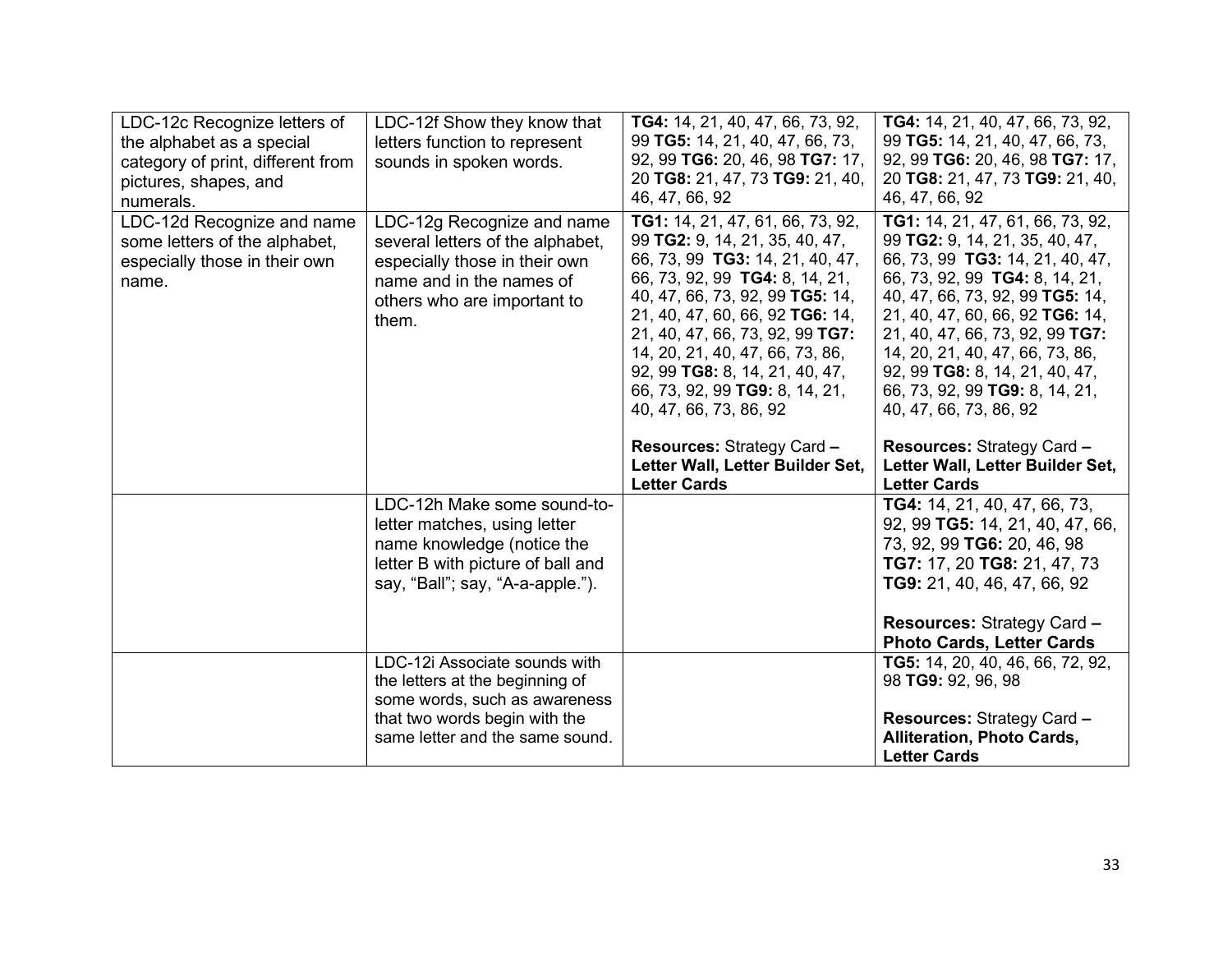| | | | |
|---|---|---|---|
| LDC-12c Recognize letters of the alphabet as a special category of print, different from pictures, shapes, and numerals. | LDC-12f Show they know that letters function to represent sounds in spoken words. | **TG4:** 14, 21, 40, 47, 66, 73, 92, 99 **TG5:** 14, 21, 40, 47, 66, 73, 92, 99 **TG6:** 20, 46, 98 **TG7:** 17, 20 **TG8:** 21, 47, 73 **TG9:** 21, 40, 46, 47, 66, 92 | **TG4:** 14, 21, 40, 47, 66, 73, 92, 99 **TG5:** 14, 21, 40, 47, 66, 73, 92, 99 **TG6:** 20, 46, 98 **TG7:** 17, 20 **TG8:** 21, 47, 73 **TG9:** 21, 40, 46, 47, 66, 92 |
| LDC-12d Recognize and name some letters of the alphabet, especially those in their own name. | LDC-12g Recognize and name several letters of the alphabet, especially those in their own name and in the names of others who are important to them. | **TG1:** 14, 21, 47, 61, 66, 73, 92, 99 **TG2:** 9, 14, 21, 35, 40, 47, 66, 73, 99 **TG3:** 14, 21, 40, 47, 66, 73, 92, 99 **TG4:** 8, 14, 21, 40, 47, 66, 73, 92, 99 **TG5:** 14, 21, 40, 47, 60, 66, 92 **TG6:** 14, 21, 40, 47, 66, 73, 92, 99 **TG7:** 14, 20, 21, 40, 47, 66, 73, 86, 92, 99 **TG8:** 8, 14, 21, 40, 47, 66, 73, 92, 99 **TG9:** 8, 14, 21, 40, 47, 66, 73, 86, 92<br><br>**Resources:** Strategy Card – **Letter Wall, Letter Builder Set, Letter Cards** | **TG1:** 14, 21, 47, 61, 66, 73, 92, 99 **TG2:** 9, 14, 21, 35, 40, 47, 66, 73, 99 **TG3:** 14, 21, 40, 47, 66, 73, 92, 99 **TG4:** 8, 14, 21, 40, 47, 66, 73, 92, 99 **TG5:** 14, 21, 40, 47, 60, 66, 92 **TG6:** 14, 21, 40, 47, 66, 73, 92, 99 **TG7:** 14, 20, 21, 40, 47, 66, 73, 86, 92, 99 **TG8:** 8, 14, 21, 40, 47, 66, 73, 92, 99 **TG9:** 8, 14, 21, 40, 47, 66, 73, 86, 92<br><br>**Resources:** Strategy Card – **Letter Wall, Letter Builder Set, Letter Cards** |
| | LDC-12h Make some sound-to-letter matches, using letter name knowledge (notice the letter B with picture of ball and say, "Ball"; say, "A-a-apple."). | | **TG4:** 14, 21, 40, 47, 66, 73, 92, 99 **TG5:** 14, 21, 40, 47, 66, 73, 92, 99 **TG6:** 20, 46, 98 **TG7:** 17, 20 **TG8:** 21, 47, 73 **TG9:** 21, 40, 46, 47, 66, 92<br><br>**Resources:** Strategy Card – **Photo Cards, Letter Cards** |
| | LDC-12i Associate sounds with the letters at the beginning of some words, such as awareness that two words begin with the same letter and the same sound. | | **TG5:** 14, 20, 40, 46, 66, 72, 92, 98 **TG9:** 92, 96, 98<br><br>**Resources:** Strategy Card – **Alliteration, Photo Cards, Letter Cards** |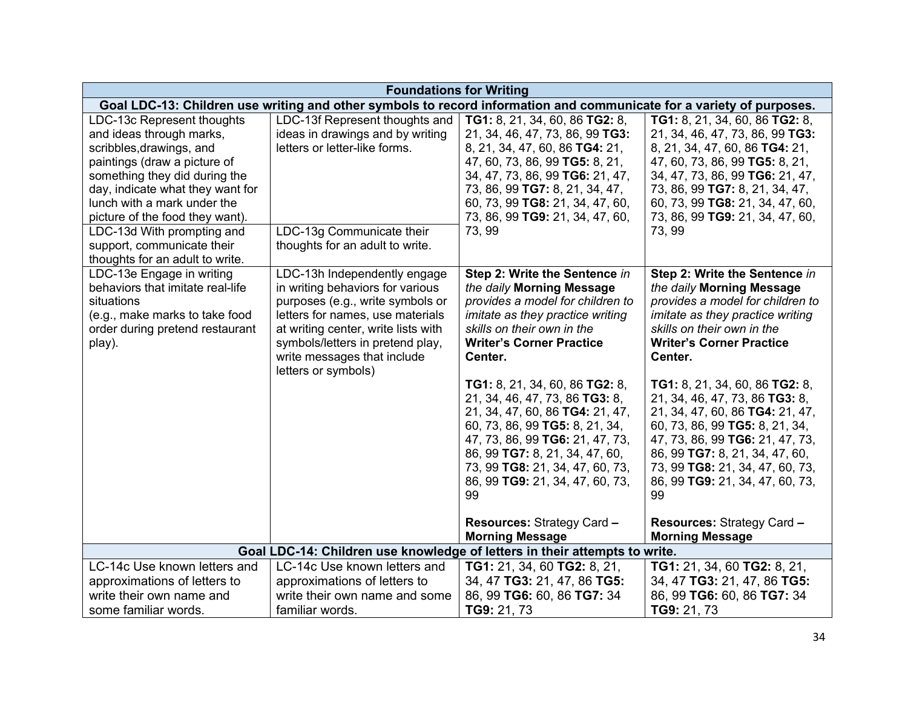| Foundations for Writing | | | |
|---|---|---|---|
| **Goal LDC-13: Children use writing and other symbols to record information and communicate for a variety of purposes.** | | | |
| LDC-13c Represent thoughts and ideas through marks, scribbles,drawings, and paintings (draw a picture of something they did during the day, indicate what they want for lunch with a mark under the picture of the food they want). | LDC-13f Represent thoughts and ideas in drawings and by writing letters or letter-like forms. | **TG1:** 8, 21, 34, 60, 86 **TG2:** 8, 21, 34, 46, 47, 73, 86, 99 **TG3:** 8, 21, 34, 47, 60, 86 **TG4:** 21, 47, 60, 73, 86, 99 **TG5:** 8, 21, 34, 47, 73, 86, 99 **TG6:** 21, 47, 73, 86, 99 **TG7:** 8, 21, 34, 47, 60, 73, 99 **TG8:** 21, 34, 47, 60, 73, 86, 99 **TG9:** 21, 34, 47, 60, 73, 99 | **TG1:** 8, 21, 34, 60, 86 **TG2:** 8, 21, 34, 46, 47, 73, 86, 99 **TG3:** 8, 21, 34, 47, 60, 86 **TG4:** 21, 47, 60, 73, 86, 99 **TG5:** 8, 21, 34, 47, 73, 86, 99 **TG6:** 21, 47, 73, 86, 99 **TG7:** 8, 21, 34, 47, 60, 73, 99 **TG8:** 21, 34, 47, 60, 73, 86, 99 **TG9:** 21, 34, 47, 60, 73, 99 |
| LDC-13d With prompting and support, communicate their thoughts for an adult to write. | LDC-13g Communicate their thoughts for an adult to write. | | |
| LDC-13e Engage in writing behaviors that imitate real-life situations (e.g., make marks to take food order during pretend restaurant play). | LDC-13h Independently engage in writing behaviors for various purposes (e.g., write symbols or letters for names, use materials at writing center, write lists with symbols/letters in pretend play, write messages that include letters or symbols) | **Step 2: Write the Sentence** *in the daily* **Morning Message** *provides a model for children to imitate as they practice writing skills on their own in the* **Writer's Corner Practice Center.**<br><br>**TG1:** 8, 21, 34, 60, 86 **TG2:** 8, 21, 34, 46, 47, 73, 86 **TG3:** 8, 21, 34, 47, 60, 86 **TG4:** 21, 47, 60, 73, 86, 99 **TG5:** 8, 21, 34, 47, 73, 86, 99 **TG6:** 21, 47, 73, 86, 99 **TG7:** 8, 21, 34, 47, 60, 73, 99 **TG8:** 21, 34, 47, 60, 73, 86, 99 **TG9:** 21, 34, 47, 60, 73, 99<br><br>**Resources:** Strategy Card **– Morning Message** | **Step 2: Write the Sentence** *in the daily* **Morning Message** *provides a model for children to imitate as they practice writing skills on their own in the* **Writer's Corner Practice Center.**<br><br>**TG1:** 8, 21, 34, 60, 86 **TG2:** 8, 21, 34, 46, 47, 73, 86 **TG3:** 8, 21, 34, 47, 60, 86 **TG4:** 21, 47, 60, 73, 86, 99 **TG5:** 8, 21, 34, 47, 73, 86, 99 **TG6:** 21, 47, 73, 86, 99 **TG7:** 8, 21, 34, 47, 60, 73, 99 **TG8:** 21, 34, 47, 60, 73, 86, 99 **TG9:** 21, 34, 47, 60, 73, 99<br><br>**Resources:** Strategy Card **– Morning Message** |
| **Goal LDC-14: Children use knowledge of letters in their attempts to write.** | | | |
| LC-14c Use known letters and approximations of letters to write their own name and some familiar words. | LC-14c Use known letters and approximations of letters to write their own name and some familiar words. | **TG1:** 21, 34, 60 **TG2:** 8, 21, 34, 47 **TG3:** 21, 47, 86 **TG5:** 86, 99 **TG6:** 60, 86 **TG7:** 34 **TG9:** 21, 73 | **TG1:** 21, 34, 60 **TG2:** 8, 21, 34, 47 **TG3:** 21, 47, 86 **TG5:** 86, 99 **TG6:** 60, 86 **TG7:** 34 **TG9:** 21, 73 |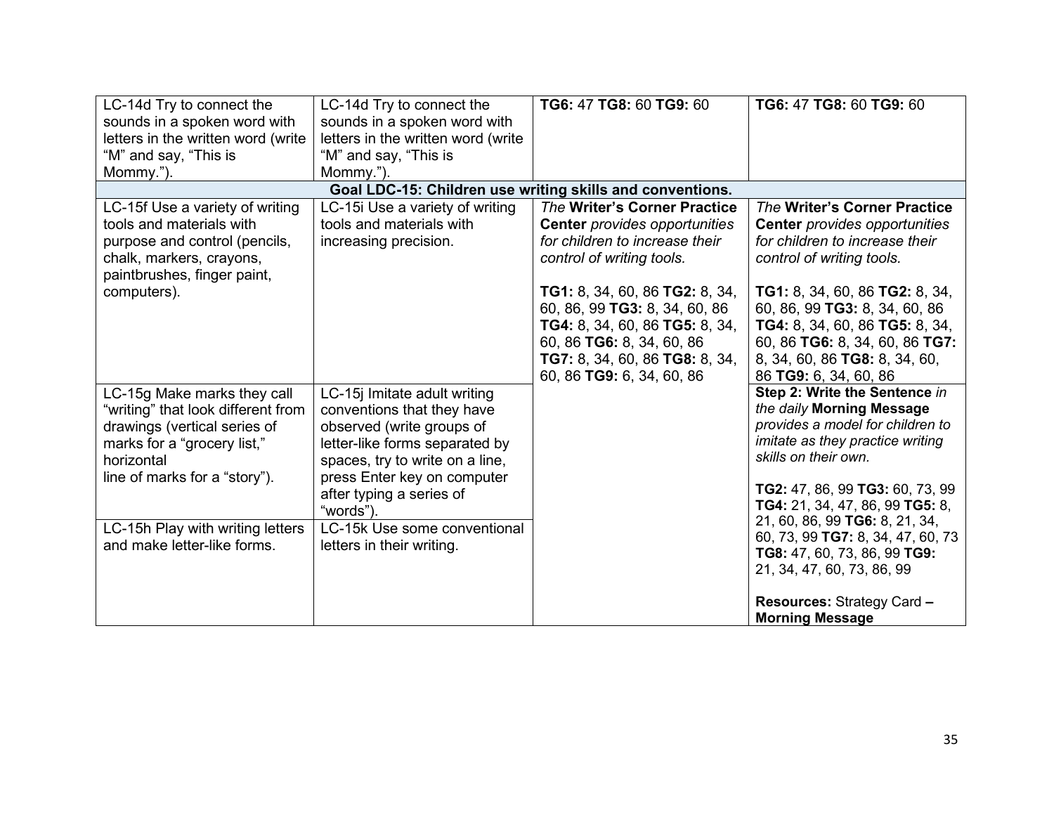| | | | |
|---|---|---|---|
| LC-14d Try to connect the sounds in a spoken word with letters in the written word (write "M" and say, "This is Mommy."). | LC-14d Try to connect the sounds in a spoken word with letters in the written word (write "M" and say, "This is Mommy."). | **TG6:** 47 **TG8:** 60 **TG9:** 60 | **TG6:** 47 **TG8:** 60 **TG9:** 60 |
| **Goal LDC-15: Children use writing skills and conventions.** | | | |
| LC-15f Use a variety of writing tools and materials with purpose and control (pencils, chalk, markers, crayons, paintbrushes, finger paint, computers). | LC-15i Use a variety of writing tools and materials with increasing precision. | *The* **Writer's Corner Practice Center** *provides opportunities for children to increase their control of writing tools.*<br><br>**TG1:** 8, 34, 60, 86 **TG2:** 8, 34, 60, 86, 99 **TG3:** 8, 34, 60, 86 **TG4:** 8, 34, 60, 86 **TG5:** 8, 34, 60, 86 **TG6:** 8, 34, 60, 86 **TG7:** 8, 34, 60, 86 **TG8:** 8, 34, 60, 86 **TG9:** 6, 34, 60, 86 | *The* **Writer's Corner Practice Center** *provides opportunities for children to increase their control of writing tools.*<br><br>**TG1:** 8, 34, 60, 86 **TG2:** 8, 34, 60, 86, 99 **TG3:** 8, 34, 60, 86 **TG4:** 8, 34, 60, 86 **TG5:** 8, 34, 60, 86 **TG6:** 8, 34, 60, 86 **TG7:** 8, 34, 60, 86 **TG8:** 8, 34, 60, 86 **TG9:** 6, 34, 60, 86 |
| LC-15g Make marks they call "writing" that look different from drawings (vertical series of marks for a "grocery list," horizontal line of marks for a "story"). | LC-15j Imitate adult writing conventions that they have observed (write groups of letter-like forms separated by spaces, try to write on a line, press Enter key on computer after typing a series of "words"). | | **Step 2: Write the Sentence** *in the daily* **Morning Message** *provides a model for children to imitate as they practice writing skills on their own.*<br><br>**TG2:** 47, 86, 99 **TG3:** 60, 73, 99 **TG4:** 21, 34, 47, 86, 99 **TG5:** 8, 21, 60, 86, 99 **TG6:** 8, 21, 34, 60, 73, 99 **TG7:** 8, 34, 47, 60, 73 **TG8:** 47, 60, 73, 86, 99 **TG9:** 21, 34, 47, 60, 73, 86, 99<br><br>**Resources:** Strategy Card **– Morning Message** |
| LC-15h Play with writing letters and make letter-like forms. | LC-15k Use some conventional letters in their writing. | | |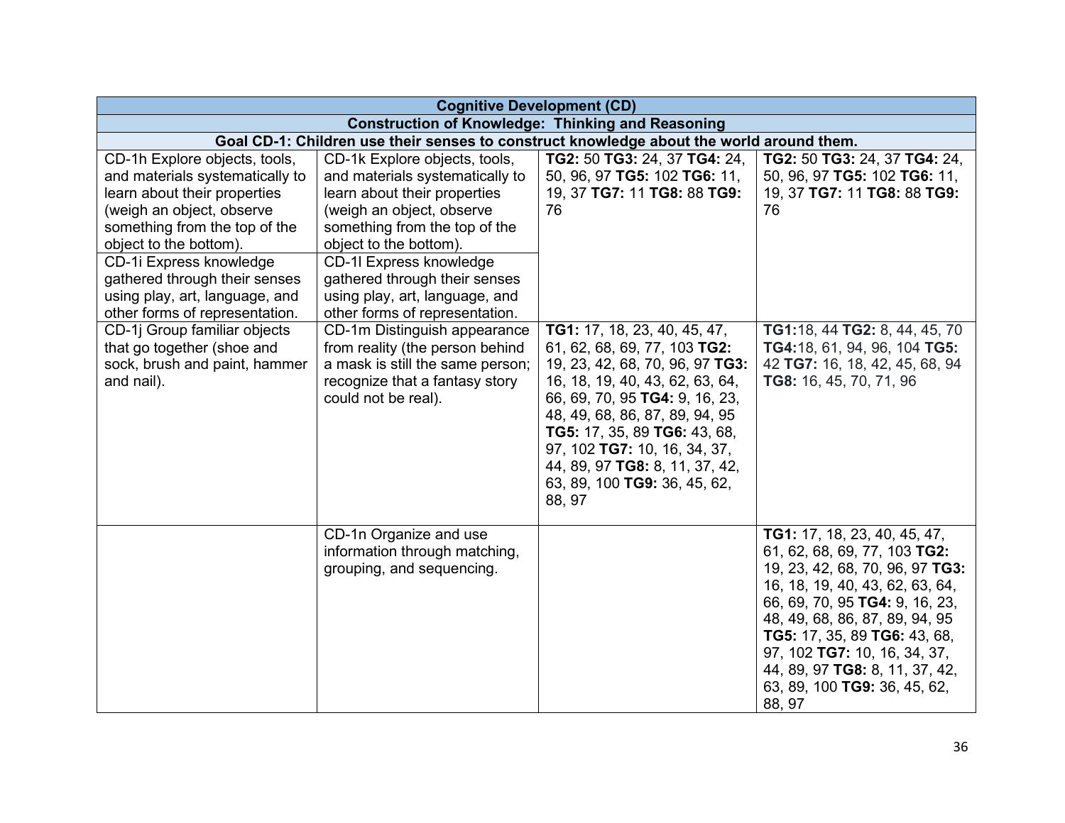| Cognitive Development (CD) | | | |
|---|---|---|---|
| **Construction of Knowledge: Thinking and Reasoning** | | | |
| **Goal CD-1: Children use their senses to construct knowledge about the world around them.** | | | |
| CD-1h Explore objects, tools, and materials systematically to learn about their properties (weigh an object, observe something from the top of the object to the bottom). | CD-1k Explore objects, tools, and materials systematically to learn about their properties (weigh an object, observe something from the top of the object to the bottom). | **TG2:** 50 **TG3:** 24, 37 **TG4:** 24, 50, 96, 97 **TG5:** 102 **TG6:** 11, 19, 37 **TG7:** 11 **TG8:** 88 **TG9:** 76 | **TG2:** 50 **TG3:** 24, 37 **TG4:** 24, 50, 96, 97 **TG5:** 102 **TG6:** 11, 19, 37 **TG7:** 11 **TG8:** 88 **TG9:** 76 |
| CD-1i Express knowledge gathered through their senses using play, art, language, and other forms of representation. | CD-1l Express knowledge gathered through their senses using play, art, language, and other forms of representation. | | |
| CD-1j Group familiar objects that go together (shoe and sock, brush and paint, hammer and nail). | CD-1m Distinguish appearance from reality (the person behind a mask is still the same person; recognize that a fantasy story could not be real). | **TG1:** 17, 18, 23, 40, 45, 47, 61, 62, 68, 69, 77, 103 **TG2:** 19, 23, 42, 68, 70, 96, 97 **TG3:** 16, 18, 19, 40, 43, 62, 63, 64, 66, 69, 70, 95 **TG4:** 9, 16, 23, 48, 49, 68, 86, 87, 89, 94, 95 **TG5:** 17, 35, 89 **TG6:** 43, 68, 97, 102 **TG7:** 10, 16, 34, 37, 44, 89, 97 **TG8:** 8, 11, 37, 42, 63, 89, 100 **TG9:** 36, 45, 62, 88, 97 | **TG1:**18, 44 **TG2:** 8, 44, 45, 70 **TG4:**18, 61, 94, 96, 104 **TG5:** 42 **TG7:** 16, 18, 42, 45, 68, 94 **TG8:** 16, 45, 70, 71, 96 |
| | CD-1n Organize and use information through matching, grouping, and sequencing. | | **TG1:** 17, 18, 23, 40, 45, 47, 61, 62, 68, 69, 77, 103 **TG2:** 19, 23, 42, 68, 70, 96, 97 **TG3:** 16, 18, 19, 40, 43, 62, 63, 64, 66, 69, 70, 95 **TG4:** 9, 16, 23, 48, 49, 68, 86, 87, 89, 94, 95 **TG5:** 17, 35, 89 **TG6:** 43, 68, 97, 102 **TG7:** 10, 16, 34, 37, 44, 89, 97 **TG8:** 8, 11, 37, 42, 63, 89, 100 **TG9:** 36, 45, 62, 88, 97 |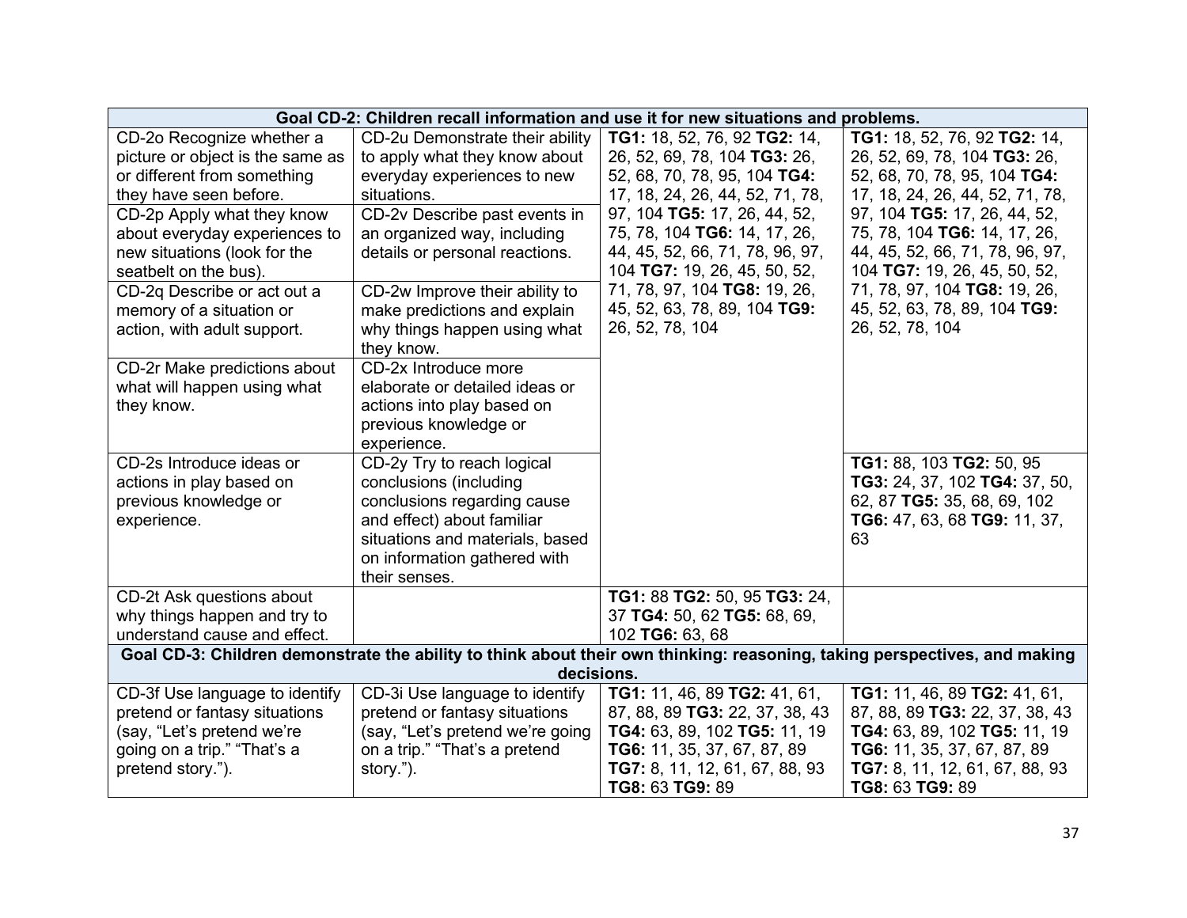| Goal CD-2: Children recall information and use it for new situations and problems. | | | |
|---|---|---|---|
| CD-2o Recognize whether a picture or object is the same as or different from something they have seen before. | CD-2u Demonstrate their ability to apply what they know about everyday experiences to new situations. | **TG1:** 18, 52, 76, 92 **TG2:** 14, 26, 52, 69, 78, 104 **TG3:** 26, 52, 68, 70, 78, 95, 104 **TG4:** 17, 18, 24, 26, 44, 52, 71, 78, 97, 104 **TG5:** 17, 26, 44, 52, 75, 78, 104 **TG6:** 14, 17, 26, 44, 45, 52, 66, 71, 78, 96, 97, 104 **TG7:** 19, 26, 45, 50, 52, 71, 78, 97, 104 **TG8:** 19, 26, 45, 52, 63, 78, 89, 104 **TG9:** 26, 52, 78, 104 | **TG1:** 18, 52, 76, 92 **TG2:** 14, 26, 52, 69, 78, 104 **TG3:** 26, 52, 68, 70, 78, 95, 104 **TG4:** 17, 18, 24, 26, 44, 52, 71, 78, 97, 104 **TG5:** 17, 26, 44, 52, 75, 78, 104 **TG6:** 14, 17, 26, 44, 45, 52, 66, 71, 78, 96, 97, 104 **TG7:** 19, 26, 45, 50, 52, 71, 78, 97, 104 **TG8:** 19, 26, 45, 52, 63, 78, 89, 104 **TG9:** 26, 52, 78, 104 |
| CD-2p Apply what they know about everyday experiences to new situations (look for the seatbelt on the bus). | CD-2v Describe past events in an organized way, including details or personal reactions. | | |
| CD-2q Describe or act out a memory of a situation or action, with adult support. | CD-2w Improve their ability to make predictions and explain why things happen using what they know. | | |
| CD-2r Make predictions about what will happen using what they know. | CD-2x Introduce more elaborate or detailed ideas or actions into play based on previous knowledge or experience. | | |
| CD-2s Introduce ideas or actions in play based on previous knowledge or experience. | CD-2y Try to reach logical conclusions (including conclusions regarding cause and effect) about familiar situations and materials, based on information gathered with their senses. | | **TG1:** 88, 103 **TG2:** 50, 95 **TG3:** 24, 37, 102 **TG4:** 37, 50, 62, 87 **TG5:** 35, 68, 69, 102 **TG6:** 47, 63, 68 **TG9:** 11, 37, 63 |
| CD-2t Ask questions about why things happen and try to understand cause and effect. | | **TG1:** 88 **TG2:** 50, 95 **TG3:** 24, 37 **TG4:** 50, 62 **TG5:** 68, 69, 102 **TG6:** 63, 68 | |
| **Goal CD-3: Children demonstrate the ability to think about their own thinking: reasoning, taking perspectives, and making decisions.** | | | |
| CD-3f Use language to identify pretend or fantasy situations (say, "Let's pretend we're going on a trip." "That's a pretend story."). | CD-3i Use language to identify pretend or fantasy situations (say, "Let's pretend we're going on a trip." "That's a pretend story."). | **TG1:** 11, 46, 89 **TG2:** 41, 61, 87, 88, 89 **TG3:** 22, 37, 38, 43 **TG4:** 63, 89, 102 **TG5:** 11, 19 **TG6:** 11, 35, 37, 67, 87, 89 **TG7:** 8, 11, 12, 61, 67, 88, 93 **TG8:** 63 **TG9:** 89 | **TG1:** 11, 46, 89 **TG2:** 41, 61, 87, 88, 89 **TG3:** 22, 37, 38, 43 **TG4:** 63, 89, 102 **TG5:** 11, 19 **TG6:** 11, 35, 37, 67, 87, 89 **TG7:** 8, 11, 12, 61, 67, 88, 93 **TG8:** 63 **TG9:** 89 |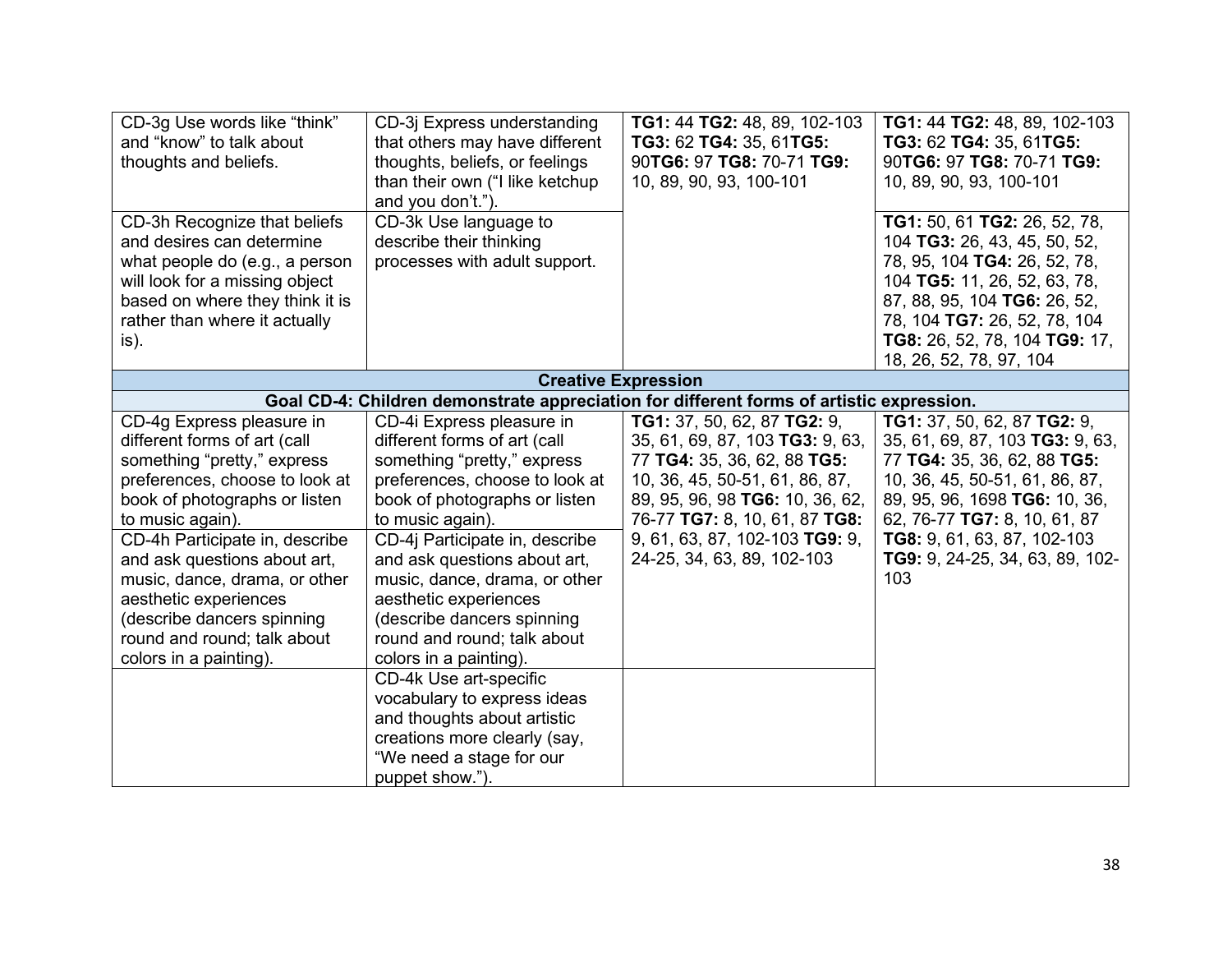| | | | |
|---|---|---|---|
| CD-3g Use words like "think" and "know" to talk about thoughts and beliefs. | CD-3j Express understanding that others may have different thoughts, beliefs, or feelings than their own ("I like ketchup and you don't."). | **TG1:** 44 **TG2:** 48, 89, 102-103 **TG3:** 62 **TG4:** 35, 61**TG5:** 90**TG6:** 97 **TG8:** 70-71 **TG9:** 10, 89, 90, 93, 100-101 | **TG1:** 44 **TG2:** 48, 89, 102-103 **TG3:** 62 **TG4:** 35, 61**TG5:** 90**TG6:** 97 **TG8:** 70-71 **TG9:** 10, 89, 90, 93, 100-101 |
| CD-3h Recognize that beliefs and desires can determine what people do (e.g., a person will look for a missing object based on where they think it is rather than where it actually is). | CD-3k Use language to describe their thinking processes with adult support. | | **TG1:** 50, 61 **TG2:** 26, 52, 78, 104 **TG3:** 26, 43, 45, 50, 52, 78, 95, 104 **TG4:** 26, 52, 78, 104 **TG5:** 11, 26, 52, 63, 78, 87, 88, 95, 104 **TG6:** 26, 52, 78, 104 **TG7:** 26, 52, 78, 104 **TG8:** 26, 52, 78, 104 **TG9:** 17, 18, 26, 52, 78, 97, 104 |
| **Creative Expression** | | | |
| **Goal CD-4: Children demonstrate appreciation for different forms of artistic expression.** | | | |
| CD-4g Express pleasure in different forms of art (call something "pretty," express preferences, choose to look at book of photographs or listen to music again). | CD-4i Express pleasure in different forms of art (call something "pretty," express preferences, choose to look at book of photographs or listen to music again). | **TG1:** 37, 50, 62, 87 **TG2:** 9, 35, 61, 69, 87, 103 **TG3:** 9, 63, 77 **TG4:** 35, 36, 62, 88 **TG5:** 10, 36, 45, 50-51, 61, 86, 87, 89, 95, 96, 98 **TG6:** 10, 36, 62, 76-77 **TG7:** 8, 10, 61, 87 **TG8:** 9, 61, 63, 87, 102-103 **TG9:** 9, 24-25, 34, 63, 89, 102-103 | **TG1:** 37, 50, 62, 87 **TG2:** 9, 35, 61, 69, 87, 103 **TG3:** 9, 63, 77 **TG4:** 35, 36, 62, 88 **TG5:** 10, 36, 45, 50-51, 61, 86, 87, 89, 95, 96, 1698 **TG6:** 10, 36, 62, 76-77 **TG7:** 8, 10, 61, 87 **TG8:** 9, 61, 63, 87, 102-103 **TG9:** 9, 24-25, 34, 63, 89, 102-103 |
| CD-4h Participate in, describe and ask questions about art, music, dance, drama, or other aesthetic experiences (describe dancers spinning round and round; talk about colors in a painting). | CD-4j Participate in, describe and ask questions about art, music, dance, drama, or other aesthetic experiences (describe dancers spinning round and round; talk about colors in a painting). | | |
| | CD-4k Use art-specific vocabulary to express ideas and thoughts about artistic creations more clearly (say, "We need a stage for our puppet show."). | | |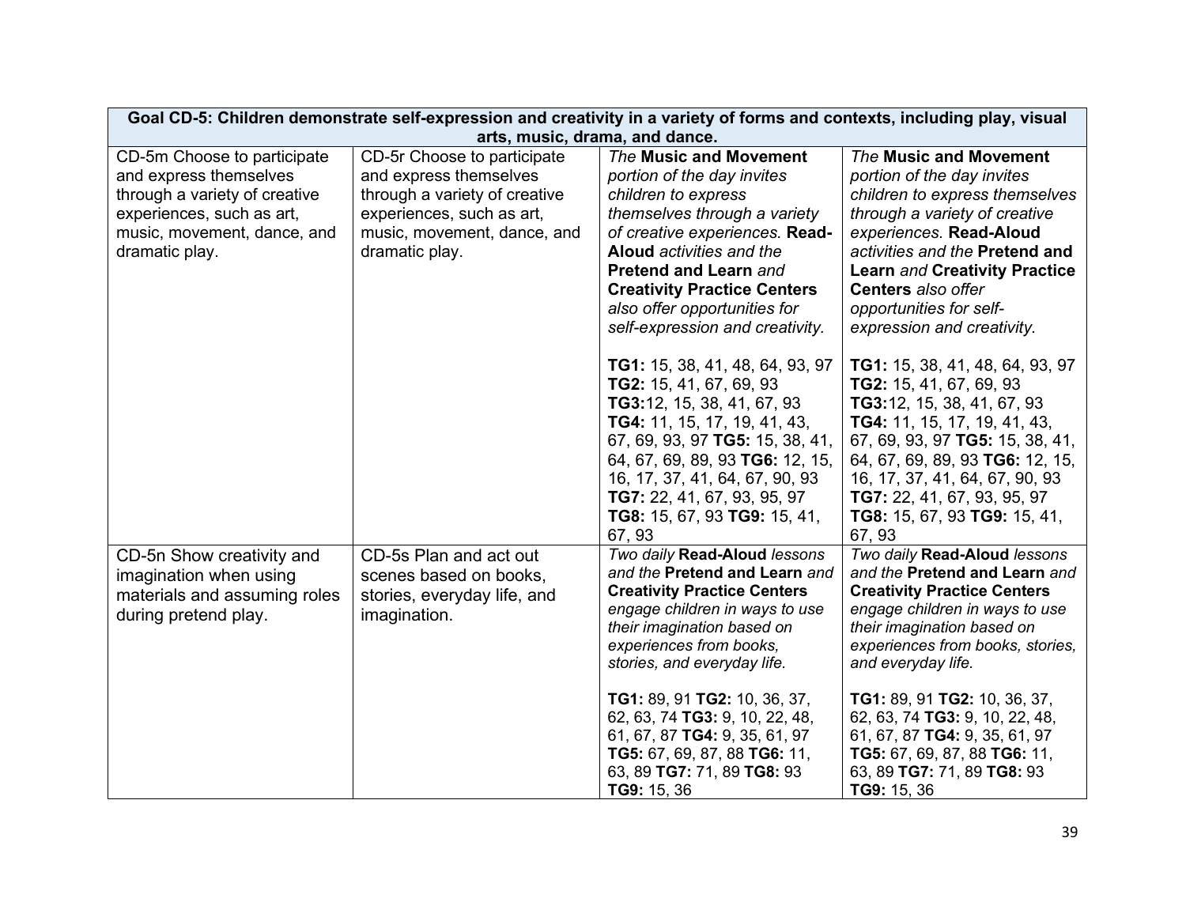| Goal CD-5: Children demonstrate self-expression and creativity in a variety of forms and contexts, including play, visual arts, music, drama, and dance. | | | |
|---|---|---|---|
| CD-5m Choose to participate and express themselves through a variety of creative experiences, such as art, music, movement, dance, and dramatic play. | CD-5r Choose to participate and express themselves through a variety of creative experiences, such as art, music, movement, dance, and dramatic play. | *The* **Music and Movement** *portion of the day invites children to express themselves through a variety of creative experiences.* **Read-Aloud** *activities and the* **Pretend and Learn** *and* **Creativity Practice Centers** *also offer opportunities for self-expression and creativity.*<br><br>**TG1:** 15, 38, 41, 48, 64, 93, 97 **TG2:** 15, 41, 67, 69, 93 **TG3:**12, 15, 38, 41, 67, 93 **TG4:** 11, 15, 17, 19, 41, 43, 67, 69, 93, 97 **TG5:** 15, 38, 41, 64, 67, 69, 89, 93 **TG6:** 12, 15, 16, 17, 37, 41, 64, 67, 90, 93 **TG7:** 22, 41, 67, 93, 95, 97 **TG8:** 15, 67, 93 **TG9:** 15, 41, 67, 93 | *The* **Music and Movement** *portion of the day invites children to express themselves through a variety of creative experiences.* **Read-Aloud** *activities and the* **Pretend and Learn** *and* **Creativity Practice Centers** *also offer opportunities for self-expression and creativity.*<br><br>**TG1:** 15, 38, 41, 48, 64, 93, 97 **TG2:** 15, 41, 67, 69, 93 **TG3:**12, 15, 38, 41, 67, 93 **TG4:** 11, 15, 17, 19, 41, 43, 67, 69, 93, 97 **TG5:** 15, 38, 41, 64, 67, 69, 89, 93 **TG6:** 12, 15, 16, 17, 37, 41, 64, 67, 90, 93 **TG7:** 22, 41, 67, 93, 95, 97 **TG8:** 15, 67, 93 **TG9:** 15, 41, 67, 93 |
| CD-5n Show creativity and imagination when using materials and assuming roles during pretend play. | CD-5s Plan and act out scenes based on books, stories, everyday life, and imagination. | *Two daily* **Read-Aloud** *lessons and the* **Pretend and Learn** *and* **Creativity Practice Centers** *engage children in ways to use their imagination based on experiences from books, stories, and everyday life.*<br><br>**TG1:** 89, 91 **TG2:** 10, 36, 37, 62, 63, 74 **TG3:** 9, 10, 22, 48, 61, 67, 87 **TG4:** 9, 35, 61, 97 **TG5:** 67, 69, 87, 88 **TG6:** 11, 63, 89 **TG7:** 71, 89 **TG8:** 93 **TG9:** 15, 36 | *Two daily* **Read-Aloud** *lessons and the* **Pretend and Learn** *and* **Creativity Practice Centers** *engage children in ways to use their imagination based on experiences from books, stories, and everyday life.*<br><br>**TG1:** 89, 91 **TG2:** 10, 36, 37, 62, 63, 74 **TG3:** 9, 10, 22, 48, 61, 67, 87 **TG4:** 9, 35, 61, 97 **TG5:** 67, 69, 87, 88 **TG6:** 11, 63, 89 **TG7:** 71, 89 **TG8:** 93 **TG9:** 15, 36 |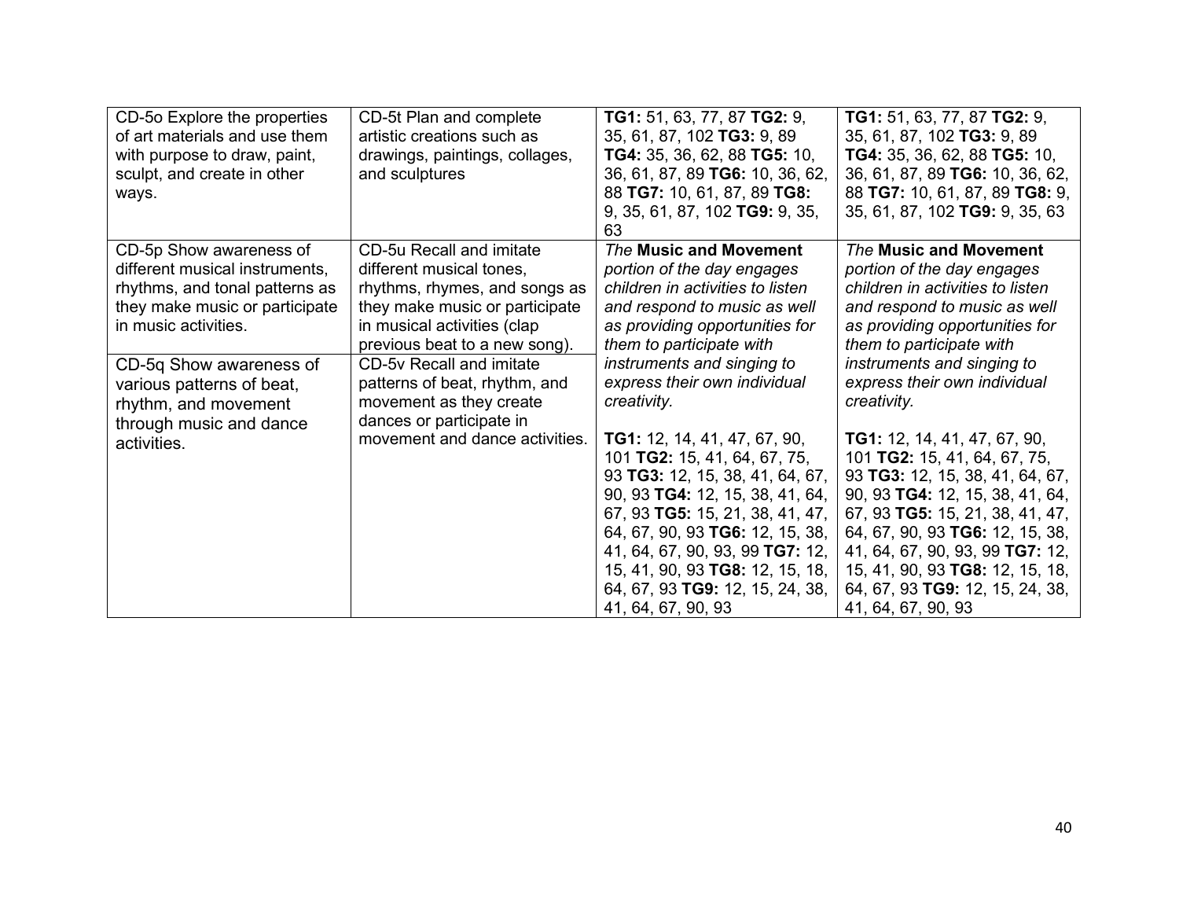| | | | |
|---|---|---|---|
| CD-5o Explore the properties of art materials and use them with purpose to draw, paint, sculpt, and create in other ways. | CD-5t Plan and complete artistic creations such as drawings, paintings, collages, and sculptures | **TG1:** 51, 63, 77, 87 **TG2:** 9, 35, 61, 87, 102 **TG3:** 9, 89 **TG4:** 35, 36, 62, 88 **TG5:** 10, 36, 61, 87, 89 **TG6:** 10, 36, 62, 88 **TG7:** 10, 61, 87, 89 **TG8:** 9, 35, 61, 87, 102 **TG9:** 9, 35, 63 | **TG1:** 51, 63, 77, 87 **TG2:** 9, 35, 61, 87, 102 **TG3:** 9, 89 **TG4:** 35, 36, 62, 88 **TG5:** 10, 36, 61, 87, 89 **TG6:** 10, 36, 62, 88 **TG7:** 10, 61, 87, 89 **TG8:** 9, 35, 61, 87, 102 **TG9:** 9, 35, 63 |
| CD-5p Show awareness of different musical instruments, rhythms, and tonal patterns as they make music or participate in music activities. | CD-5u Recall and imitate different musical tones, rhythms, rhymes, and songs as they make music or participate in musical activities (clap previous beat to a new song). | *The* **Music and Movement** *portion of the day engages children in activities to listen and respond to music as well as providing opportunities for them to participate with instruments and singing to express their own individual creativity.*<br><br>**TG1:** 12, 14, 41, 47, 67, 90, 101 **TG2:** 15, 41, 64, 67, 75, 93 **TG3:** 12, 15, 38, 41, 64, 67, 90, 93 **TG4:** 12, 15, 38, 41, 64, 67, 93 **TG5:** 15, 21, 38, 41, 47, 64, 67, 90, 93 **TG6:** 12, 15, 38, 41, 64, 67, 90, 93, 99 **TG7:** 12, 15, 41, 90, 93 **TG8:** 12, 15, 18, 64, 67, 93 **TG9:** 12, 15, 24, 38, 41, 64, 67, 90, 93 | *The* **Music and Movement** *portion of the day engages children in activities to listen and respond to music as well as providing opportunities for them to participate with instruments and singing to express their own individual creativity.*<br><br>**TG1:** 12, 14, 41, 47, 67, 90, 101 **TG2:** 15, 41, 64, 67, 75, 93 **TG3:** 12, 15, 38, 41, 64, 67, 90, 93 **TG4:** 12, 15, 38, 41, 64, 67, 93 **TG5:** 15, 21, 38, 41, 47, 64, 67, 90, 93 **TG6:** 12, 15, 38, 41, 64, 67, 90, 93, 99 **TG7:** 12, 15, 41, 90, 93 **TG8:** 12, 15, 18, 64, 67, 93 **TG9:** 12, 15, 24, 38, 41, 64, 67, 90, 93 |
| CD-5q Show awareness of various patterns of beat, rhythm, and movement through music and dance activities. | CD-5v Recall and imitate patterns of beat, rhythm, and movement as they create dances or participate in movement and dance activities. | | |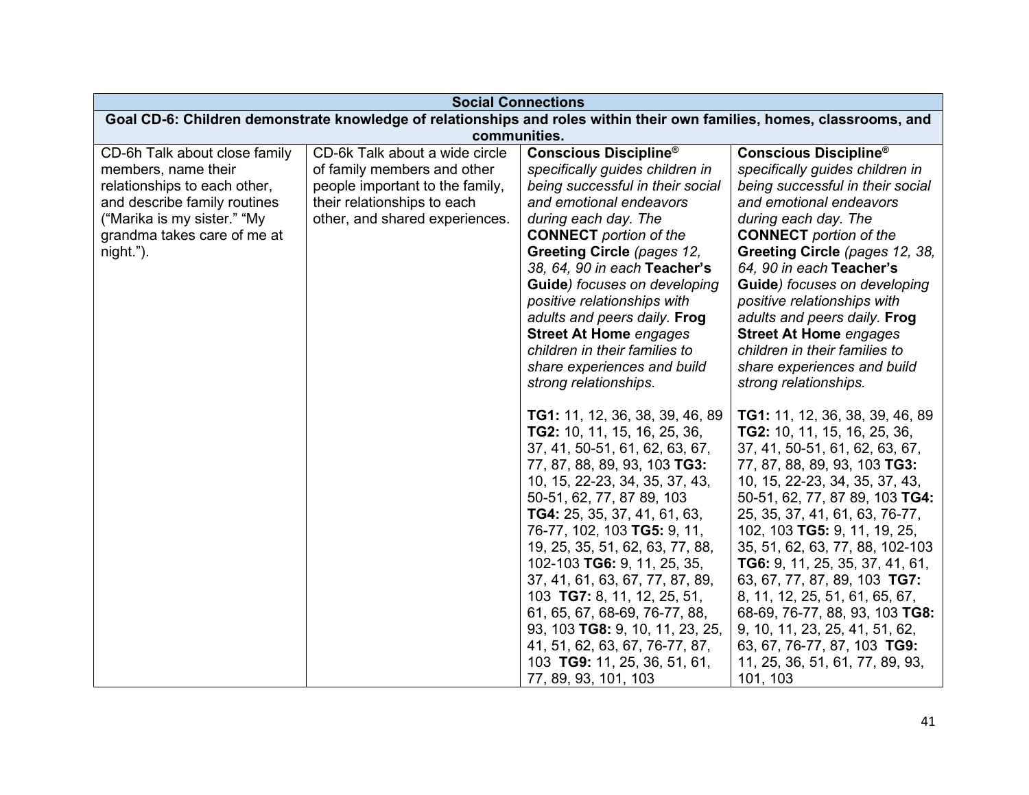| Social Connections | | | |
|---|---|---|---|
| **Goal CD-6: Children demonstrate knowledge of relationships and roles within their own families, homes, classrooms, and communities.** | | | |
| CD-6h Talk about close family members, name their relationships to each other, and describe family routines (“Marika is my sister.” “My grandma takes care of me at night.”). | CD-6k Talk about a wide circle of family members and other people important to the family, their relationships to each other, and shared experiences. | **Conscious Discipline®** *specifically guides children in being successful in their social and emotional endeavors during each day. The* **CONNECT** *portion of the* **Greeting Circle** *(pages 12, 38, 64, 90 in each* **Teacher's Guide***) focuses on developing positive relationships with adults and peers daily.* **Frog Street At Home** *engages children in their families to share experiences and build strong relationships.*<br><br>**TG1:** 11, 12, 36, 38, 39, 46, 89 **TG2:** 10, 11, 15, 16, 25, 36, 37, 41, 50-51, 61, 62, 63, 67, 77, 87, 88, 89, 93, 103 **TG3:** 10, 15, 22-23, 34, 35, 37, 43, 50-51, 62, 77, 87 89, 103 **TG4:** 25, 35, 37, 41, 61, 63, 76-77, 102, 103 **TG5:** 9, 11, 19, 25, 35, 51, 62, 63, 77, 88, 102-103 **TG6:** 9, 11, 25, 35, 37, 41, 61, 63, 67, 77, 87, 89, 103 **TG7:** 8, 11, 12, 25, 51, 61, 65, 67, 68-69, 76-77, 88, 93, 103 **TG8:** 9, 10, 11, 23, 25, 41, 51, 62, 63, 67, 76-77, 87, 103 **TG9:** 11, 25, 36, 51, 61, 77, 89, 93, 101, 103 | **Conscious Discipline®** *specifically guides children in being successful in their social and emotional endeavors during each day. The* **CONNECT** *portion of the* **Greeting Circle** *(pages 12, 38, 64, 90 in each* **Teacher's Guide***) focuses on developing positive relationships with adults and peers daily.* **Frog Street At Home** *engages children in their families to share experiences and build strong relationships.*<br><br>**TG1:** 11, 12, 36, 38, 39, 46, 89 **TG2:** 10, 11, 15, 16, 25, 36, 37, 41, 50-51, 61, 62, 63, 67, 77, 87, 88, 89, 93, 103 **TG3:** 10, 15, 22-23, 34, 35, 37, 43, 50-51, 62, 77, 87 89, 103 **TG4:** 25, 35, 37, 41, 61, 63, 76-77, 102, 103 **TG5:** 9, 11, 19, 25, 35, 51, 62, 63, 77, 88, 102-103 **TG6:** 9, 11, 25, 35, 37, 41, 61, 63, 67, 77, 87, 89, 103 **TG7:** 8, 11, 12, 25, 51, 61, 65, 67, 68-69, 76-77, 88, 93, 103 **TG8:** 9, 10, 11, 23, 25, 41, 51, 62, 63, 67, 76-77, 87, 103 **TG9:** 11, 25, 36, 51, 61, 77, 89, 93, 101, 103 |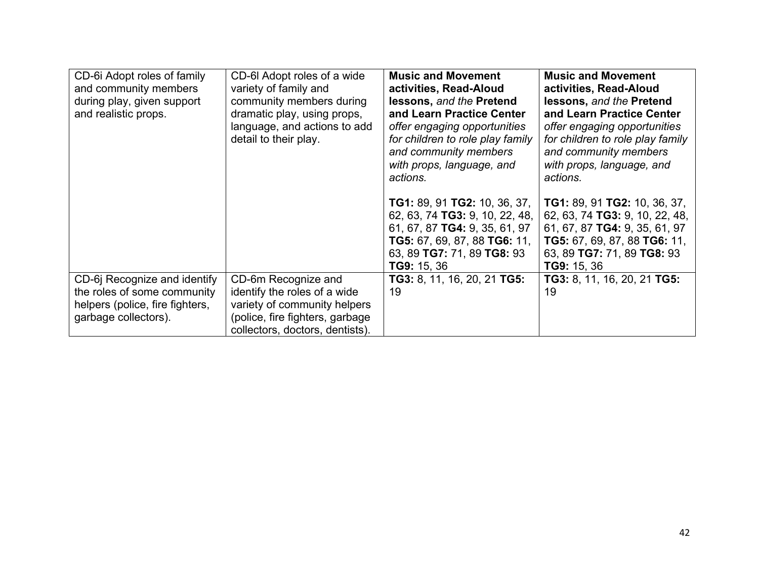| | | | |
|---|---|---|---|
| CD-6i Adopt roles of family and community members during play, given support and realistic props. | CD-6l Adopt roles of a wide variety of family and community members during dramatic play, using props, language, and actions to add detail to their play. | **Music and Movement activities, Read-Aloud lessons,** *and the* **Pretend and Learn Practice Center** *offer engaging opportunities for children to role play family and community members with props, language, and actions.*<br><br>**TG1:** 89, 91 **TG2:** 10, 36, 37, 62, 63, 74 **TG3:** 9, 10, 22, 48, 61, 67, 87 **TG4:** 9, 35, 61, 97 **TG5:** 67, 69, 87, 88 **TG6:** 11, 63, 89 **TG7:** 71, 89 **TG8:** 93 **TG9:** 15, 36 | **Music and Movement activities, Read-Aloud lessons,** *and the* **Pretend and Learn Practice Center** *offer engaging opportunities for children to role play family and community members with props, language, and actions.*<br><br>**TG1:** 89, 91 **TG2:** 10, 36, 37, 62, 63, 74 **TG3:** 9, 10, 22, 48, 61, 67, 87 **TG4:** 9, 35, 61, 97 **TG5:** 67, 69, 87, 88 **TG6:** 11, 63, 89 **TG7:** 71, 89 **TG8:** 93 **TG9:** 15, 36 |
| CD-6j Recognize and identify the roles of some community helpers (police, fire fighters, garbage collectors). | CD-6m Recognize and identify the roles of a wide variety of community helpers (police, fire fighters, garbage collectors, doctors, dentists). | **TG3:** 8, 11, 16, 20, 21 **TG5:** 19 | **TG3:** 8, 11, 16, 20, 21 **TG5:** 19 |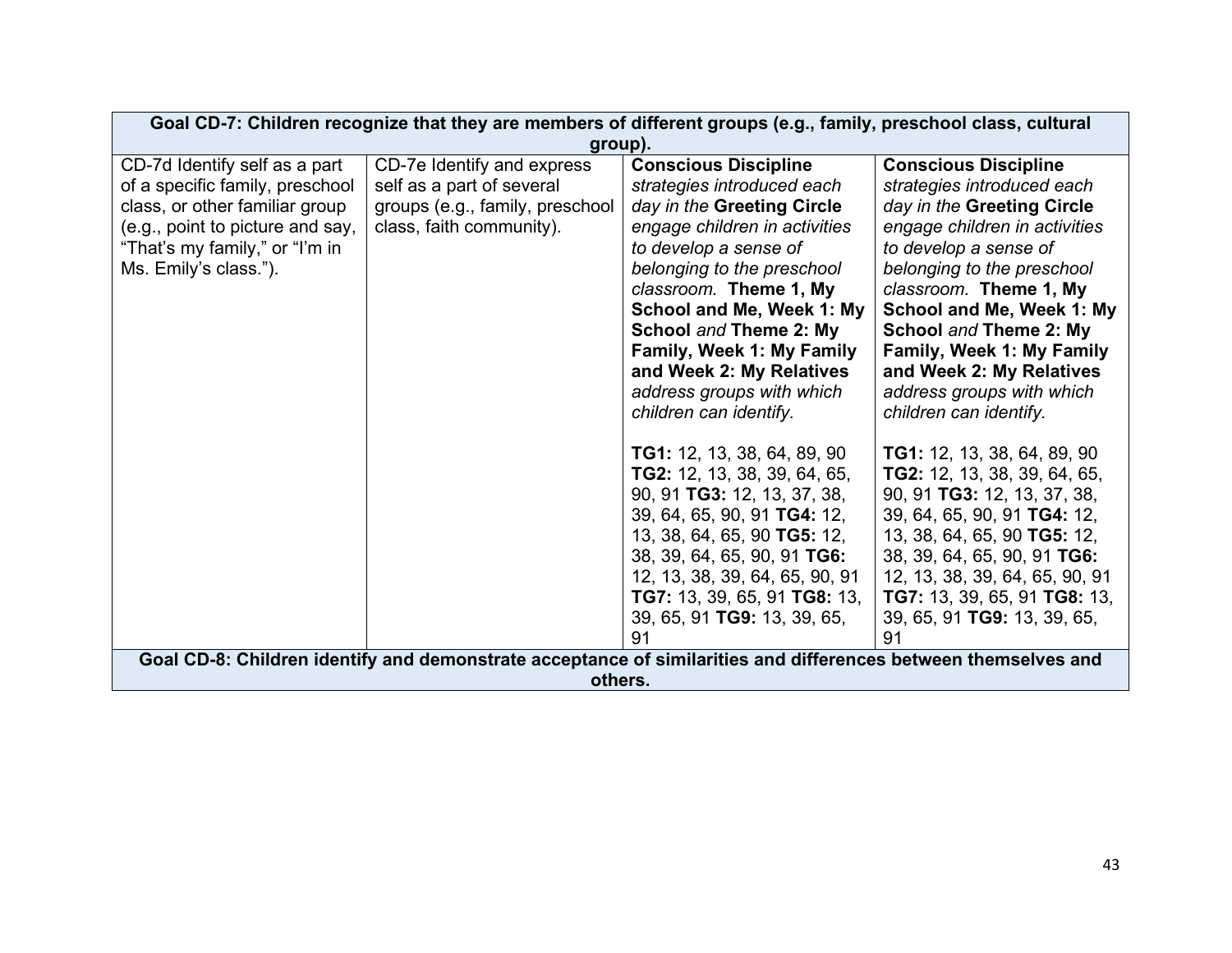| Goal CD-7: Children recognize that they are members of different groups (e.g., family, preschool class, cultural group). | | | |
|---|---|---|---|
| CD-7d Identify self as a part of a specific family, preschool class, or other familiar group (e.g., point to picture and say, “That’s my family,” or “I’m in Ms. Emily’s class.”). | CD-7e Identify and express self as a part of several groups (e.g., family, preschool class, faith community). | **Conscious Discipline** *strategies introduced each day in the* **Greeting Circle** *engage children in activities to develop a sense of belonging to the preschool classroom.* **Theme 1, My School and Me, Week 1: My School** *and* **Theme 2: My Family, Week 1: My Family and Week 2: My Relatives** *address groups with which children can identify.*<br><br>**TG1:** 12, 13, 38, 64, 89, 90 **TG2:** 12, 13, 38, 39, 64, 65, 90, 91 **TG3:** 12, 13, 37, 38, 39, 64, 65, 90, 91 **TG4:** 12, 13, 38, 64, 65, 90 **TG5:** 12, 38, 39, 64, 65, 90, 91 **TG6:** 12, 13, 38, 39, 64, 65, 90, 91 **TG7:** 13, 39, 65, 91 **TG8:** 13, 39, 65, 91 **TG9:** 13, 39, 65, 91 | **Conscious Discipline** *strategies introduced each day in the* **Greeting Circle** *engage children in activities to develop a sense of belonging to the preschool classroom.* **Theme 1, My School and Me, Week 1: My School** *and* **Theme 2: My Family, Week 1: My Family and Week 2: My Relatives** *address groups with which children can identify.*<br><br>**TG1:** 12, 13, 38, 64, 89, 90 **TG2:** 12, 13, 38, 39, 64, 65, 90, 91 **TG3:** 12, 13, 37, 38, 39, 64, 65, 90, 91 **TG4:** 12, 13, 38, 64, 65, 90 **TG5:** 12, 38, 39, 64, 65, 90, 91 **TG6:** 12, 13, 38, 39, 64, 65, 90, 91 **TG7:** 13, 39, 65, 91 **TG8:** 13, 39, 65, 91 **TG9:** 13, 39, 65, 91 |
| **Goal CD-8: Children identify and demonstrate acceptance of similarities and differences between themselves and others.** | | | |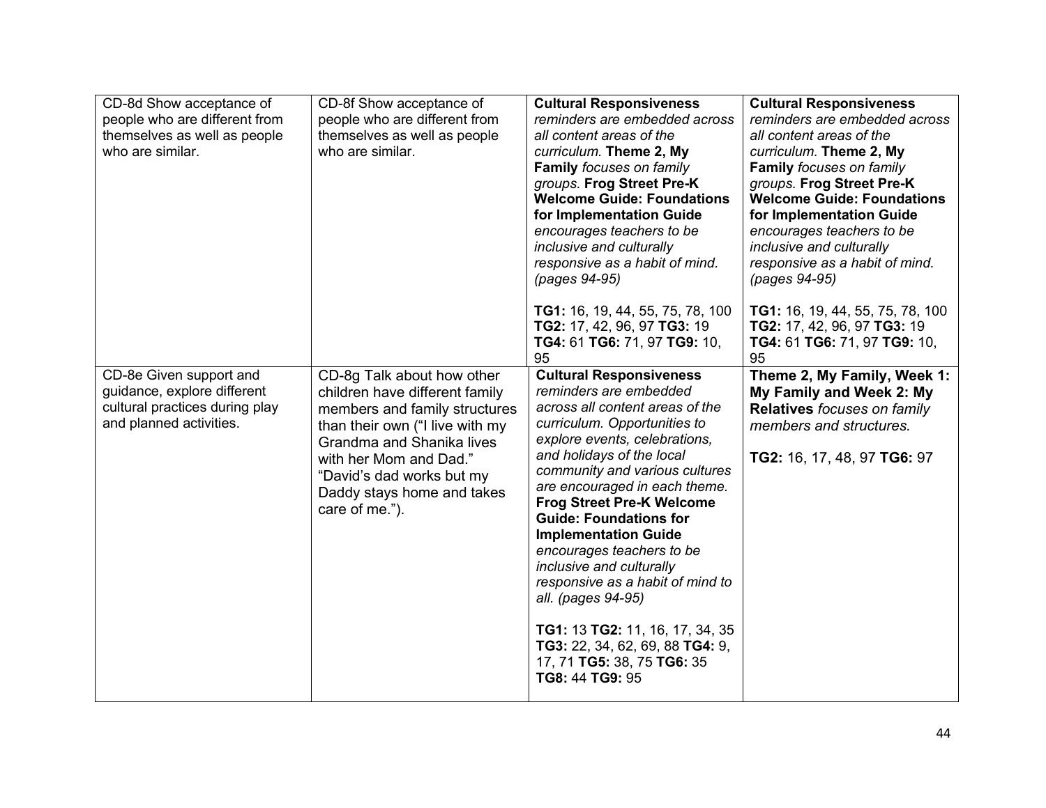| | | | |
|---|---|---|---|
| CD-8d Show acceptance of people who are different from themselves as well as people who are similar. | CD-8f Show acceptance of people who are different from themselves as well as people who are similar. | **Cultural Responsiveness** *reminders are embedded across all content areas of the curriculum.* **Theme 2, My Family** *focuses on family groups.* **Frog Street Pre-K Welcome Guide: Foundations for Implementation Guide** *encourages teachers to be inclusive and culturally responsive as a habit of mind. (pages 94-95)*<br><br>**TG1:** 16, 19, 44, 55, 75, 78, 100 **TG2:** 17, 42, 96, 97 **TG3:** 19 **TG4:** 61 **TG6:** 71, 97 **TG9:** 10, 95 | **Cultural Responsiveness** *reminders are embedded across all content areas of the curriculum.* **Theme 2, My Family** *focuses on family groups.* **Frog Street Pre-K Welcome Guide: Foundations for Implementation Guide** *encourages teachers to be inclusive and culturally responsive as a habit of mind. (pages 94-95)*<br><br>**TG1:** 16, 19, 44, 55, 75, 78, 100 **TG2:** 17, 42, 96, 97 **TG3:** 19 **TG4:** 61 **TG6:** 71, 97 **TG9:** 10, 95 |
| CD-8e Given support and guidance, explore different cultural practices during play and planned activities. | CD-8g Talk about how other children have different family members and family structures than their own ("I live with my Grandma and Shanika lives with her Mom and Dad." "David's dad works but my Daddy stays home and takes care of me."). | **Cultural Responsiveness** *reminders are embedded across all content areas of the curriculum. Opportunities to explore events, celebrations, and holidays of the local community and various cultures are encouraged in each theme.* **Frog Street Pre-K Welcome Guide: Foundations for Implementation Guide** *encourages teachers to be inclusive and culturally responsive as a habit of mind to all. (pages 94-95)*<br><br>**TG1:** 13 **TG2:** 11, 16, 17, 34, 35 **TG3:** 22, 34, 62, 69, 88 **TG4:** 9, 17, 71 **TG5:** 38, 75 **TG6:** 35 **TG8:** 44 **TG9:** 95 | **Theme 2, My Family, Week 1: My Family and Week 2: My Relatives** *focuses on family members and structures.*<br><br>**TG2:** 16, 17, 48, 97 **TG6:** 97 |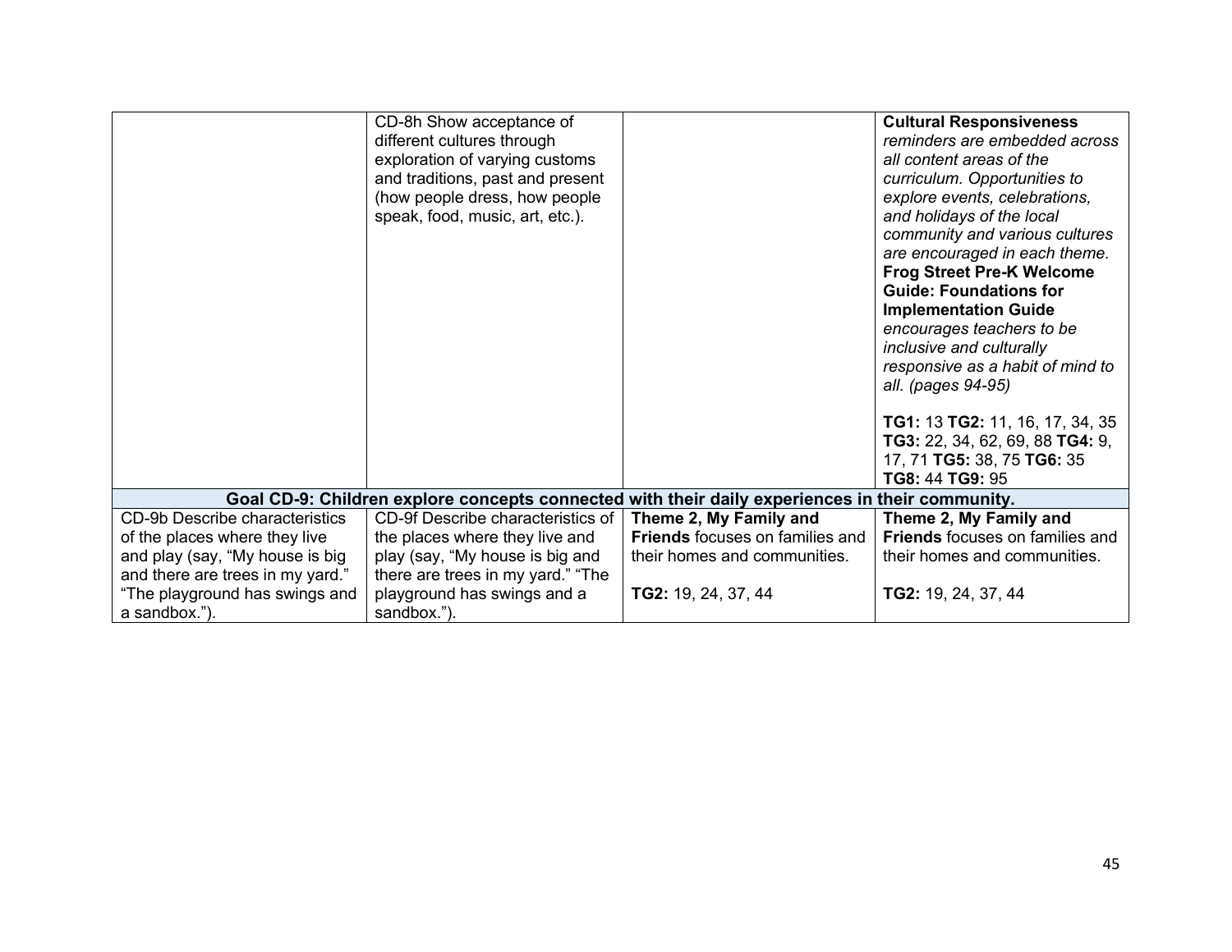| | | | |
|---|---|---|---|
| | CD-8h Show acceptance of different cultures through exploration of varying customs and traditions, past and present (how people dress, how people speak, food, music, art, etc.). | | **Cultural Responsiveness** *reminders are embedded across all content areas of the curriculum. Opportunities to explore events, celebrations, and holidays of the local community and various cultures are encouraged in each theme.* **Frog Street Pre-K Welcome Guide: Foundations for Implementation Guide** *encourages teachers to be inclusive and culturally responsive as a habit of mind to all. (pages 94-95)*<br><br>**TG1:** 13 **TG2:** 11, 16, 17, 34, 35 **TG3:** 22, 34, 62, 69, 88 **TG4:** 9, 17, 71 **TG5:** 38, 75 **TG6:** 35 **TG8:** 44 **TG9:** 95 |
| **Goal CD-9: Children explore concepts connected with their daily experiences in their community.** | | | |
| CD-9b Describe characteristics of the places where they live and play (say, "My house is big and there are trees in my yard." "The playground has swings and a sandbox."). | CD-9f Describe characteristics of the places where they live and play (say, "My house is big and there are trees in my yard." "The playground has swings and a sandbox."). | **Theme 2, My Family and Friends** focuses on families and their homes and communities.<br><br>**TG2:** 19, 24, 37, 44 | **Theme 2, My Family and Friends** focuses on families and their homes and communities.<br><br>**TG2:** 19, 24, 37, 44 |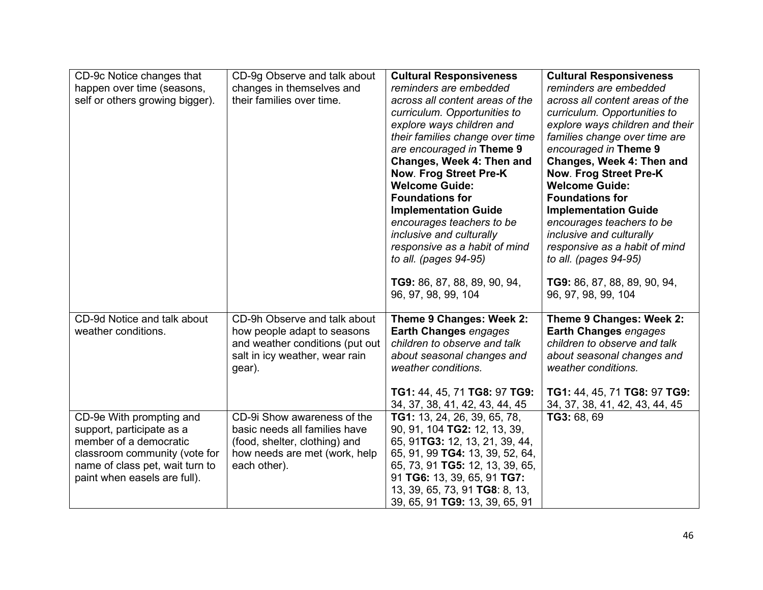| CD-9c Notice changes that happen over time (seasons, self or others growing bigger). | CD-9g Observe and talk about changes in themselves and their families over time. | **Cultural Responsiveness** *reminders are embedded across all content areas of the curriculum. Opportunities to explore ways children and their families change over time are encouraged in* **Theme 9 Changes, Week 4: Then and Now**. **Frog Street Pre-K Welcome Guide: Foundations for Implementation Guide** *encourages teachers to be inclusive and culturally responsive as a habit of mind to all. (pages 94-95)*<br><br>**TG9:** 86, 87, 88, 89, 90, 94, 96, 97, 98, 99, 104 | **Cultural Responsiveness** *reminders are embedded across all content areas of the curriculum. Opportunities to explore ways children and their families change over time are encouraged in* **Theme 9 Changes, Week 4: Then and Now**. **Frog Street Pre-K Welcome Guide: Foundations for Implementation Guide** *encourages teachers to be inclusive and culturally responsive as a habit of mind to all. (pages 94-95)*<br><br>**TG9:** 86, 87, 88, 89, 90, 94, 96, 97, 98, 99, 104 |
|---|---|---|---|
| CD-9d Notice and talk about weather conditions. | CD-9h Observe and talk about how people adapt to seasons and weather conditions (put out salt in icy weather, wear rain gear). | **Theme 9 Changes: Week 2: Earth Changes** *engages children to observe and talk about seasonal changes and weather conditions.*<br><br>**TG1:** 44, 45, 71 **TG8:** 97 **TG9:** 34, 37, 38, 41, 42, 43, 44, 45 | **Theme 9 Changes: Week 2: Earth Changes** *engages children to observe and talk about seasonal changes and weather conditions.*<br><br>**TG1:** 44, 45, 71 **TG8:** 97 **TG9:** 34, 37, 38, 41, 42, 43, 44, 45 |
| CD-9e With prompting and support, participate as a member of a democratic classroom community (vote for name of class pet, wait turn to paint when easels are full). | CD-9i Show awareness of the basic needs all families have (food, shelter, clothing) and how needs are met (work, help each other). | **TG1:** 13, 24, 26, 39, 65, 78, 90, 91, 104 **TG2:** 12, 13, 39, 65, 91**TG3:** 12, 13, 21, 39, 44, 65, 91, 99 **TG4:** 13, 39, 52, 64, 65, 73, 91 **TG5:** 12, 13, 39, 65, 91 **TG6:** 13, 39, 65, 91 **TG7:** 13, 39, 65, 73, 91 **TG8**: 8, 13, 39, 65, 91 **TG9:** 13, 39, 65, 91 | **TG3:** 68, 69 |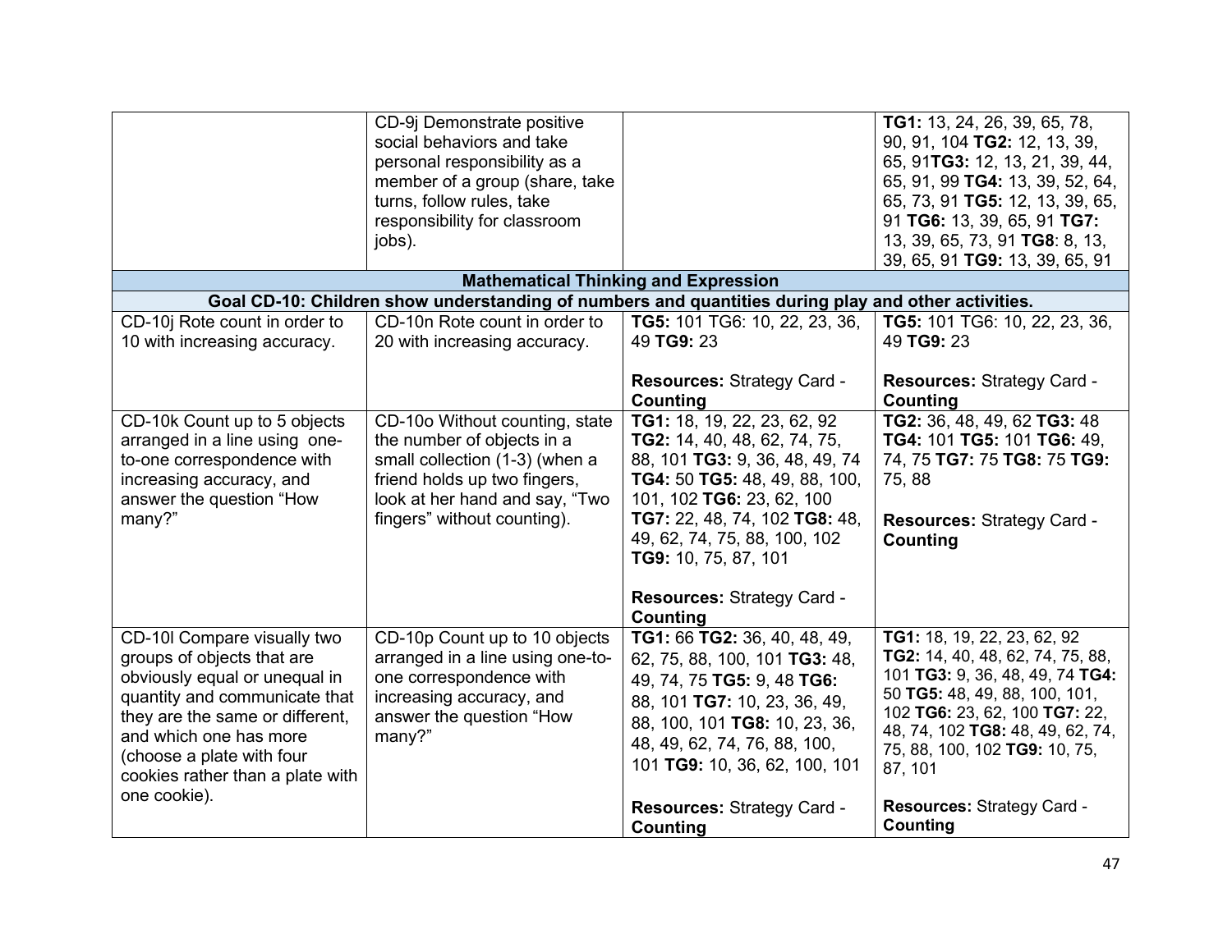| | | | |
|---|---|---|---|
| | CD-9j Demonstrate positive social behaviors and take personal responsibility as a member of a group (share, take turns, follow rules, take responsibility for classroom jobs). | | **TG1:** 13, 24, 26, 39, 65, 78, 90, 91, 104 **TG2:** 12, 13, 39, 65, 91**TG3:** 12, 13, 21, 39, 44, 65, 91, 99 **TG4:** 13, 39, 52, 64, 65, 73, 91 **TG5:** 12, 13, 39, 65, 91 **TG6:** 13, 39, 65, 91 **TG7:** 13, 39, 65, 73, 91 **TG8**: 8, 13, 39, 65, 91 **TG9:** 13, 39, 65, 91 |
| **Mathematical Thinking and Expression** | | | |
| **Goal CD-10: Children show understanding of numbers and quantities during play and other activities.** | | | |
| CD-10j Rote count in order to 10 with increasing accuracy. | CD-10n Rote count in order to 20 with increasing accuracy. | **TG5:** 101 TG6: 10, 22, 23, 36, 49 **TG9:** 23<br><br>**Resources:** Strategy Card - **Counting** | **TG5:** 101 TG6: 10, 22, 23, 36, 49 **TG9:** 23<br><br>**Resources:** Strategy Card - **Counting** |
| CD-10k Count up to 5 objects arranged in a line using one-to-one correspondence with increasing accuracy, and answer the question "How many?" | CD-10o Without counting, state the number of objects in a small collection (1-3) (when a friend holds up two fingers, look at her hand and say, "Two fingers" without counting). | **TG1:** 18, 19, 22, 23, 62, 92 **TG2:** 14, 40, 48, 62, 74, 75, 88, 101 **TG3:** 9, 36, 48, 49, 74 **TG4:** 50 **TG5:** 48, 49, 88, 100, 101, 102 **TG6:** 23, 62, 100 **TG7:** 22, 48, 74, 102 **TG8:** 48, 49, 62, 74, 75, 88, 100, 102 **TG9:** 10, 75, 87, 101<br><br>**Resources:** Strategy Card - **Counting** | **TG2:** 36, 48, 49, 62 **TG3:** 48 **TG4:** 101 **TG5:** 101 **TG6:** 49, 74, 75 **TG7:** 75 **TG8:** 75 **TG9:** 75, 88<br><br>**Resources:** Strategy Card - **Counting** |
| CD-10l Compare visually two groups of objects that are obviously equal or unequal in quantity and communicate that they are the same or different, and which one has more (choose a plate with four cookies rather than a plate with one cookie). | CD-10p Count up to 10 objects arranged in a line using one-to-one correspondence with increasing accuracy, and answer the question "How many?" | **TG1:** 66 **TG2:** 36, 40, 48, 49, 62, 75, 88, 100, 101 **TG3:** 48, 49, 74, 75 **TG5:** 9, 48 **TG6:** 88, 101 **TG7:** 10, 23, 36, 49, 88, 100, 101 **TG8:** 10, 23, 36, 48, 49, 62, 74, 76, 88, 100, 101 **TG9:** 10, 36, 62, 100, 101<br><br>**Resources:** Strategy Card - **Counting** | **TG1:** 18, 19, 22, 23, 62, 92 **TG2:** 14, 40, 48, 62, 74, 75, 88, 101 **TG3:** 9, 36, 48, 49, 74 **TG4:** 50 **TG5:** 48, 49, 88, 100, 101, 102 **TG6:** 23, 62, 100 **TG7:** 22, 48, 74, 102 **TG8:** 48, 49, 62, 74, 75, 88, 100, 102 **TG9:** 10, 75, 87, 101<br><br>**Resources:** Strategy Card - **Counting** |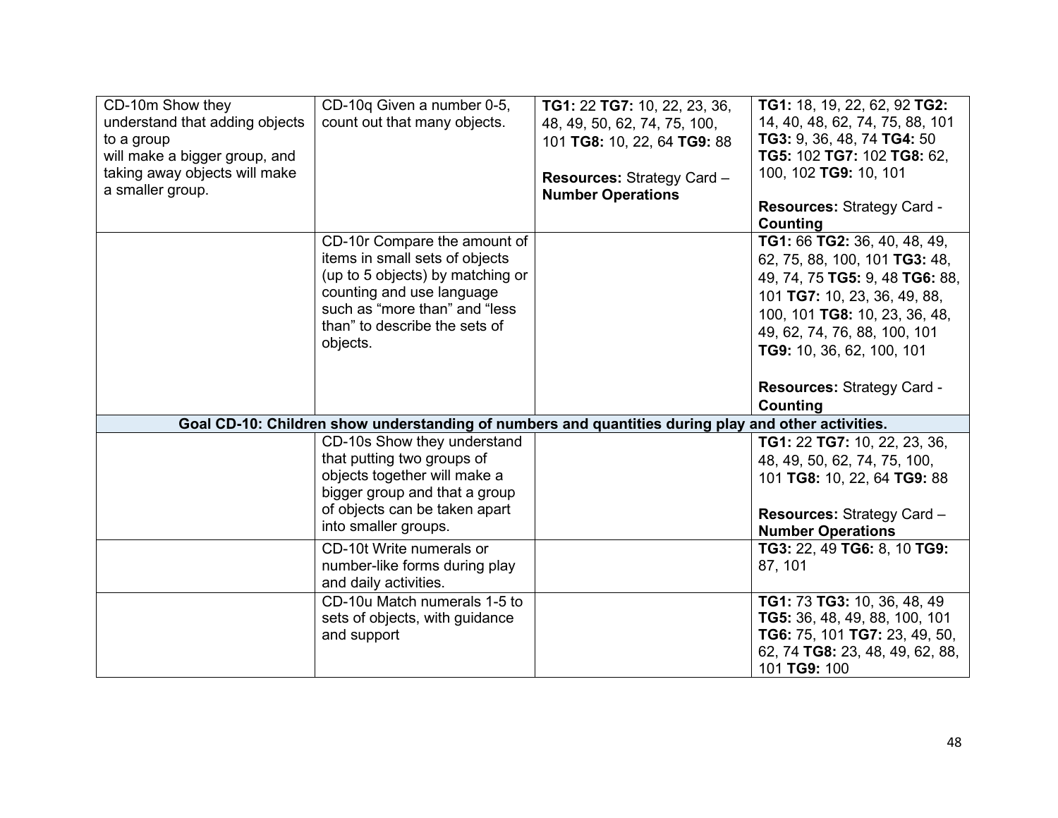| | | | |
|---|---|---|---|
| CD-10m Show they understand that adding objects to a group will make a bigger group, and taking away objects will make a smaller group. | CD-10q Given a number 0-5, count out that many objects. | **TG1:** 22 **TG7:** 10, 22, 23, 36, 48, 49, 50, 62, 74, 75, 100, 101 **TG8:** 10, 22, 64 **TG9:** 88<br><br>**Resources:** Strategy Card – **Number Operations** | **TG1:** 18, 19, 22, 62, 92 **TG2:** 14, 40, 48, 62, 74, 75, 88, 101 **TG3:** 9, 36, 48, 74 **TG4:** 50 **TG5:** 102 **TG7:** 102 **TG8:** 62, 100, 102 **TG9:** 10, 101<br><br>**Resources:** Strategy Card - **Counting** |
| | CD-10r Compare the amount of items in small sets of objects (up to 5 objects) by matching or counting and use language such as "more than" and "less than" to describe the sets of objects. | | **TG1:** 66 **TG2:** 36, 40, 48, 49, 62, 75, 88, 100, 101 **TG3:** 48, 49, 74, 75 **TG5:** 9, 48 **TG6:** 88, 101 **TG7:** 10, 23, 36, 49, 88, 100, 101 **TG8:** 10, 23, 36, 48, 49, 62, 74, 76, 88, 100, 101 **TG9:** 10, 36, 62, 100, 101<br><br>**Resources:** Strategy Card - **Counting** |
| **Goal CD-10: Children show understanding of numbers and quantities during play and other activities.** | | | |
| | CD-10s Show they understand that putting two groups of objects together will make a bigger group and that a group of objects can be taken apart into smaller groups. | | **TG1:** 22 **TG7:** 10, 22, 23, 36, 48, 49, 50, 62, 74, 75, 100, 101 **TG8:** 10, 22, 64 **TG9:** 88<br><br>**Resources:** Strategy Card – **Number Operations** |
| | CD-10t Write numerals or number-like forms during play and daily activities. | | **TG3:** 22, 49 **TG6:** 8, 10 **TG9:** 87, 101 |
| | CD-10u Match numerals 1-5 to sets of objects, with guidance and support | | **TG1:** 73 **TG3:** 10, 36, 48, 49 **TG5:** 36, 48, 49, 88, 100, 101 **TG6:** 75, 101 **TG7:** 23, 49, 50, 62, 74 **TG8:** 23, 48, 49, 62, 88, 101 **TG9:** 100 |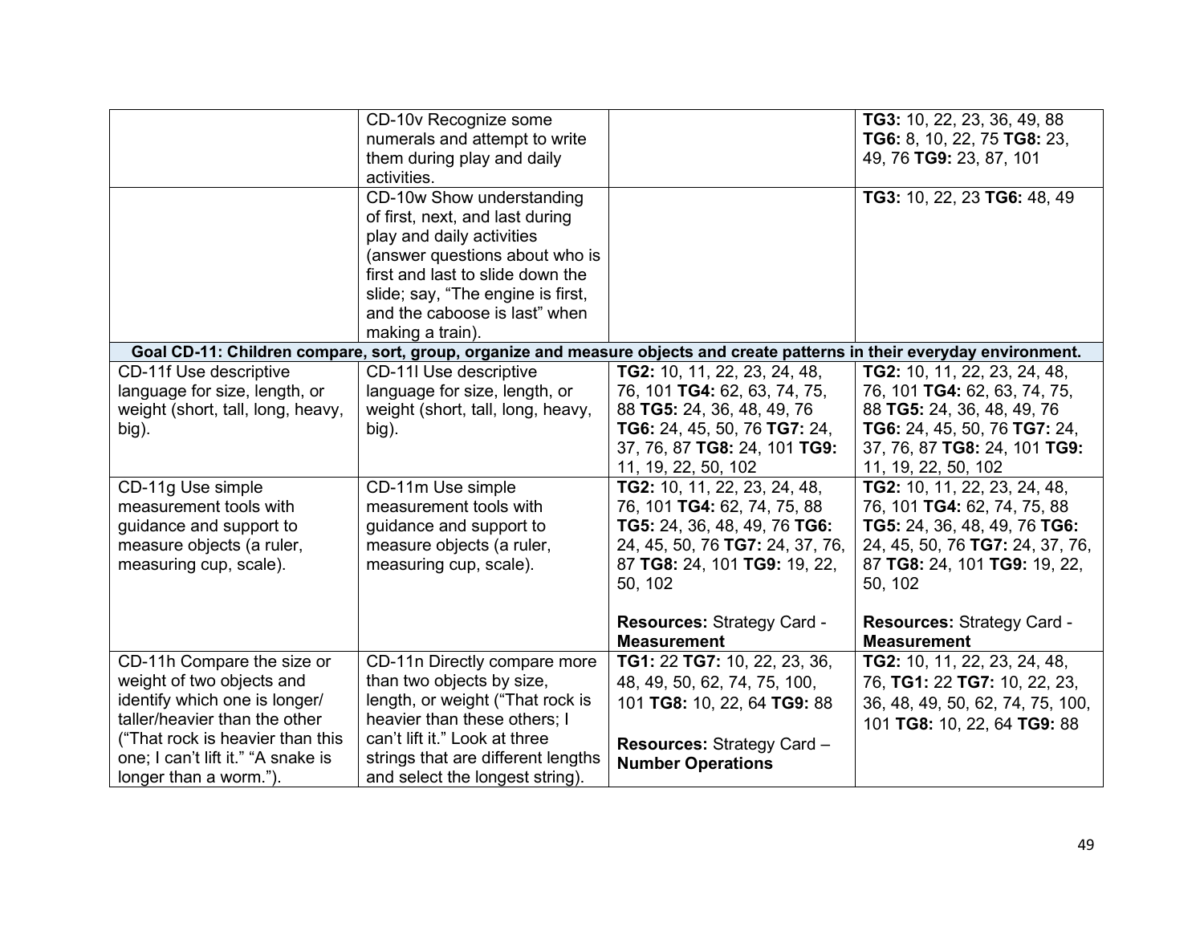| | | | |
|---|---|---|---|
| | CD-10v Recognize some numerals and attempt to write them during play and daily activities. | | **TG3:** 10, 22, 23, 36, 49, 88 **TG6:** 8, 10, 22, 75 **TG8:** 23, 49, 76 **TG9:** 23, 87, 101 |
| | CD-10w Show understanding of first, next, and last during play and daily activities (answer questions about who is first and last to slide down the slide; say, "The engine is first, and the caboose is last" when making a train). | | **TG3:** 10, 22, 23 **TG6:** 48, 49 |
| **Goal CD-11: Children compare, sort, group, organize and measure objects and create patterns in their everyday environment.** | | | |
| CD-11f Use descriptive language for size, length, or weight (short, tall, long, heavy, big). | CD-11l Use descriptive language for size, length, or weight (short, tall, long, heavy, big). | **TG2:** 10, 11, 22, 23, 24, 48, 76, 101 **TG4:** 62, 63, 74, 75, 88 **TG5:** 24, 36, 48, 49, 76 **TG6:** 24, 45, 50, 76 **TG7:** 24, 37, 76, 87 **TG8:** 24, 101 **TG9:** 11, 19, 22, 50, 102 | **TG2:** 10, 11, 22, 23, 24, 48, 76, 101 **TG4:** 62, 63, 74, 75, 88 **TG5:** 24, 36, 48, 49, 76 **TG6:** 24, 45, 50, 76 **TG7:** 24, 37, 76, 87 **TG8:** 24, 101 **TG9:** 11, 19, 22, 50, 102 |
| CD-11g Use simple measurement tools with guidance and support to measure objects (a ruler, measuring cup, scale). | CD-11m Use simple measurement tools with guidance and support to measure objects (a ruler, measuring cup, scale). | **TG2:** 10, 11, 22, 23, 24, 48, 76, 101 **TG4:** 62, 74, 75, 88 **TG5:** 24, 36, 48, 49, 76 **TG6:** 24, 45, 50, 76 **TG7:** 24, 37, 76, 87 **TG8:** 24, 101 **TG9:** 19, 22, 50, 102<br><br>**Resources:** Strategy Card - **Measurement** | **TG2:** 10, 11, 22, 23, 24, 48, 76, 101 **TG4:** 62, 74, 75, 88 **TG5:** 24, 36, 48, 49, 76 **TG6:** 24, 45, 50, 76 **TG7:** 24, 37, 76, 87 **TG8:** 24, 101 **TG9:** 19, 22, 50, 102<br><br>**Resources:** Strategy Card - **Measurement** |
| CD-11h Compare the size or weight of two objects and identify which one is longer/ taller/heavier than the other ("That rock is heavier than this one; I can't lift it." "A snake is longer than a worm."). | CD-11n Directly compare more than two objects by size, length, or weight ("That rock is heavier than these others; I can't lift it." Look at three strings that are different lengths and select the longest string). | **TG1:** 22 **TG7:** 10, 22, 23, 36, 48, 49, 50, 62, 74, 75, 100, 101 **TG8:** 10, 22, 64 **TG9:** 88<br><br>**Resources:** Strategy Card – **Number Operations** | **TG2:** 10, 11, 22, 23, 24, 48, 76, **TG1:** 22 **TG7:** 10, 22, 23, 36, 48, 49, 50, 62, 74, 75, 100, 101 **TG8:** 10, 22, 64 **TG9:** 88 |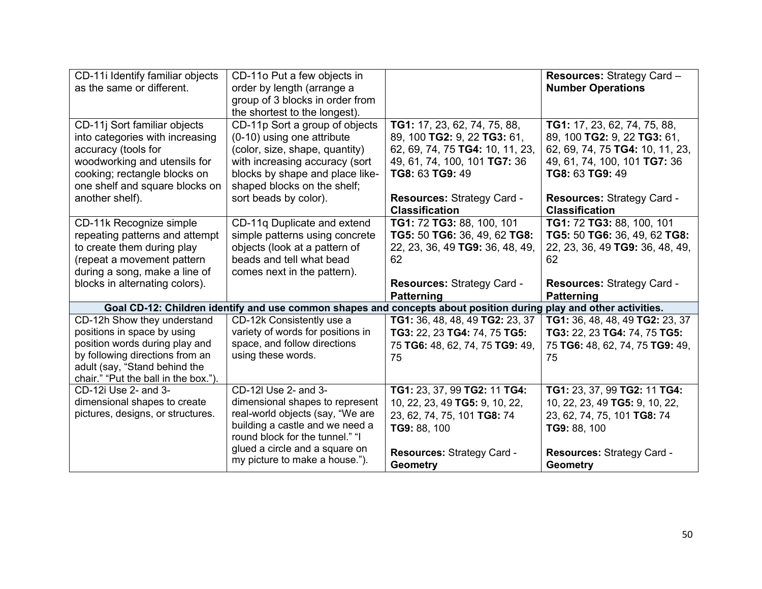| | | | |
|---|---|---|---|
| CD-11i Identify familiar objects as the same or different. | CD-11o Put a few objects in order by length (arrange a group of 3 blocks in order from the shortest to the longest). | | **Resources:** Strategy Card – **Number Operations** |
| CD-11j Sort familiar objects into categories with increasing accuracy (tools for woodworking and utensils for cooking; rectangle blocks on one shelf and square blocks on another shelf). | CD-11p Sort a group of objects (0-10) using one attribute (color, size, shape, quantity) with increasing accuracy (sort blocks by shape and place like-shaped blocks on the shelf; sort beads by color). | **TG1:** 17, 23, 62, 74, 75, 88, 89, 100 **TG2:** 9, 22 **TG3:** 61, 62, 69, 74, 75 **TG4:** 10, 11, 23, 49, 61, 74, 100, 101 **TG7:** 36 **TG8:** 63 **TG9:** 49<br><br>**Resources:** Strategy Card - **Classification** | **TG1:** 17, 23, 62, 74, 75, 88, 89, 100 **TG2:** 9, 22 **TG3:** 61, 62, 69, 74, 75 **TG4:** 10, 11, 23, 49, 61, 74, 100, 101 **TG7:** 36 **TG8:** 63 **TG9:** 49<br><br>**Resources:** Strategy Card - **Classification** |
| CD-11k Recognize simple repeating patterns and attempt to create them during play (repeat a movement pattern during a song, make a line of blocks in alternating colors). | CD-11q Duplicate and extend simple patterns using concrete objects (look at a pattern of beads and tell what bead comes next in the pattern). | **TG1:** 72 **TG3:** 88, 100, 101 **TG5:** 50 **TG6:** 36, 49, 62 **TG8:** 22, 23, 36, 49 **TG9:** 36, 48, 49, 62<br><br>**Resources:** Strategy Card - **Patterning** | **TG1:** 72 **TG3:** 88, 100, 101 **TG5:** 50 **TG6:** 36, 49, 62 **TG8:** 22, 23, 36, 49 **TG9:** 36, 48, 49, 62<br><br>**Resources:** Strategy Card - **Patterning** |
| **Goal CD-12: Children identify and use common shapes and concepts about position during play and other activities.** | | | |
| CD-12h Show they understand positions in space by using position words during play and by following directions from an adult (say, "Stand behind the chair." "Put the ball in the box."). | CD-12k Consistently use a variety of words for positions in space, and follow directions using these words. | **TG1:** 36, 48, 48, 49 **TG2:** 23, 37 **TG3:** 22, 23 **TG4:** 74, 75 **TG5:** 75 **TG6:** 48, 62, 74, 75 **TG9:** 49, 75 | **TG1:** 36, 48, 48, 49 **TG2:** 23, 37 **TG3:** 22, 23 **TG4:** 74, 75 **TG5:** 75 **TG6:** 48, 62, 74, 75 **TG9:** 49, 75 |
| CD-12i Use 2- and 3-dimensional shapes to create pictures, designs, or structures. | CD-12l Use 2- and 3-dimensional shapes to represent real-world objects (say, "We are building a castle and we need a round block for the tunnel." "I glued a circle and a square on my picture to make a house."). | **TG1:** 23, 37, 99 **TG2:** 11 **TG4:** 10, 22, 23, 49 **TG5:** 9, 10, 22, 23, 62, 74, 75, 101 **TG8:** 74 **TG9:** 88, 100<br><br>**Resources:** Strategy Card - **Geometry** | **TG1:** 23, 37, 99 **TG2:** 11 **TG4:** 10, 22, 23, 49 **TG5:** 9, 10, 22, 23, 62, 74, 75, 101 **TG8:** 74 **TG9:** 88, 100<br><br>**Resources:** Strategy Card - **Geometry** |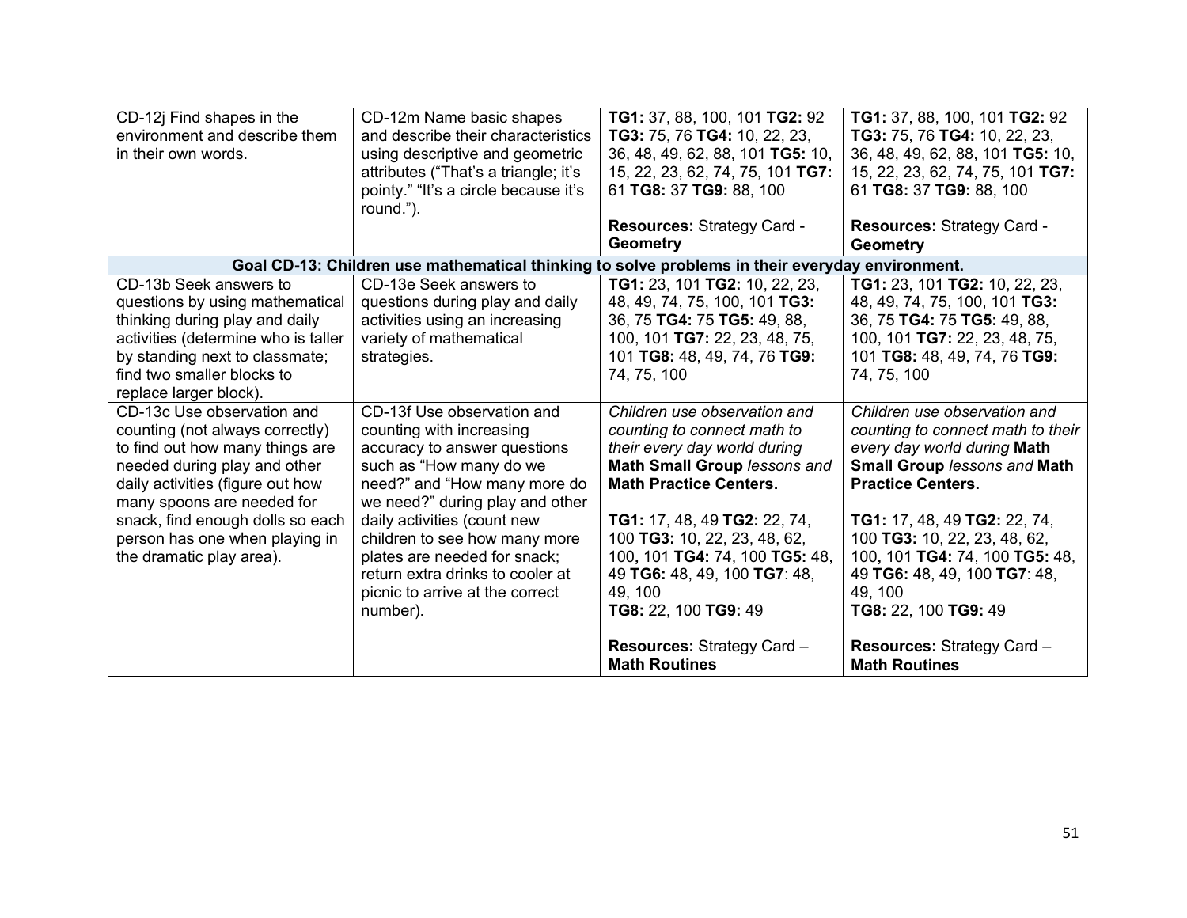| | | | |
|---|---|---|---|
| CD-12j Find shapes in the environment and describe them in their own words. | CD-12m Name basic shapes and describe their characteristics using descriptive and geometric attributes ("That's a triangle; it's pointy." "It's a circle because it's round."). | **TG1:** 37, 88, 100, 101 **TG2:** 92 **TG3:** 75, 76 **TG4:** 10, 22, 23, 36, 48, 49, 62, 88, 101 **TG5:** 10, 15, 22, 23, 62, 74, 75, 101 **TG7:** 61 **TG8:** 37 **TG9:** 88, 100<br><br>**Resources:** Strategy Card - **Geometry** | **TG1:** 37, 88, 100, 101 **TG2:** 92 **TG3:** 75, 76 **TG4:** 10, 22, 23, 36, 48, 49, 62, 88, 101 **TG5:** 10, 15, 22, 23, 62, 74, 75, 101 **TG7:** 61 **TG8:** 37 **TG9:** 88, 100<br><br>**Resources:** Strategy Card - **Geometry** |
| **Goal CD-13: Children use mathematical thinking to solve problems in their everyday environment.** | | | |
| CD-13b Seek answers to questions by using mathematical thinking during play and daily activities (determine who is taller by standing next to classmate; find two smaller blocks to replace larger block). | CD-13e Seek answers to questions during play and daily activities using an increasing variety of mathematical strategies. | **TG1:** 23, 101 **TG2:** 10, 22, 23, 48, 49, 74, 75, 100, 101 **TG3:** 36, 75 **TG4:** 75 **TG5:** 49, 88, 100, 101 **TG7:** 22, 23, 48, 75, 101 **TG8:** 48, 49, 74, 76 **TG9:** 74, 75, 100 | **TG1:** 23, 101 **TG2:** 10, 22, 23, 48, 49, 74, 75, 100, 101 **TG3:** 36, 75 **TG4:** 75 **TG5:** 49, 88, 100, 101 **TG7:** 22, 23, 48, 75, 101 **TG8:** 48, 49, 74, 76 **TG9:** 74, 75, 100 |
| CD-13c Use observation and counting (not always correctly) to find out how many things are needed during play and other daily activities (figure out how many spoons are needed for snack, find enough dolls so each person has one when playing in the dramatic play area). | CD-13f Use observation and counting with increasing accuracy to answer questions such as "How many do we need?" and "How many more do we need?" during play and other daily activities (count new children to see how many more plates are needed for snack; return extra drinks to cooler at picnic to arrive at the correct number). | *Children use observation and counting to connect math to their every day world during* **Math Small Group** *lessons and* **Math Practice Centers.**<br><br>**TG1:** 17, 48, 49 **TG2:** 22, 74, 100 **TG3:** 10, 22, 23, 48, 62, 100, 101 **TG4:** 74, 100 **TG5:** 48, 49 **TG6:** 48, 49, 100 **TG7**: 48, 49, 100<br>**TG8:** 22, 100 **TG9:** 49<br><br>**Resources:** Strategy Card – **Math Routines** | *Children use observation and counting to connect math to their every day world during* **Math Small Group** *lessons and* **Math Practice Centers.**<br><br>**TG1:** 17, 48, 49 **TG2:** 22, 74, 100 **TG3:** 10, 22, 23, 48, 62, 100, 101 **TG4:** 74, 100 **TG5:** 48, 49 **TG6:** 48, 49, 100 **TG7**: 48, 49, 100<br>**TG8:** 22, 100 **TG9:** 49<br><br>**Resources:** Strategy Card – **Math Routines** |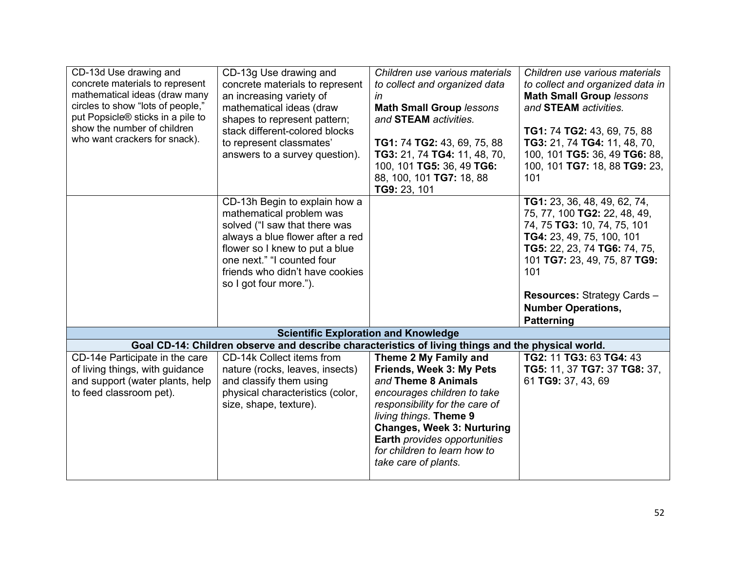| | | | |
|---|---|---|---|
| CD-13d Use drawing and concrete materials to represent mathematical ideas (draw many circles to show "lots of people," put Popsicle® sticks in a pile to show the number of children who want crackers for snack). | CD-13g Use drawing and concrete materials to represent an increasing variety of mathematical ideas (draw shapes to represent pattern; stack different-colored blocks to represent classmates' answers to a survey question). | *Children use various materials to collect and organized data in* **Math Small Group** *lessons and* **STEAM** *activities.*<br><br>**TG1:** 74 **TG2:** 43, 69, 75, 88 **TG3:** 21, 74 **TG4:** 11, 48, 70, 100, 101 **TG5:** 36, 49 **TG6:** 88, 100, 101 **TG7:** 18, 88 **TG9:** 23, 101 | *Children use various materials to collect and organized data in* **Math Small Group** *lessons and* **STEAM** *activities.*<br><br>**TG1:** 74 **TG2:** 43, 69, 75, 88 **TG3:** 21, 74 **TG4:** 11, 48, 70, 100, 101 **TG5:** 36, 49 **TG6:** 88, 100, 101 **TG7:** 18, 88 **TG9:** 23, 101 |
| | CD-13h Begin to explain how a mathematical problem was solved ("I saw that there was always a blue flower after a red flower so I knew to put a blue one next." "I counted four friends who didn't have cookies so I got four more."). | | **TG1:** 23, 36, 48, 49, 62, 74, 75, 77, 100 **TG2:** 22, 48, 49, 74, 75 **TG3:** 10, 74, 75, 101 **TG4:** 23, 49, 75, 100, 101 **TG5:** 22, 23, 74 **TG6:** 74, 75, 101 **TG7:** 23, 49, 75, 87 **TG9:** 101<br><br>**Resources:** Strategy Cards – **Number Operations, Patterning** |
| **Scientific Exploration and Knowledge** | | | |
| **Goal CD-14: Children observe and describe characteristics of living things and the physical world.** | | | |
| CD-14e Participate in the care of living things, with guidance and support (water plants, help to feed classroom pet). | CD-14k Collect items from nature (rocks, leaves, insects) and classify them using physical characteristics (color, size, shape, texture). | **Theme 2 My Family and Friends, Week 3: My Pets** *and* **Theme 8 Animals** *encourages children to take responsibility for the care of living things.* **Theme 9 Changes, Week 3: Nurturing Earth** *provides opportunities for children to learn how to take care of plants.* | **TG2:** 11 **TG3:** 63 **TG4:** 43 **TG5:** 11, 37 **TG7:** 37 **TG8:** 37, 61 **TG9:** 37, 43, 69 |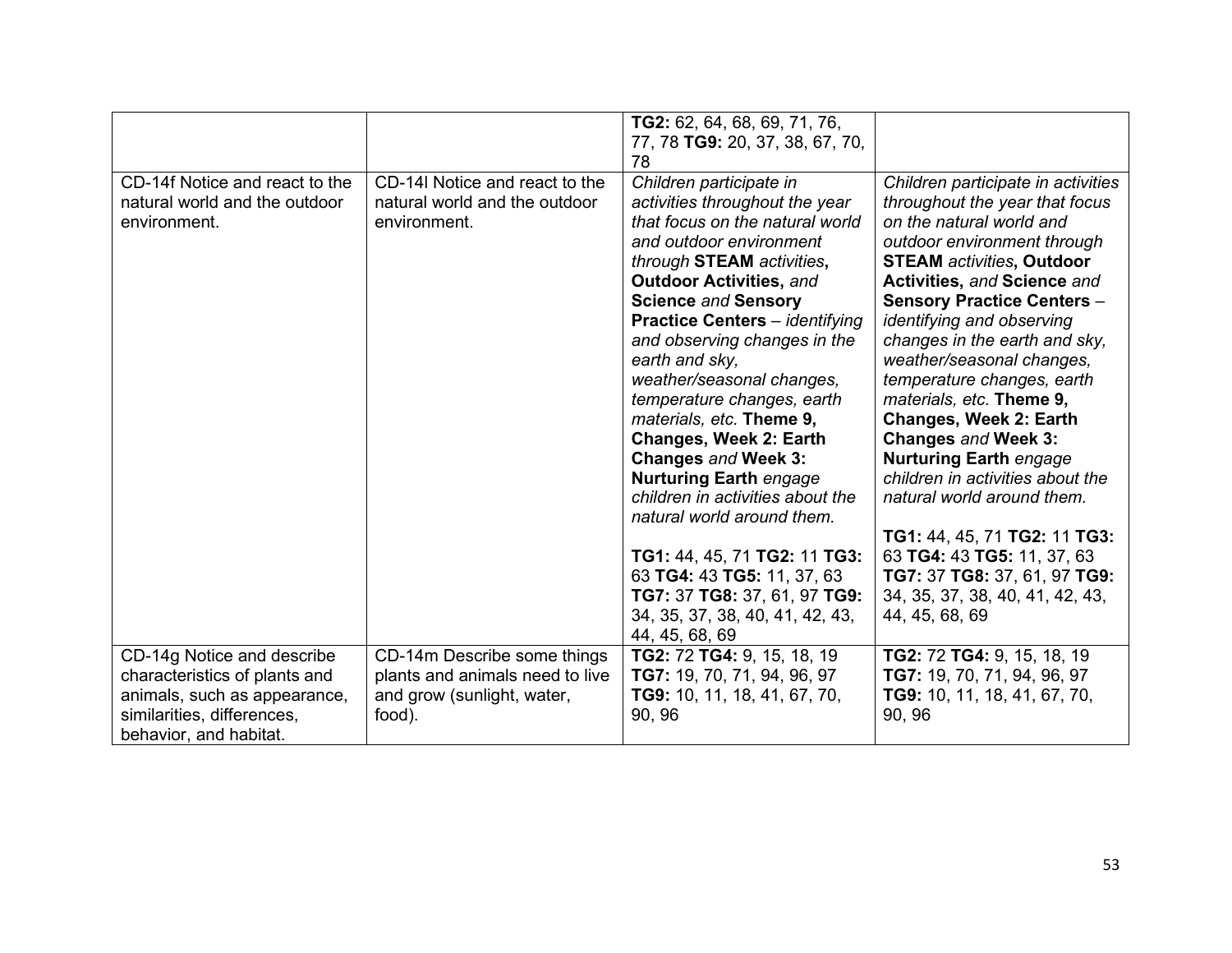| | | | |
|---|---|---|---|
| | | **TG2:** 62, 64, 68, 69, 71, 76, 77, 78 **TG9:** 20, 37, 38, 67, 70, 78 | |
| CD-14f Notice and react to the natural world and the outdoor environment. | CD-14l Notice and react to the natural world and the outdoor environment. | *Children participate in activities throughout the year that focus on the natural world and outdoor environment through* **STEAM** *activities*, **Outdoor Activities,** *and* **Science** *and* **Sensory Practice Centers** – *identifying and observing changes in the earth and sky, weather/seasonal changes, temperature changes, earth materials, etc.* **Theme 9, Changes, Week 2: Earth Changes** *and* **Week 3: Nurturing Earth** *engage children in activities about the natural world around them.*<br><br>**TG1:** 44, 45, 71 **TG2:** 11 **TG3:** 63 **TG4:** 43 **TG5:** 11, 37, 63 **TG7:** 37 **TG8:** 37, 61, 97 **TG9:** 34, 35, 37, 38, 40, 41, 42, 43, 44, 45, 68, 69 | *Children participate in activities throughout the year that focus on the natural world and outdoor environment through* **STEAM** *activities*, **Outdoor Activities,** *and* **Science** *and* **Sensory Practice Centers** – *identifying and observing changes in the earth and sky, weather/seasonal changes, temperature changes, earth materials, etc.* **Theme 9, Changes, Week 2: Earth Changes** *and* **Week 3: Nurturing Earth** *engage children in activities about the natural world around them.*<br><br>**TG1:** 44, 45, 71 **TG2:** 11 **TG3:** 63 **TG4:** 43 **TG5:** 11, 37, 63 **TG7:** 37 **TG8:** 37, 61, 97 **TG9:** 34, 35, 37, 38, 40, 41, 42, 43, 44, 45, 68, 69 |
| CD-14g Notice and describe characteristics of plants and animals, such as appearance, similarities, differences, behavior, and habitat. | CD-14m Describe some things plants and animals need to live and grow (sunlight, water, food). | **TG2:** 72 **TG4:** 9, 15, 18, 19 **TG7:** 19, 70, 71, 94, 96, 97 **TG9:** 10, 11, 18, 41, 67, 70, 90, 96 | **TG2:** 72 **TG4:** 9, 15, 18, 19 **TG7:** 19, 70, 71, 94, 96, 97 **TG9:** 10, 11, 18, 41, 67, 70, 90, 96 |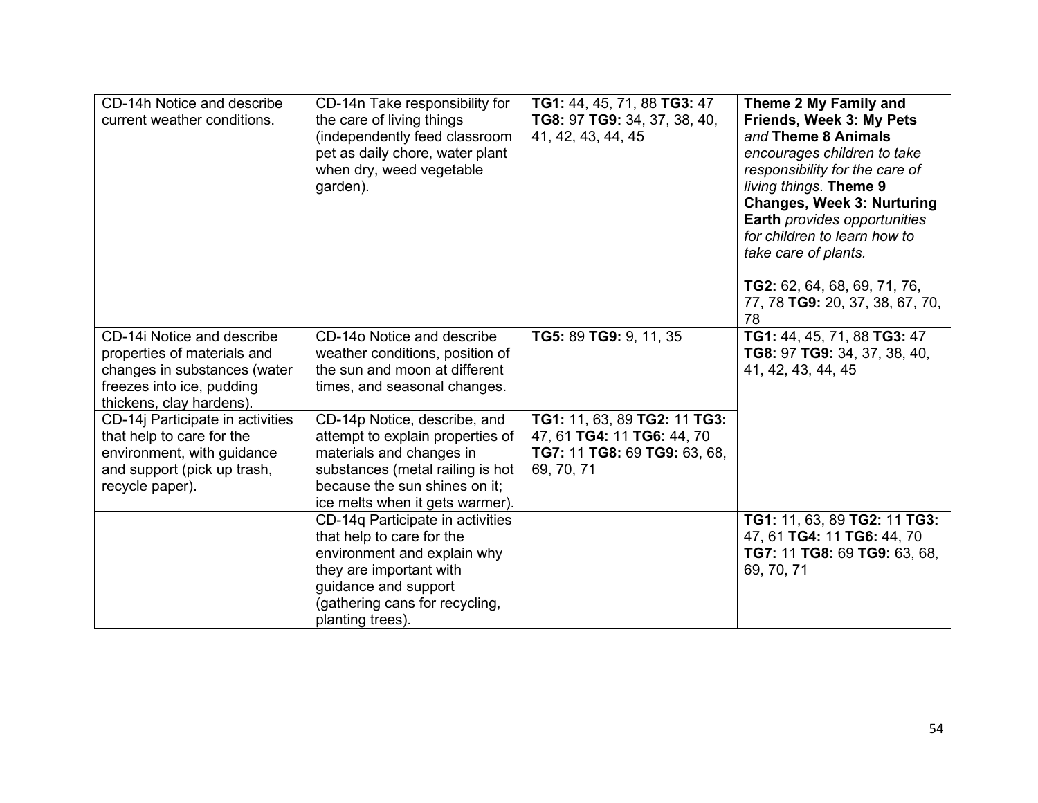| | | | |
|---|---|---|---|
| CD-14h Notice and describe current weather conditions. | CD-14n Take responsibility for the care of living things (independently feed classroom pet as daily chore, water plant when dry, weed vegetable garden). | **TG1:** 44, 45, 71, 88 **TG3:** 47 **TG8:** 97 **TG9:** 34, 37, 38, 40, 41, 42, 43, 44, 45 | **Theme 2 My Family and Friends, Week 3: My Pets** *and* **Theme 8 Animals** *encourages children to take responsibility for the care of living things*. **Theme 9 Changes, Week 3: Nurturing Earth** *provides opportunities for children to learn how to take care of plants.*<br><br>**TG2:** 62, 64, 68, 69, 71, 76, 77, 78 **TG9:** 20, 37, 38, 67, 70, 78 |
| CD-14i Notice and describe properties of materials and changes in substances (water freezes into ice, pudding thickens, clay hardens). | CD-14o Notice and describe weather conditions, position of the sun and moon at different times, and seasonal changes. | **TG5:** 89 **TG9:** 9, 11, 35 | **TG1:** 44, 45, 71, 88 **TG3:** 47 **TG8:** 97 **TG9:** 34, 37, 38, 40, 41, 42, 43, 44, 45 |
| CD-14j Participate in activities that help to care for the environment, with guidance and support (pick up trash, recycle paper). | CD-14p Notice, describe, and attempt to explain properties of materials and changes in substances (metal railing is hot because the sun shines on it; ice melts when it gets warmer). | **TG1:** 11, 63, 89 **TG2:** 11 **TG3:** 47, 61 **TG4:** 11 **TG6:** 44, 70 **TG7:** 11 **TG8:** 69 **TG9:** 63, 68, 69, 70, 71 | |
| | CD-14q Participate in activities that help to care for the environment and explain why they are important with guidance and support (gathering cans for recycling, planting trees). | | **TG1:** 11, 63, 89 **TG2:** 11 **TG3:** 47, 61 **TG4:** 11 **TG6:** 44, 70 **TG7:** 11 **TG8:** 69 **TG9:** 63, 68, 69, 70, 71 |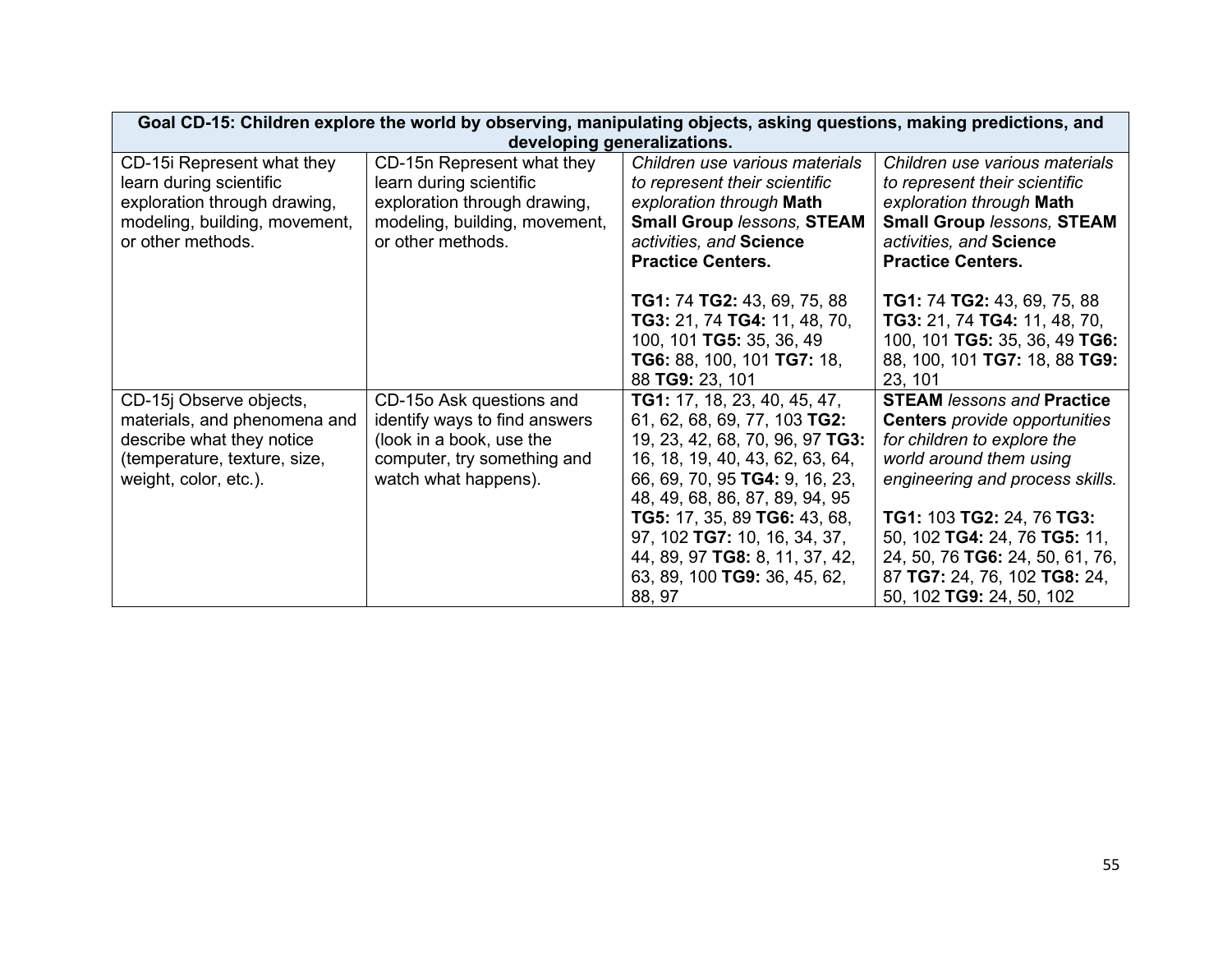| Goal CD-15: Children explore the world by observing, manipulating objects, asking questions, making predictions, and developing generalizations. | | | |
|---|---|---|---|
| CD-15i Represent what they learn during scientific exploration through drawing, modeling, building, movement, or other methods. | CD-15n Represent what they learn during scientific exploration through drawing, modeling, building, movement, or other methods. | *Children use various materials to represent their scientific exploration through* **Math Small Group** *lessons,* **STEAM** *activities, and* **Science Practice Centers.** **TG1:** 74 **TG2:** 43, 69, 75, 88 **TG3:** 21, 74 **TG4:** 11, 48, 70, 100, 101 **TG5:** 35, 36, 49 **TG6:** 88, 100, 101 **TG7:** 18, 88 **TG9:** 23, 101 | *Children use various materials to represent their scientific exploration through* **Math Small Group** *lessons,* **STEAM** *activities, and* **Science Practice Centers.** **TG1:** 74 **TG2:** 43, 69, 75, 88 **TG3:** 21, 74 **TG4:** 11, 48, 70, 100, 101 **TG5:** 35, 36, 49 **TG6:** 88, 100, 101 **TG7:** 18, 88 **TG9:** 23, 101 |
| CD-15j Observe objects, materials, and phenomena and describe what they notice (temperature, texture, size, weight, color, etc.). | CD-15o Ask questions and identify ways to find answers (look in a book, use the computer, try something and watch what happens). | **TG1:** 17, 18, 23, 40, 45, 47, 61, 62, 68, 69, 77, 103 **TG2:** 19, 23, 42, 68, 70, 96, 97 **TG3:** 16, 18, 19, 40, 43, 62, 63, 64, 66, 69, 70, 95 **TG4:** 9, 16, 23, 48, 49, 68, 86, 87, 89, 94, 95 **TG5:** 17, 35, 89 **TG6:** 43, 68, 97, 102 **TG7:** 10, 16, 34, 37, 44, 89, 97 **TG8:** 8, 11, 37, 42, 63, 89, 100 **TG9:** 36, 45, 62, 88, 97 | **STEAM** *lessons and* **Practice Centers** *provide opportunities for children to explore the world around them using engineering and process skills.* **TG1:** 103 **TG2:** 24, 76 **TG3:** 50, 102 **TG4:** 24, 76 **TG5:** 11, 24, 50, 76 **TG6:** 24, 50, 61, 76, 87 **TG7:** 24, 76, 102 **TG8:** 24, 50, 102 **TG9:** 24, 50, 102 |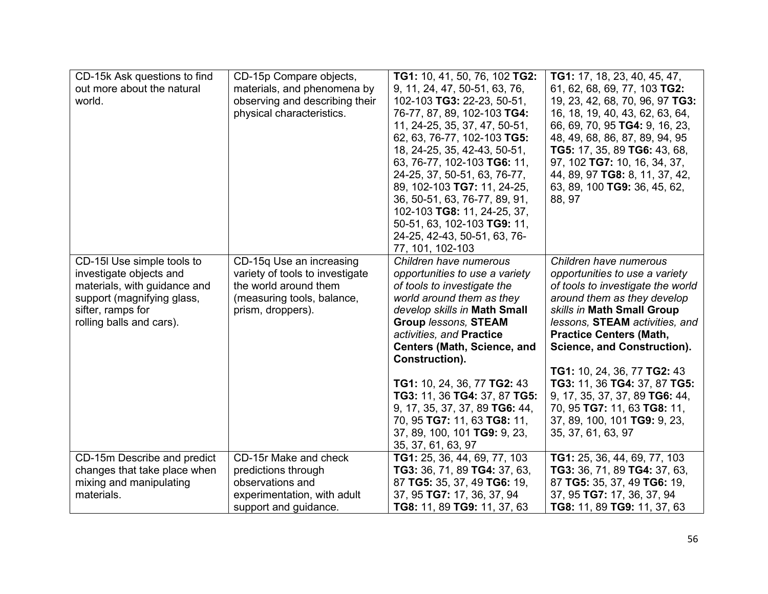| CD-15k Ask questions to find out more about the natural world. | CD-15p Compare objects, materials, and phenomena by observing and describing their physical characteristics. | **TG1:** 10, 41, 50, 76, 102 **TG2:** 9, 11, 24, 47, 50-51, 63, 76, 102-103 **TG3:** 22-23, 50-51, 76-77, 87, 89, 102-103 **TG4:** 11, 24-25, 35, 37, 47, 50-51, 62, 63, 76-77, 102-103 **TG5:** 18, 24-25, 35, 42-43, 50-51, 63, 76-77, 102-103 **TG6:** 11, 24-25, 37, 50-51, 63, 76-77, 89, 102-103 **TG7:** 11, 24-25, 36, 50-51, 63, 76-77, 89, 91, 102-103 **TG8:** 11, 24-25, 37, 50-51, 63, 102-103 **TG9:** 11, 24-25, 42-43, 50-51, 63, 76-77, 101, 102-103 | **TG1:** 17, 18, 23, 40, 45, 47, 61, 62, 68, 69, 77, 103 **TG2:** 19, 23, 42, 68, 70, 96, 97 **TG3:** 16, 18, 19, 40, 43, 62, 63, 64, 66, 69, 70, 95 **TG4:** 9, 16, 23, 48, 49, 68, 86, 87, 89, 94, 95 **TG5:** 17, 35, 89 **TG6:** 43, 68, 97, 102 **TG7:** 10, 16, 34, 37, 44, 89, 97 **TG8:** 8, 11, 37, 42, 63, 89, 100 **TG9:** 36, 45, 62, 88, 97 |
|---|---|---|---|
| CD-15l Use simple tools to investigate objects and materials, with guidance and support (magnifying glass, sifter, ramps for rolling balls and cars). | CD-15q Use an increasing variety of tools to investigate the world around them (measuring tools, balance, prism, droppers). | *Children have numerous opportunities to use a variety of tools to investigate the world around them as they develop skills in* **Math Small Group** *lessons,* **STEAM** *activities, and* **Practice Centers (Math, Science, and Construction).** **TG1:** 10, 24, 36, 77 **TG2:** 43 **TG3:** 11, 36 **TG4:** 37, 87 **TG5:** 9, 17, 35, 37, 37, 89 **TG6:** 44, 70, 95 **TG7:** 11, 63 **TG8:** 11, 37, 89, 100, 101 **TG9:** 9, 23, 35, 37, 61, 63, 97 | *Children have numerous opportunities to use a variety of tools to investigate the world around them as they develop skills in* **Math Small Group** *lessons,* **STEAM** *activities, and* **Practice Centers (Math, Science, and Construction).** **TG1:** 10, 24, 36, 77 **TG2:** 43 **TG3:** 11, 36 **TG4:** 37, 87 **TG5:** 9, 17, 35, 37, 37, 89 **TG6:** 44, 70, 95 **TG7:** 11, 63 **TG8:** 11, 37, 89, 100, 101 **TG9:** 9, 23, 35, 37, 61, 63, 97 |
| CD-15m Describe and predict changes that take place when mixing and manipulating materials. | CD-15r Make and check predictions through observations and experimentation, with adult support and guidance. | **TG1:** 25, 36, 44, 69, 77, 103 **TG3:** 36, 71, 89 **TG4:** 37, 63, 87 **TG5:** 35, 37, 49 **TG6:** 19, 37, 95 **TG7:** 17, 36, 37, 94 **TG8:** 11, 89 **TG9:** 11, 37, 63 | **TG1:** 25, 36, 44, 69, 77, 103 **TG3:** 36, 71, 89 **TG4:** 37, 63, 87 **TG5:** 35, 37, 49 **TG6:** 19, 37, 95 **TG7:** 17, 36, 37, 94 **TG8:** 11, 89 **TG9:** 11, 37, 63 |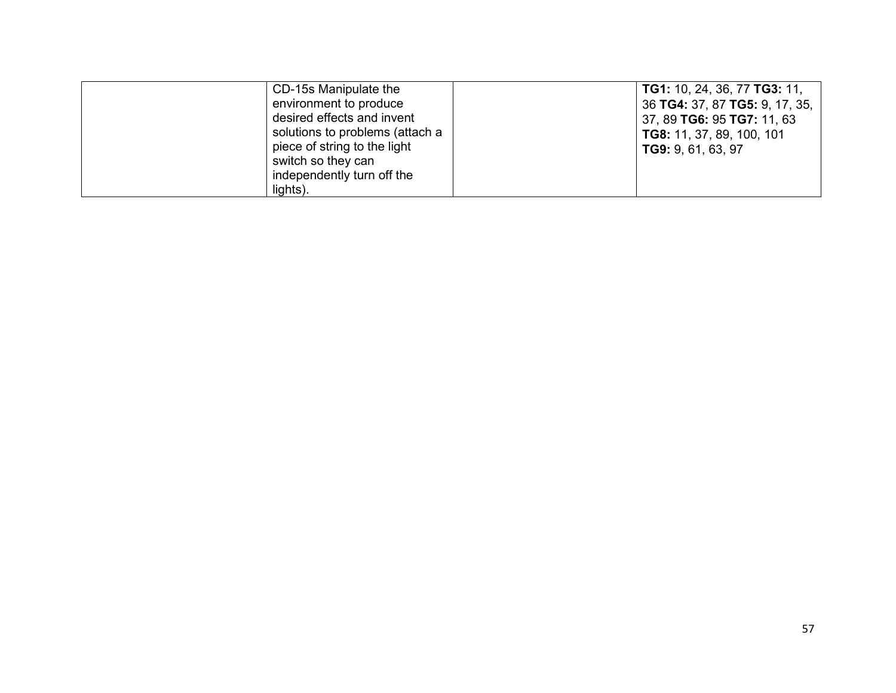| | | | |
|---|---|---|---|
| | CD-15s Manipulate the environment to produce desired effects and invent solutions to problems (attach a piece of string to the light switch so they can independently turn off the lights). | | **TG1:** 10, 24, 36, 77 **TG3:** 11, 36 **TG4:** 37, 87 **TG5:** 9, 17, 35, 37, 89 **TG6:** 95 **TG7:** 11, 63 **TG8:** 11, 37, 89, 100, 101 **TG9:** 9, 61, 63, 97 |